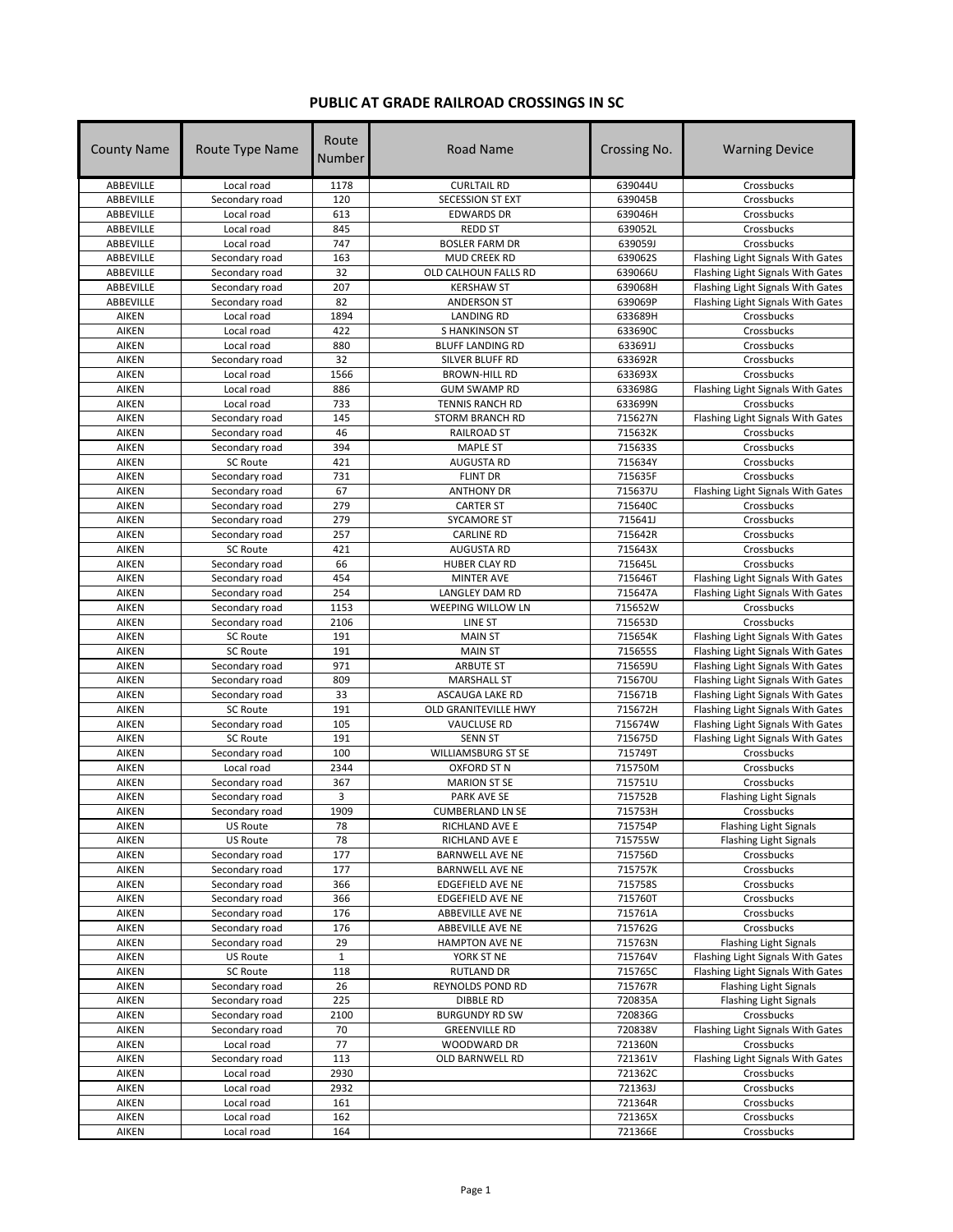# PUBLIC AT GRADE RAILROAD CROSSINGS IN SC

| County Name | Route Type Name | Route Number | Road Name | Crossing No. | Warning Device |
|---|---|---|---|---|---|
| ABBEVILLE | Local road | 1178 | CURLTAIL RD | 639044U | Crossbucks |
| ABBEVILLE | Secondary road | 120 | SECESSION ST EXT | 639045B | Crossbucks |
| ABBEVILLE | Local road | 613 | EDWARDS DR | 639046H | Crossbucks |
| ABBEVILLE | Local road | 845 | REDD ST | 639052L | Crossbucks |
| ABBEVILLE | Local road | 747 | BOSLER FARM DR | 639059J | Crossbucks |
| ABBEVILLE | Secondary road | 163 | MUD CREEK RD | 639062S | Flashing Light Signals With Gates |
| ABBEVILLE | Secondary road | 32 | OLD CALHOUN FALLS RD | 639066U | Flashing Light Signals With Gates |
| ABBEVILLE | Secondary road | 207 | KERSHAW ST | 639068H | Flashing Light Signals With Gates |
| ABBEVILLE | Secondary road | 82 | ANDERSON ST | 639069P | Flashing Light Signals With Gates |
| AIKEN | Local road | 1894 | LANDING RD | 633689H | Crossbucks |
| AIKEN | Local road | 422 | S HANKINSON ST | 633690C | Crossbucks |
| AIKEN | Local road | 880 | BLUFF LANDING RD | 633691J | Crossbucks |
| AIKEN | Secondary road | 32 | SILVER BLUFF RD | 633692R | Crossbucks |
| AIKEN | Local road | 1566 | BROWN-HILL RD | 633693X | Crossbucks |
| AIKEN | Local road | 886 | GUM SWAMP RD | 633698G | Flashing Light Signals With Gates |
| AIKEN | Local road | 733 | TENNIS RANCH RD | 633699N | Crossbucks |
| AIKEN | Secondary road | 145 | STORM BRANCH RD | 715627N | Flashing Light Signals With Gates |
| AIKEN | Secondary road | 46 | RAILROAD ST | 715632K | Crossbucks |
| AIKEN | Secondary road | 394 | MAPLE ST | 715633S | Crossbucks |
| AIKEN | SC Route | 421 | AUGUSTA RD | 715634Y | Crossbucks |
| AIKEN | Secondary road | 731 | FLINT DR | 715635F | Crossbucks |
| AIKEN | Secondary road | 67 | ANTHONY DR | 715637U | Flashing Light Signals With Gates |
| AIKEN | Secondary road | 279 | CARTER ST | 715640C | Crossbucks |
| AIKEN | Secondary road | 279 | SYCAMORE ST | 715641J | Crossbucks |
| AIKEN | Secondary road | 257 | CARLINE RD | 715642R | Crossbucks |
| AIKEN | SC Route | 421 | AUGUSTA RD | 715643X | Crossbucks |
| AIKEN | Secondary road | 66 | HUBER CLAY RD | 715645L | Crossbucks |
| AIKEN | Secondary road | 454 | MINTER AVE | 715646T | Flashing Light Signals With Gates |
| AIKEN | Secondary road | 254 | LANGLEY DAM RD | 715647A | Flashing Light Signals With Gates |
| AIKEN | Secondary road | 1153 | WEEPING WILLOW LN | 715652W | Crossbucks |
| AIKEN | Secondary road | 2106 | LINE ST | 715653D | Crossbucks |
| AIKEN | SC Route | 191 | MAIN ST | 715654K | Flashing Light Signals With Gates |
| AIKEN | SC Route | 191 | MAIN ST | 715655S | Flashing Light Signals With Gates |
| AIKEN | Secondary road | 971 | ARBUTE ST | 715659U | Flashing Light Signals With Gates |
| AIKEN | Secondary road | 809 | MARSHALL ST | 715670U | Flashing Light Signals With Gates |
| AIKEN | Secondary road | 33 | ASCAUGA LAKE RD | 715671B | Flashing Light Signals With Gates |
| AIKEN | SC Route | 191 | OLD GRANITEVILLE HWY | 715672H | Flashing Light Signals With Gates |
| AIKEN | Secondary road | 105 | VAUCLUSE RD | 715674W | Flashing Light Signals With Gates |
| AIKEN | SC Route | 191 | SENN ST | 715675D | Flashing Light Signals With Gates |
| AIKEN | Secondary road | 100 | WILLIAMSBURG ST SE | 715749T | Crossbucks |
| AIKEN | Local road | 2344 | OXFORD ST N | 715750M | Crossbucks |
| AIKEN | Secondary road | 367 | MARION ST SE | 715751U | Crossbucks |
| AIKEN | Secondary road | 3 | PARK AVE SE | 715752B | Flashing Light Signals |
| AIKEN | Secondary road | 1909 | CUMBERLAND LN SE | 715753H | Crossbucks |
| AIKEN | US Route | 78 | RICHLAND AVE E | 715754P | Flashing Light Signals |
| AIKEN | US Route | 78 | RICHLAND AVE E | 715755W | Flashing Light Signals |
| AIKEN | Secondary road | 177 | BARNWELL AVE NE | 715756D | Crossbucks |
| AIKEN | Secondary road | 177 | BARNWELL AVE NE | 715757K | Crossbucks |
| AIKEN | Secondary road | 366 | EDGEFIELD AVE NE | 715758S | Crossbucks |
| AIKEN | Secondary road | 366 | EDGEFIELD AVE NE | 715760T | Crossbucks |
| AIKEN | Secondary road | 176 | ABBEVILLE AVE NE | 715761A | Crossbucks |
| AIKEN | Secondary road | 176 | ABBEVILLE AVE NE | 715762G | Crossbucks |
| AIKEN | Secondary road | 29 | HAMPTON AVE NE | 715763N | Flashing Light Signals |
| AIKEN | US Route | 1 | YORK ST NE | 715764V | Flashing Light Signals With Gates |
| AIKEN | SC Route | 118 | RUTLAND DR | 715765C | Flashing Light Signals With Gates |
| AIKEN | Secondary road | 26 | REYNOLDS POND RD | 715767R | Flashing Light Signals |
| AIKEN | Secondary road | 225 | DIBBLE RD | 720835A | Flashing Light Signals |
| AIKEN | Secondary road | 2100 | BURGUNDY RD SW | 720836G | Crossbucks |
| AIKEN | Secondary road | 70 | GREENVILLE RD | 720838V | Flashing Light Signals With Gates |
| AIKEN | Local road | 77 | WOODWARD DR | 721360N | Crossbucks |
| AIKEN | Secondary road | 113 | OLD BARNWELL RD | 721361V | Flashing Light Signals With Gates |
| AIKEN | Local road | 2930 | | 721362C | Crossbucks |
| AIKEN | Local road | 2932 | | 721363J | Crossbucks |
| AIKEN | Local road | 161 | | 721364R | Crossbucks |
| AIKEN | Local road | 162 | | 721365X | Crossbucks |
| AIKEN | Local road | 164 | | 721366E | Crossbucks |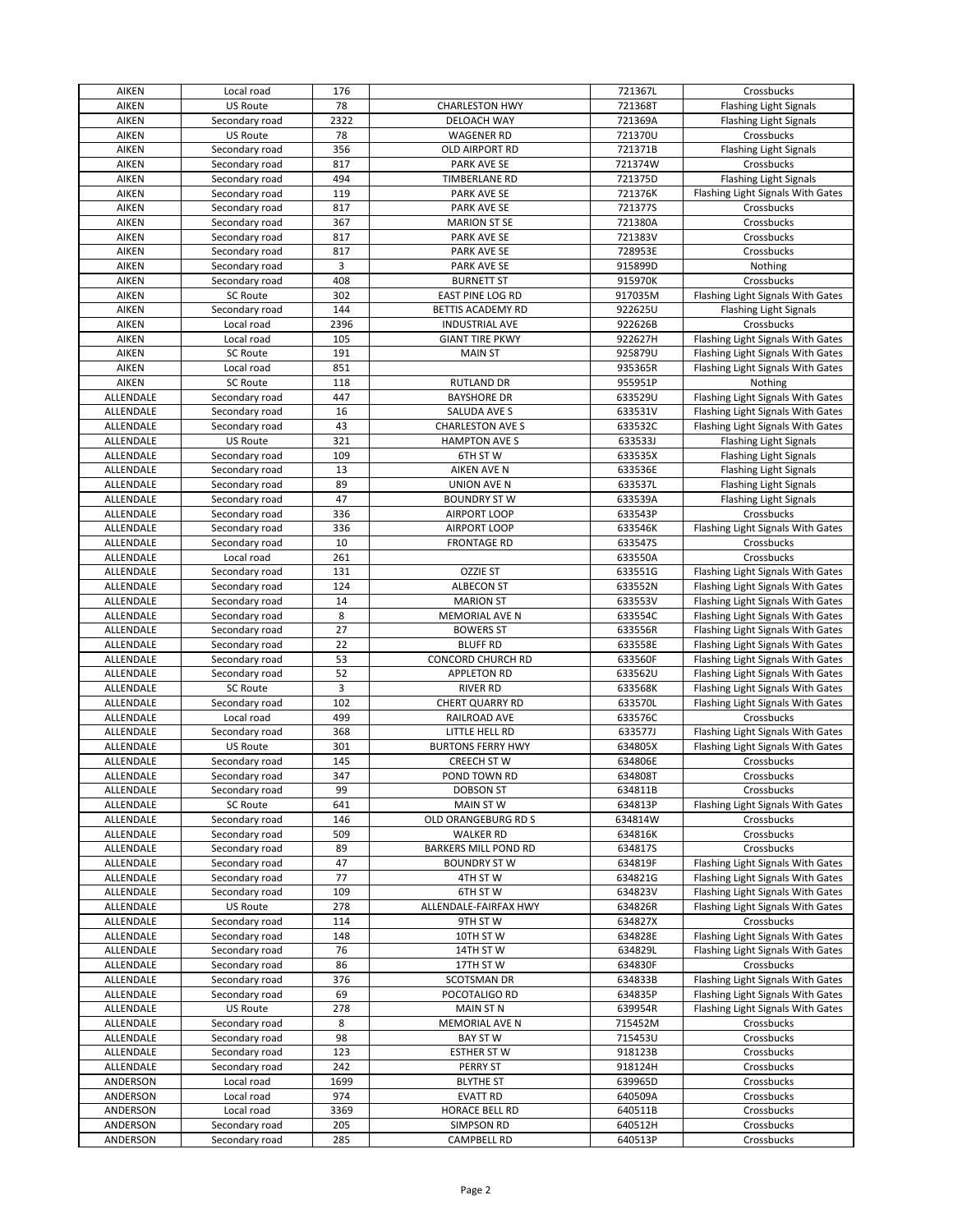| AIKEN | Local road | 176 | | 721367L | Crossbucks |
|---|---|---|---|---|---|
| AIKEN | US Route | 78 | CHARLESTON HWY | 721368T | Flashing Light Signals |
| AIKEN | Secondary road | 2322 | DELOACH WAY | 721369A | Flashing Light Signals |
| AIKEN | US Route | 78 | WAGENER RD | 721370U | Crossbucks |
| AIKEN | Secondary road | 356 | OLD AIRPORT RD | 721371B | Flashing Light Signals |
| AIKEN | Secondary road | 817 | PARK AVE SE | 721374W | Crossbucks |
| AIKEN | Secondary road | 494 | TIMBERLANE RD | 721375D | Flashing Light Signals |
| AIKEN | Secondary road | 119 | PARK AVE SE | 721376K | Flashing Light Signals With Gates |
| AIKEN | Secondary road | 817 | PARK AVE SE | 721377S | Crossbucks |
| AIKEN | Secondary road | 367 | MARION ST SE | 721380A | Crossbucks |
| AIKEN | Secondary road | 817 | PARK AVE SE | 721383V | Crossbucks |
| AIKEN | Secondary road | 817 | PARK AVE SE | 728953E | Crossbucks |
| AIKEN | Secondary road | 3 | PARK AVE SE | 915899D | Nothing |
| AIKEN | Secondary road | 408 | BURNETT ST | 915970K | Crossbucks |
| AIKEN | SC Route | 302 | EAST PINE LOG RD | 917035M | Flashing Light Signals With Gates |
| AIKEN | Secondary road | 144 | BETTIS ACADEMY RD | 922625U | Flashing Light Signals |
| AIKEN | Local road | 2396 | INDUSTRIAL AVE | 922626B | Crossbucks |
| AIKEN | Local road | 105 | GIANT TIRE PKWY | 922627H | Flashing Light Signals With Gates |
| AIKEN | SC Route | 191 | MAIN ST | 925879U | Flashing Light Signals With Gates |
| AIKEN | Local road | 851 | | 935365R | Flashing Light Signals With Gates |
| AIKEN | SC Route | 118 | RUTLAND DR | 955951P | Nothing |
| ALLENDALE | Secondary road | 447 | BAYSHORE DR | 633529U | Flashing Light Signals With Gates |
| ALLENDALE | Secondary road | 16 | SALUDA AVE S | 633531V | Flashing Light Signals With Gates |
| ALLENDALE | Secondary road | 43 | CHARLESTON AVE S | 633532C | Flashing Light Signals With Gates |
| ALLENDALE | US Route | 321 | HAMPTON AVE S | 633533J | Flashing Light Signals |
| ALLENDALE | Secondary road | 109 | 6TH ST W | 633535X | Flashing Light Signals |
| ALLENDALE | Secondary road | 13 | AIKEN AVE N | 633536E | Flashing Light Signals |
| ALLENDALE | Secondary road | 89 | UNION AVE N | 633537L | Flashing Light Signals |
| ALLENDALE | Secondary road | 47 | BOUNDRY ST W | 633539A | Flashing Light Signals |
| ALLENDALE | Secondary road | 336 | AIRPORT LOOP | 633543P | Crossbucks |
| ALLENDALE | Secondary road | 336 | AIRPORT LOOP | 633546K | Flashing Light Signals With Gates |
| ALLENDALE | Secondary road | 10 | FRONTAGE RD | 633547S | Crossbucks |
| ALLENDALE | Local road | 261 | | 633550A | Crossbucks |
| ALLENDALE | Secondary road | 131 | OZZIE ST | 633551G | Flashing Light Signals With Gates |
| ALLENDALE | Secondary road | 124 | ALBECON ST | 633552N | Flashing Light Signals With Gates |
| ALLENDALE | Secondary road | 14 | MARION ST | 633553V | Flashing Light Signals With Gates |
| ALLENDALE | Secondary road | 8 | MEMORIAL AVE N | 633554C | Flashing Light Signals With Gates |
| ALLENDALE | Secondary road | 27 | BOWERS ST | 633556R | Flashing Light Signals With Gates |
| ALLENDALE | Secondary road | 22 | BLUFF RD | 633558E | Flashing Light Signals With Gates |
| ALLENDALE | Secondary road | 53 | CONCORD CHURCH RD | 633560F | Flashing Light Signals With Gates |
| ALLENDALE | Secondary road | 52 | APPLETON RD | 633562U | Flashing Light Signals With Gates |
| ALLENDALE | SC Route | 3 | RIVER RD | 633568K | Flashing Light Signals With Gates |
| ALLENDALE | Secondary road | 102 | CHERT QUARRY RD | 633570L | Flashing Light Signals With Gates |
| ALLENDALE | Local road | 499 | RAILROAD AVE | 633576C | Crossbucks |
| ALLENDALE | Secondary road | 368 | LITTLE HELL RD | 633577J | Flashing Light Signals With Gates |
| ALLENDALE | US Route | 301 | BURTONS FERRY HWY | 634805X | Flashing Light Signals With Gates |
| ALLENDALE | Secondary road | 145 | CREECH ST W | 634806E | Crossbucks |
| ALLENDALE | Secondary road | 347 | POND TOWN RD | 634808T | Crossbucks |
| ALLENDALE | Secondary road | 99 | DOBSON ST | 634811B | Crossbucks |
| ALLENDALE | SC Route | 641 | MAIN ST W | 634813P | Flashing Light Signals With Gates |
| ALLENDALE | Secondary road | 146 | OLD ORANGEBURG RD S | 634814W | Crossbucks |
| ALLENDALE | Secondary road | 509 | WALKER RD | 634816K | Crossbucks |
| ALLENDALE | Secondary road | 89 | BARKERS MILL POND RD | 634817S | Crossbucks |
| ALLENDALE | Secondary road | 47 | BOUNDRY ST W | 634819F | Flashing Light Signals With Gates |
| ALLENDALE | Secondary road | 77 | 4TH ST W | 634821G | Flashing Light Signals With Gates |
| ALLENDALE | Secondary road | 109 | 6TH ST W | 634823V | Flashing Light Signals With Gates |
| ALLENDALE | US Route | 278 | ALLENDALE-FAIRFAX HWY | 634826R | Flashing Light Signals With Gates |
| ALLENDALE | Secondary road | 114 | 9TH ST W | 634827X | Crossbucks |
| ALLENDALE | Secondary road | 148 | 10TH ST W | 634828E | Flashing Light Signals With Gates |
| ALLENDALE | Secondary road | 76 | 14TH ST W | 634829L | Flashing Light Signals With Gates |
| ALLENDALE | Secondary road | 86 | 17TH ST W | 634830F | Crossbucks |
| ALLENDALE | Secondary road | 376 | SCOTSMAN DR | 634833B | Flashing Light Signals With Gates |
| ALLENDALE | Secondary road | 69 | POCOTALIGO RD | 634835P | Flashing Light Signals With Gates |
| ALLENDALE | US Route | 278 | MAIN ST N | 639954R | Flashing Light Signals With Gates |
| ALLENDALE | Secondary road | 8 | MEMORIAL AVE N | 715452M | Crossbucks |
| ALLENDALE | Secondary road | 98 | BAY ST W | 715453U | Crossbucks |
| ALLENDALE | Secondary road | 123 | ESTHER ST W | 918123B | Crossbucks |
| ALLENDALE | Secondary road | 242 | PERRY ST | 918124H | Crossbucks |
| ANDERSON | Local road | 1699 | BLYTHE ST | 639965D | Crossbucks |
| ANDERSON | Local road | 974 | EVATT RD | 640509A | Crossbucks |
| ANDERSON | Local road | 3369 | HORACE BELL RD | 640511B | Crossbucks |
| ANDERSON | Secondary road | 205 | SIMPSON RD | 640512H | Crossbucks |
| ANDERSON | Secondary road | 285 | CAMPBELL RD | 640513P | Crossbucks |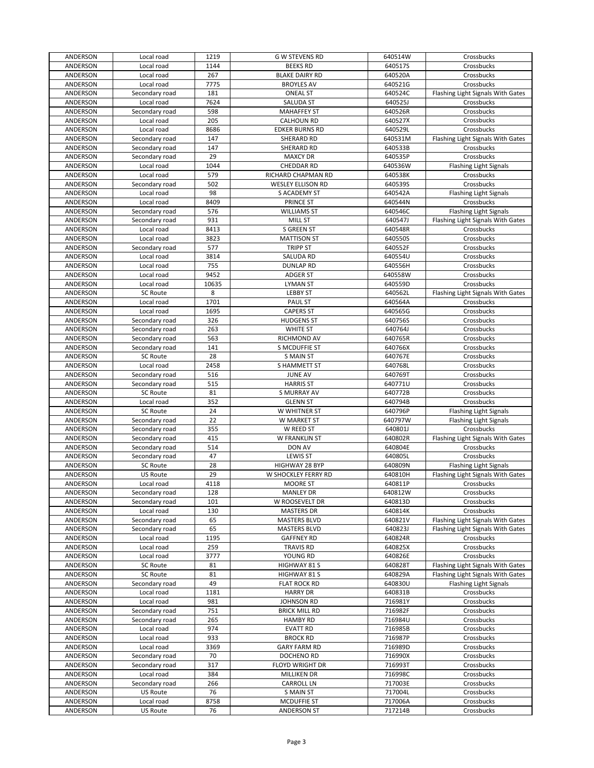| ANDERSON | Local road | 1219 | G W STEVENS RD | 640514W | Crossbucks |
|---|---|---|---|---|---|
| ANDERSON | Local road | 1144 | BEEKS RD | 640517S | Crossbucks |
| ANDERSON | Local road | 267 | BLAKE DAIRY RD | 640520A | Crossbucks |
| ANDERSON | Local road | 7775 | BROYLES AV | 640521G | Crossbucks |
| ANDERSON | Secondary road | 181 | ONEAL ST | 640524C | Flashing Light Signals With Gates |
| ANDERSON | Local road | 7624 | SALUDA ST | 640525J | Crossbucks |
| ANDERSON | Secondary road | 598 | MAHAFFEY ST | 640526R | Crossbucks |
| ANDERSON | Local road | 205 | CALHOUN RD | 640527X | Crossbucks |
| ANDERSON | Local road | 8686 | EDKER BURNS RD | 640529L | Crossbucks |
| ANDERSON | Secondary road | 147 | SHERARD RD | 640531M | Flashing Light Signals With Gates |
| ANDERSON | Secondary road | 147 | SHERARD RD | 640533B | Crossbucks |
| ANDERSON | Secondary road | 29 | MAXCY DR | 640535P | Crossbucks |
| ANDERSON | Local road | 1044 | CHEDDAR RD | 640536W | Flashing Light Signals |
| ANDERSON | Local road | 579 | RICHARD CHAPMAN RD | 640538K | Crossbucks |
| ANDERSON | Secondary road | 502 | WESLEY ELLISON RD | 640539S | Crossbucks |
| ANDERSON | Local road | 98 | S ACADEMY ST | 640542A | Flashing Light Signals |
| ANDERSON | Local road | 8409 | PRINCE ST | 640544N | Crossbucks |
| ANDERSON | Secondary road | 576 | WILLIAMS ST | 640546C | Flashing Light Signals |
| ANDERSON | Secondary road | 931 | MILL ST | 640547J | Flashing Light Signals With Gates |
| ANDERSON | Local road | 8413 | S GREEN ST | 640548R | Crossbucks |
| ANDERSON | Local road | 3823 | MATTISON ST | 640550S | Crossbucks |
| ANDERSON | Secondary road | 577 | TRIPP ST | 640552F | Crossbucks |
| ANDERSON | Local road | 3814 | SALUDA RD | 640554U | Crossbucks |
| ANDERSON | Local road | 755 | DUNLAP RD | 640556H | Crossbucks |
| ANDERSON | Local road | 9452 | ADGER ST | 640558W | Crossbucks |
| ANDERSON | Local road | 10635 | LYMAN ST | 640559D | Crossbucks |
| ANDERSON | SC Route | 8 | LEBBY ST | 640562L | Flashing Light Signals With Gates |
| ANDERSON | Local road | 1701 | PAUL ST | 640564A | Crossbucks |
| ANDERSON | Local road | 1695 | CAPERS ST | 640565G | Crossbucks |
| ANDERSON | Secondary road | 326 | HUDGENS ST | 640756S | Crossbucks |
| ANDERSON | Secondary road | 263 | WHITE ST | 640764J | Crossbucks |
| ANDERSON | Secondary road | 563 | RICHMOND AV | 640765R | Crossbucks |
| ANDERSON | Secondary road | 141 | S MCDUFFIE ST | 640766X | Crossbucks |
| ANDERSON | SC Route | 28 | S MAIN ST | 640767E | Crossbucks |
| ANDERSON | Local road | 2458 | S HAMMETT ST | 640768L | Crossbucks |
| ANDERSON | Secondary road | 516 | JUNE AV | 640769T | Crossbucks |
| ANDERSON | Secondary road | 515 | HARRIS ST | 640771U | Crossbucks |
| ANDERSON | SC Route | 81 | S MURRAY AV | 640772B | Crossbucks |
| ANDERSON | Local road | 352 | GLENN ST | 640794B | Crossbucks |
| ANDERSON | SC Route | 24 | W WHITNER ST | 640796P | Flashing Light Signals |
| ANDERSON | Secondary road | 22 | W MARKET ST | 640797W | Flashing Light Signals |
| ANDERSON | Secondary road | 355 | W REED ST | 640801J | Crossbucks |
| ANDERSON | Secondary road | 415 | W FRANKLIN ST | 640802R | Flashing Light Signals With Gates |
| ANDERSON | Secondary road | 514 | DON AV | 640804E | Crossbucks |
| ANDERSON | Secondary road | 47 | LEWIS ST | 640805L | Crossbucks |
| ANDERSON | SC Route | 28 | HIGHWAY 28 BYP | 640809N | Flashing Light Signals |
| ANDERSON | US Route | 29 | W SHOCKLEY FERRY RD | 640810H | Flashing Light Signals With Gates |
| ANDERSON | Local road | 4118 | MOORE ST | 640811P | Crossbucks |
| ANDERSON | Secondary road | 128 | MANLEY DR | 640812W | Crossbucks |
| ANDERSON | Secondary road | 101 | W ROOSEVELT DR | 640813D | Crossbucks |
| ANDERSON | Local road | 130 | MASTERS DR | 640814K | Crossbucks |
| ANDERSON | Secondary road | 65 | MASTERS BLVD | 640821V | Flashing Light Signals With Gates |
| ANDERSON | Secondary road | 65 | MASTERS BLVD | 640823J | Flashing Light Signals With Gates |
| ANDERSON | Local road | 1195 | GAFFNEY RD | 640824R | Crossbucks |
| ANDERSON | Local road | 259 | TRAVIS RD | 640825X | Crossbucks |
| ANDERSON | Local road | 3777 | YOUNG RD | 640826E | Crossbucks |
| ANDERSON | SC Route | 81 | HIGHWAY 81 S | 640828T | Flashing Light Signals With Gates |
| ANDERSON | SC Route | 81 | HIGHWAY 81 S | 640829A | Flashing Light Signals With Gates |
| ANDERSON | Secondary road | 49 | FLAT ROCK RD | 640830U | Flashing Light Signals |
| ANDERSON | Local road | 1181 | HARRY DR | 640831B | Crossbucks |
| ANDERSON | Local road | 981 | JOHNSON RD | 716981Y | Crossbucks |
| ANDERSON | Secondary road | 751 | BRICK MILL RD | 716982F | Crossbucks |
| ANDERSON | Secondary road | 265 | HAMBY RD | 716984U | Crossbucks |
| ANDERSON | Local road | 974 | EVATT RD | 716985B | Crossbucks |
| ANDERSON | Local road | 933 | BROCK RD | 716987P | Crossbucks |
| ANDERSON | Local road | 3369 | GARY FARM RD | 716989D | Crossbucks |
| ANDERSON | Secondary road | 70 | DOCHENO RD | 716990X | Crossbucks |
| ANDERSON | Secondary road | 317 | FLOYD WRIGHT DR | 716993T | Crossbucks |
| ANDERSON | Local road | 384 | MILLIKEN DR | 716998C | Crossbucks |
| ANDERSON | Secondary road | 266 | CARROLL LN | 717003E | Crossbucks |
| ANDERSON | US Route | 76 | S MAIN ST | 717004L | Crossbucks |
| ANDERSON | Local road | 8758 | MCDUFFIE ST | 717006A | Crossbucks |
| ANDERSON | US Route | 76 | ANDERSON ST | 717214B | Crossbucks |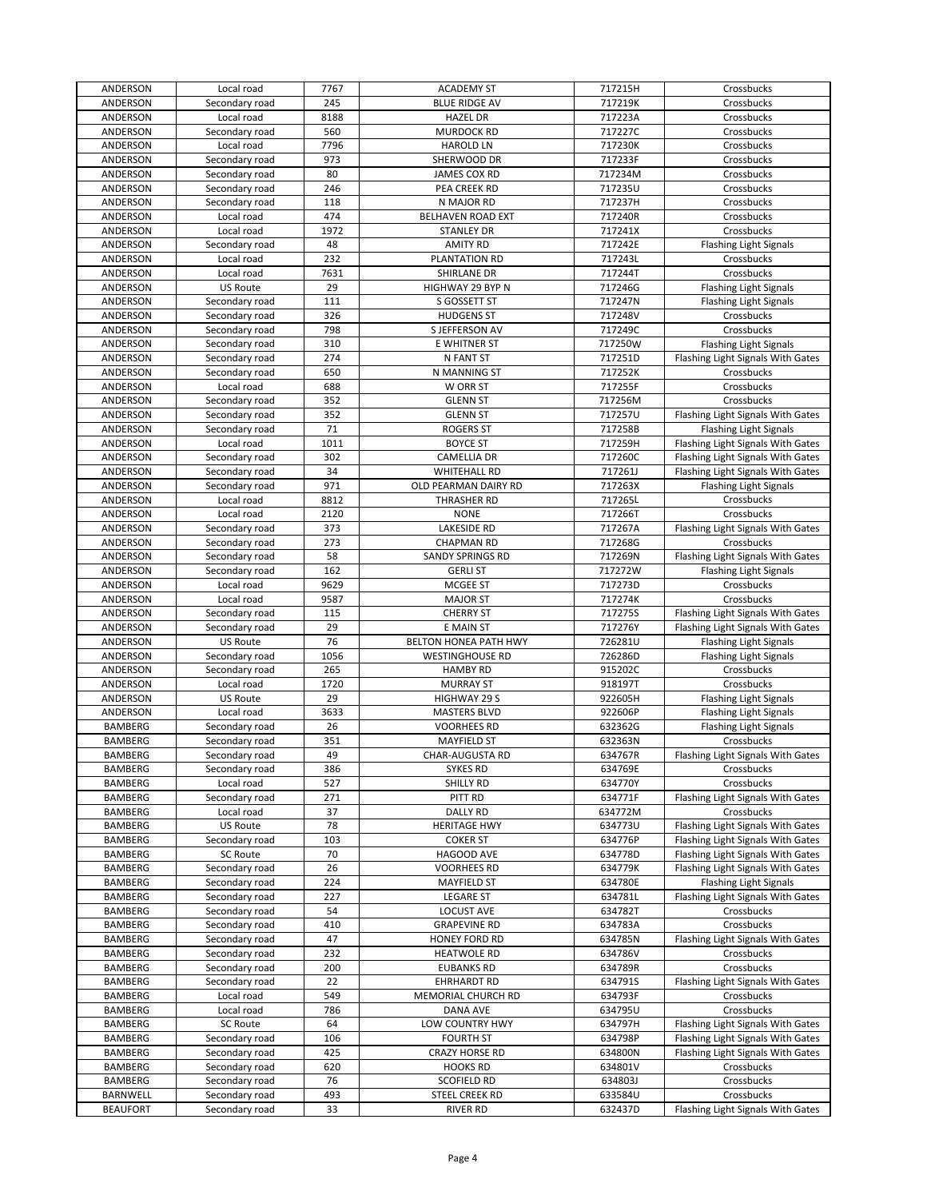| ANDERSON | Local road | 7767 | ACADEMY ST | 717215H | Crossbucks |
|---|---|---|---|---|---|
| ANDERSON | Secondary road | 245 | BLUE RIDGE AV | 717219K | Crossbucks |
| ANDERSON | Local road | 8188 | HAZEL DR | 717223A | Crossbucks |
| ANDERSON | Secondary road | 560 | MURDOCK RD | 717227C | Crossbucks |
| ANDERSON | Local road | 7796 | HAROLD LN | 717230K | Crossbucks |
| ANDERSON | Secondary road | 973 | SHERWOOD DR | 717233F | Crossbucks |
| ANDERSON | Secondary road | 80 | JAMES COX RD | 717234M | Crossbucks |
| ANDERSON | Secondary road | 246 | PEA CREEK RD | 717235U | Crossbucks |
| ANDERSON | Secondary road | 118 | N MAJOR RD | 717237H | Crossbucks |
| ANDERSON | Local road | 474 | BELHAVEN ROAD EXT | 717240R | Crossbucks |
| ANDERSON | Local road | 1972 | STANLEY DR | 717241X | Crossbucks |
| ANDERSON | Secondary road | 48 | AMITY RD | 717242E | Flashing Light Signals |
| ANDERSON | Local road | 232 | PLANTATION RD | 717243L | Crossbucks |
| ANDERSON | Local road | 7631 | SHIRLANE DR | 717244T | Crossbucks |
| ANDERSON | US Route | 29 | HIGHWAY 29 BYP N | 717246G | Flashing Light Signals |
| ANDERSON | Secondary road | 111 | S GOSSETT ST | 717247N | Flashing Light Signals |
| ANDERSON | Secondary road | 326 | HUDGENS ST | 717248V | Crossbucks |
| ANDERSON | Secondary road | 798 | S JEFFERSON AV | 717249C | Crossbucks |
| ANDERSON | Secondary road | 310 | E WHITNER ST | 717250W | Flashing Light Signals |
| ANDERSON | Secondary road | 274 | N FANT ST | 717251D | Flashing Light Signals With Gates |
| ANDERSON | Secondary road | 650 | N MANNING ST | 717252K | Crossbucks |
| ANDERSON | Local road | 688 | W ORR ST | 717255F | Crossbucks |
| ANDERSON | Secondary road | 352 | GLENN ST | 717256M | Crossbucks |
| ANDERSON | Secondary road | 352 | GLENN ST | 717257U | Flashing Light Signals With Gates |
| ANDERSON | Secondary road | 71 | ROGERS ST | 717258B | Flashing Light Signals |
| ANDERSON | Local road | 1011 | BOYCE ST | 717259H | Flashing Light Signals With Gates |
| ANDERSON | Secondary road | 302 | CAMELLIA DR | 717260C | Flashing Light Signals With Gates |
| ANDERSON | Secondary road | 34 | WHITEHALL RD | 717261J | Flashing Light Signals With Gates |
| ANDERSON | Secondary road | 971 | OLD PEARMAN DAIRY RD | 717263X | Flashing Light Signals |
| ANDERSON | Local road | 8812 | THRASHER RD | 717265L | Crossbucks |
| ANDERSON | Local road | 2120 | NONE | 717266T | Crossbucks |
| ANDERSON | Secondary road | 373 | LAKESIDE RD | 717267A | Flashing Light Signals With Gates |
| ANDERSON | Secondary road | 273 | CHAPMAN RD | 717268G | Crossbucks |
| ANDERSON | Secondary road | 58 | SANDY SPRINGS RD | 717269N | Flashing Light Signals With Gates |
| ANDERSON | Secondary road | 162 | GERLI ST | 717272W | Flashing Light Signals |
| ANDERSON | Local road | 9629 | MCGEE ST | 717273D | Crossbucks |
| ANDERSON | Local road | 9587 | MAJOR ST | 717274K | Crossbucks |
| ANDERSON | Secondary road | 115 | CHERRY ST | 717275S | Flashing Light Signals With Gates |
| ANDERSON | Secondary road | 29 | E MAIN ST | 717276Y | Flashing Light Signals With Gates |
| ANDERSON | US Route | 76 | BELTON HONEA PATH HWY | 726281U | Flashing Light Signals |
| ANDERSON | Secondary road | 1056 | WESTINGHOUSE RD | 726286D | Flashing Light Signals |
| ANDERSON | Secondary road | 265 | HAMBY RD | 915202C | Crossbucks |
| ANDERSON | Local road | 1720 | MURRAY ST | 918197T | Crossbucks |
| ANDERSON | US Route | 29 | HIGHWAY 29 S | 922605H | Flashing Light Signals |
| ANDERSON | Local road | 3633 | MASTERS BLVD | 922606P | Flashing Light Signals |
| BAMBERG | Secondary road | 26 | VOORHEES RD | 632362G | Flashing Light Signals |
| BAMBERG | Secondary road | 351 | MAYFIELD ST | 632363N | Crossbucks |
| BAMBERG | Secondary road | 49 | CHAR-AUGUSTA RD | 634767R | Flashing Light Signals With Gates |
| BAMBERG | Secondary road | 386 | SYKES RD | 634769E | Crossbucks |
| BAMBERG | Local road | 527 | SHILLY RD | 634770Y | Crossbucks |
| BAMBERG | Secondary road | 271 | PITT RD | 634771F | Flashing Light Signals With Gates |
| BAMBERG | Local road | 37 | DALLY RD | 634772M | Crossbucks |
| BAMBERG | US Route | 78 | HERITAGE HWY | 634773U | Flashing Light Signals With Gates |
| BAMBERG | Secondary road | 103 | COKER ST | 634776P | Flashing Light Signals With Gates |
| BAMBERG | SC Route | 70 | HAGOOD AVE | 634778D | Flashing Light Signals With Gates |
| BAMBERG | Secondary road | 26 | VOORHEES RD | 634779K | Flashing Light Signals With Gates |
| BAMBERG | Secondary road | 224 | MAYFIELD ST | 634780E | Flashing Light Signals |
| BAMBERG | Secondary road | 227 | LEGARE ST | 634781L | Flashing Light Signals With Gates |
| BAMBERG | Secondary road | 54 | LOCUST AVE | 634782T | Crossbucks |
| BAMBERG | Secondary road | 410 | GRAPEVINE RD | 634783A | Crossbucks |
| BAMBERG | Secondary road | 47 | HONEY FORD RD | 634785N | Flashing Light Signals With Gates |
| BAMBERG | Secondary road | 232 | HEATWOLE RD | 634786V | Crossbucks |
| BAMBERG | Secondary road | 200 | EUBANKS RD | 634789R | Crossbucks |
| BAMBERG | Secondary road | 22 | EHRHARDT RD | 634791S | Flashing Light Signals With Gates |
| BAMBERG | Local road | 549 | MEMORIAL CHURCH RD | 634793F | Crossbucks |
| BAMBERG | Local road | 786 | DANA AVE | 634795U | Crossbucks |
| BAMBERG | SC Route | 64 | LOW COUNTRY HWY | 634797H | Flashing Light Signals With Gates |
| BAMBERG | Secondary road | 106 | FOURTH ST | 634798P | Flashing Light Signals With Gates |
| BAMBERG | Secondary road | 425 | CRAZY HORSE RD | 634800N | Flashing Light Signals With Gates |
| BAMBERG | Secondary road | 620 | HOOKS RD | 634801V | Crossbucks |
| BAMBERG | Secondary road | 76 | SCOFIELD RD | 634803J | Crossbucks |
| BARNWELL | Secondary road | 493 | STEEL CREEK RD | 633584U | Crossbucks |
| BEAUFORT | Secondary road | 33 | RIVER RD | 632437D | Flashing Light Signals With Gates |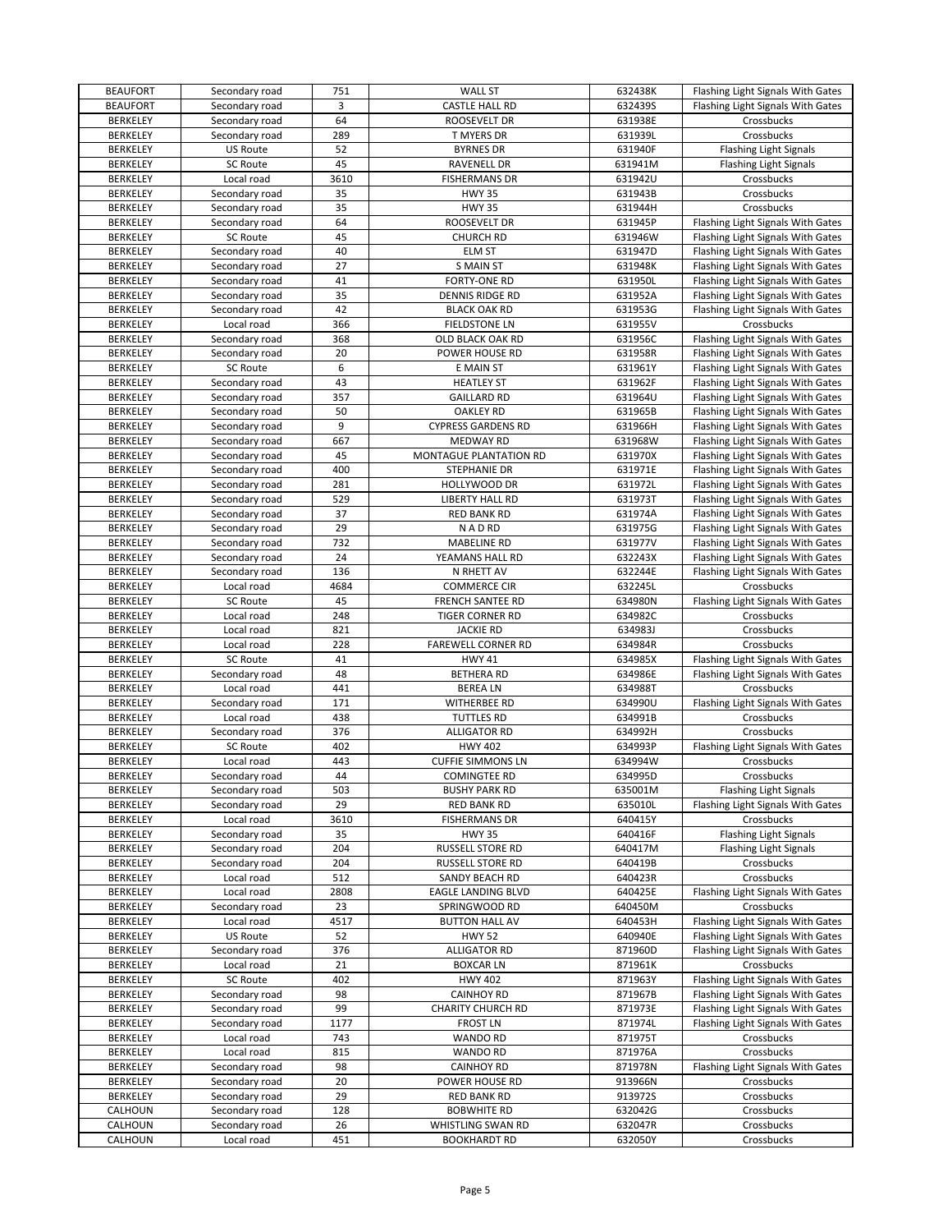| BEAUFORT | Secondary road | 751 | WALL ST | 632438K | Flashing Light Signals With Gates |
|---|---|---|---|---|---|
| BEAUFORT | Secondary road | 3 | CASTLE HALL RD | 632439S | Flashing Light Signals With Gates |
| BERKELEY | Secondary road | 64 | ROOSEVELT DR | 631938E | Crossbucks |
| BERKELEY | Secondary road | 289 | T MYERS DR | 631939L | Crossbucks |
| BERKELEY | US Route | 52 | BYRNES DR | 631940F | Flashing Light Signals |
| BERKELEY | SC Route | 45 | RAVENELL DR | 631941M | Flashing Light Signals |
| BERKELEY | Local road | 3610 | FISHERMANS DR | 631942U | Crossbucks |
| BERKELEY | Secondary road | 35 | HWY 35 | 631943B | Crossbucks |
| BERKELEY | Secondary road | 35 | HWY 35 | 631944H | Crossbucks |
| BERKELEY | Secondary road | 64 | ROOSEVELT DR | 631945P | Flashing Light Signals With Gates |
| BERKELEY | SC Route | 45 | CHURCH RD | 631946W | Flashing Light Signals With Gates |
| BERKELEY | Secondary road | 40 | ELM ST | 631947D | Flashing Light Signals With Gates |
| BERKELEY | Secondary road | 27 | S MAIN ST | 631948K | Flashing Light Signals With Gates |
| BERKELEY | Secondary road | 41 | FORTY-ONE RD | 631950L | Flashing Light Signals With Gates |
| BERKELEY | Secondary road | 35 | DENNIS RIDGE RD | 631952A | Flashing Light Signals With Gates |
| BERKELEY | Secondary road | 42 | BLACK OAK RD | 631953G | Flashing Light Signals With Gates |
| BERKELEY | Local road | 366 | FIELDSTONE LN | 631955V | Crossbucks |
| BERKELEY | Secondary road | 368 | OLD BLACK OAK RD | 631956C | Flashing Light Signals With Gates |
| BERKELEY | Secondary road | 20 | POWER HOUSE RD | 631958R | Flashing Light Signals With Gates |
| BERKELEY | SC Route | 6 | E MAIN ST | 631961Y | Flashing Light Signals With Gates |
| BERKELEY | Secondary road | 43 | HEATLEY ST | 631962F | Flashing Light Signals With Gates |
| BERKELEY | Secondary road | 357 | GAILLARD RD | 631964U | Flashing Light Signals With Gates |
| BERKELEY | Secondary road | 50 | OAKLEY RD | 631965B | Flashing Light Signals With Gates |
| BERKELEY | Secondary road | 9 | CYPRESS GARDENS RD | 631966H | Flashing Light Signals With Gates |
| BERKELEY | Secondary road | 667 | MEDWAY RD | 631968W | Flashing Light Signals With Gates |
| BERKELEY | Secondary road | 45 | MONTAGUE PLANTATION RD | 631970X | Flashing Light Signals With Gates |
| BERKELEY | Secondary road | 400 | STEPHANIE DR | 631971E | Flashing Light Signals With Gates |
| BERKELEY | Secondary road | 281 | HOLLYWOOD DR | 631972L | Flashing Light Signals With Gates |
| BERKELEY | Secondary road | 529 | LIBERTY HALL RD | 631973T | Flashing Light Signals With Gates |
| BERKELEY | Secondary road | 37 | RED BANK RD | 631974A | Flashing Light Signals With Gates |
| BERKELEY | Secondary road | 29 | N A D RD | 631975G | Flashing Light Signals With Gates |
| BERKELEY | Secondary road | 732 | MABELINE RD | 631977V | Flashing Light Signals With Gates |
| BERKELEY | Secondary road | 24 | YEAMANS HALL RD | 632243X | Flashing Light Signals With Gates |
| BERKELEY | Secondary road | 136 | N RHETT AV | 632244E | Flashing Light Signals With Gates |
| BERKELEY | Local road | 4684 | COMMERCE CIR | 632245L | Crossbucks |
| BERKELEY | SC Route | 45 | FRENCH SANTEE RD | 634980N | Flashing Light Signals With Gates |
| BERKELEY | Local road | 248 | TIGER CORNER RD | 634982C | Crossbucks |
| BERKELEY | Local road | 821 | JACKIE RD | 634983J | Crossbucks |
| BERKELEY | Local road | 228 | FAREWELL CORNER RD | 634984R | Crossbucks |
| BERKELEY | SC Route | 41 | HWY 41 | 634985X | Flashing Light Signals With Gates |
| BERKELEY | Secondary road | 48 | BETHERA RD | 634986E | Flashing Light Signals With Gates |
| BERKELEY | Local road | 441 | BEREA LN | 634988T | Crossbucks |
| BERKELEY | Secondary road | 171 | WITHERBEE RD | 634990U | Flashing Light Signals With Gates |
| BERKELEY | Local road | 438 | TUTTLES RD | 634991B | Crossbucks |
| BERKELEY | Secondary road | 376 | ALLIGATOR RD | 634992H | Crossbucks |
| BERKELEY | SC Route | 402 | HWY 402 | 634993P | Flashing Light Signals With Gates |
| BERKELEY | Local road | 443 | CUFFIE SIMMONS LN | 634994W | Crossbucks |
| BERKELEY | Secondary road | 44 | COMINGTEE RD | 634995D | Crossbucks |
| BERKELEY | Secondary road | 503 | BUSHY PARK RD | 635001M | Flashing Light Signals |
| BERKELEY | Secondary road | 29 | RED BANK RD | 635010L | Flashing Light Signals With Gates |
| BERKELEY | Local road | 3610 | FISHERMANS DR | 640415Y | Crossbucks |
| BERKELEY | Secondary road | 35 | HWY 35 | 640416F | Flashing Light Signals |
| BERKELEY | Secondary road | 204 | RUSSELL STORE RD | 640417M | Flashing Light Signals |
| BERKELEY | Secondary road | 204 | RUSSELL STORE RD | 640419B | Crossbucks |
| BERKELEY | Local road | 512 | SANDY BEACH RD | 640423R | Crossbucks |
| BERKELEY | Local road | 2808 | EAGLE LANDING BLVD | 640425E | Flashing Light Signals With Gates |
| BERKELEY | Secondary road | 23 | SPRINGWOOD RD | 640450M | Crossbucks |
| BERKELEY | Local road | 4517 | BUTTON HALL AV | 640453H | Flashing Light Signals With Gates |
| BERKELEY | US Route | 52 | HWY 52 | 640940E | Flashing Light Signals With Gates |
| BERKELEY | Secondary road | 376 | ALLIGATOR RD | 871960D | Flashing Light Signals With Gates |
| BERKELEY | Local road | 21 | BOXCAR LN | 871961K | Crossbucks |
| BERKELEY | SC Route | 402 | HWY 402 | 871963Y | Flashing Light Signals With Gates |
| BERKELEY | Secondary road | 98 | CAINHOY RD | 871967B | Flashing Light Signals With Gates |
| BERKELEY | Secondary road | 99 | CHARITY CHURCH RD | 871973E | Flashing Light Signals With Gates |
| BERKELEY | Secondary road | 1177 | FROST LN | 871974L | Flashing Light Signals With Gates |
| BERKELEY | Local road | 743 | WANDO RD | 871975T | Crossbucks |
| BERKELEY | Local road | 815 | WANDO RD | 871976A | Crossbucks |
| BERKELEY | Secondary road | 98 | CAINHOY RD | 871978N | Flashing Light Signals With Gates |
| BERKELEY | Secondary road | 20 | POWER HOUSE RD | 913966N | Crossbucks |
| BERKELEY | Secondary road | 29 | RED BANK RD | 913972S | Crossbucks |
| CALHOUN | Secondary road | 128 | BOBWHITE RD | 632042G | Crossbucks |
| CALHOUN | Secondary road | 26 | WHISTLING SWAN RD | 632047R | Crossbucks |
| CALHOUN | Local road | 451 | BOOKHARDT RD | 632050Y | Crossbucks |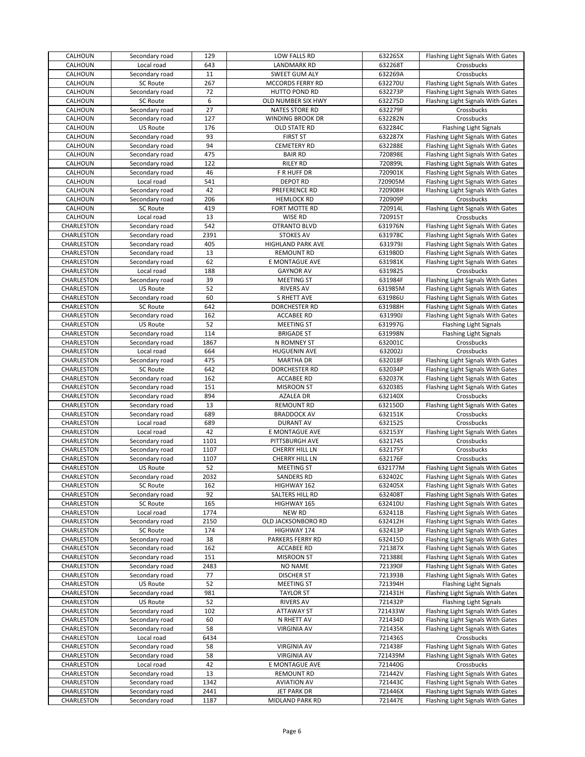| CALHOUN | Secondary road | 129 | LOW FALLS RD | 632265X | Flashing Light Signals With Gates |
|---|---|---|---|---|---|
| CALHOUN | Local road | 643 | LANDMARK RD | 632268T | Crossbucks |
| CALHOUN | Secondary road | 11 | SWEET GUM ALY | 632269A | Crossbucks |
| CALHOUN | SC Route | 267 | MCCORDS FERRY RD | 632270U | Flashing Light Signals With Gates |
| CALHOUN | Secondary road | 72 | HUTTO POND RD | 632273P | Flashing Light Signals With Gates |
| CALHOUN | SC Route | 6 | OLD NUMBER SIX HWY | 632275D | Flashing Light Signals With Gates |
| CALHOUN | Secondary road | 27 | NATES STORE RD | 632279F | Crossbucks |
| CALHOUN | Secondary road | 127 | WINDING BROOK DR | 632282N | Crossbucks |
| CALHOUN | US Route | 176 | OLD STATE RD | 632284C | Flashing Light Signals |
| CALHOUN | Secondary road | 93 | FIRST ST | 632287X | Flashing Light Signals With Gates |
| CALHOUN | Secondary road | 94 | CEMETERY RD | 632288E | Flashing Light Signals With Gates |
| CALHOUN | Secondary road | 475 | BAIR RD | 720898E | Flashing Light Signals With Gates |
| CALHOUN | Secondary road | 122 | RILEY RD | 720899L | Flashing Light Signals With Gates |
| CALHOUN | Secondary road | 46 | F R HUFF DR | 720901K | Flashing Light Signals With Gates |
| CALHOUN | Local road | 541 | DEPOT RD | 720905M | Flashing Light Signals With Gates |
| CALHOUN | Secondary road | 42 | PREFERENCE RD | 720908H | Flashing Light Signals With Gates |
| CALHOUN | Secondary road | 206 | HEMLOCK RD | 720909P | Crossbucks |
| CALHOUN | SC Route | 419 | FORT MOTTE RD | 720914L | Flashing Light Signals With Gates |
| CALHOUN | Local road | 13 | WISE RD | 720915T | Crossbucks |
| CHARLESTON | Secondary road | 542 | OTRANTO BLVD | 631976N | Flashing Light Signals With Gates |
| CHARLESTON | Secondary road | 2391 | STOKES AV | 631978C | Flashing Light Signals With Gates |
| CHARLESTON | Secondary road | 405 | HIGHLAND PARK AVE | 631979J | Flashing Light Signals With Gates |
| CHARLESTON | Secondary road | 13 | REMOUNT RD | 631980D | Flashing Light Signals With Gates |
| CHARLESTON | Secondary road | 62 | E MONTAGUE AVE | 631981K | Flashing Light Signals With Gates |
| CHARLESTON | Local road | 188 | GAYNOR AV | 631982S | Crossbucks |
| CHARLESTON | Secondary road | 39 | MEETING ST | 631984F | Flashing Light Signals With Gates |
| CHARLESTON | US Route | 52 | RIVERS AV | 631985M | Flashing Light Signals With Gates |
| CHARLESTON | Secondary road | 60 | S RHETT AVE | 631986U | Flashing Light Signals With Gates |
| CHARLESTON | SC Route | 642 | DORCHESTER RD | 631988H | Flashing Light Signals With Gates |
| CHARLESTON | Secondary road | 162 | ACCABEE RD | 631990J | Flashing Light Signals With Gates |
| CHARLESTON | US Route | 52 | MEETING ST | 631997G | Flashing Light Signals |
| CHARLESTON | Secondary road | 114 | BRIGADE ST | 631998N | Flashing Light Signals |
| CHARLESTON | Secondary road | 1867 | N ROMNEY ST | 632001C | Crossbucks |
| CHARLESTON | Local road | 664 | HUGUENIN AVE | 632002J | Crossbucks |
| CHARLESTON | Secondary road | 475 | MARTHA DR | 632018F | Flashing Light Signals With Gates |
| CHARLESTON | SC Route | 642 | DORCHESTER RD | 632034P | Flashing Light Signals With Gates |
| CHARLESTON | Secondary road | 162 | ACCABEE RD | 632037K | Flashing Light Signals With Gates |
| CHARLESTON | Secondary road | 151 | MISROON ST | 632038S | Flashing Light Signals With Gates |
| CHARLESTON | Secondary road | 894 | AZALEA DR | 632140X | Crossbucks |
| CHARLESTON | Secondary road | 13 | REMOUNT RD | 632150D | Flashing Light Signals With Gates |
| CHARLESTON | Secondary road | 689 | BRADDOCK AV | 632151K | Crossbucks |
| CHARLESTON | Local road | 689 | DURANT AV | 632152S | Crossbucks |
| CHARLESTON | Local road | 42 | E MONTAGUE AVE | 632153Y | Flashing Light Signals With Gates |
| CHARLESTON | Secondary road | 1101 | PITTSBURGH AVE | 632174S | Crossbucks |
| CHARLESTON | Secondary road | 1107 | CHERRY HILL LN | 632175Y | Crossbucks |
| CHARLESTON | Secondary road | 1107 | CHERRY HILL LN | 632176F | Crossbucks |
| CHARLESTON | US Route | 52 | MEETING ST | 632177M | Flashing Light Signals With Gates |
| CHARLESTON | Secondary road | 2032 | SANDERS RD | 632402C | Flashing Light Signals With Gates |
| CHARLESTON | SC Route | 162 | HIGHWAY 162 | 632405X | Flashing Light Signals With Gates |
| CHARLESTON | Secondary road | 92 | SALTERS HILL RD | 632408T | Flashing Light Signals With Gates |
| CHARLESTON | SC Route | 165 | HIGHWAY 165 | 632410U | Flashing Light Signals With Gates |
| CHARLESTON | Local road | 1774 | NEW RD | 632411B | Flashing Light Signals With Gates |
| CHARLESTON | Secondary road | 2150 | OLD JACKSONBORO RD | 632412H | Flashing Light Signals With Gates |
| CHARLESTON | SC Route | 174 | HIGHWAY 174 | 632413P | Flashing Light Signals With Gates |
| CHARLESTON | Secondary road | 38 | PARKERS FERRY RD | 632415D | Flashing Light Signals With Gates |
| CHARLESTON | Secondary road | 162 | ACCABEE RD | 721387X | Flashing Light Signals With Gates |
| CHARLESTON | Secondary road | 151 | MISROON ST | 721388E | Flashing Light Signals With Gates |
| CHARLESTON | Secondary road | 2483 | NO NAME | 721390F | Flashing Light Signals With Gates |
| CHARLESTON | Secondary road | 77 | DISCHER ST | 721393B | Flashing Light Signals With Gates |
| CHARLESTON | US Route | 52 | MEETING ST | 721394H | Flashing Light Signals |
| CHARLESTON | Secondary road | 981 | TAYLOR ST | 721431H | Flashing Light Signals With Gates |
| CHARLESTON | US Route | 52 | RIVERS AV | 721432P | Flashing Light Signals |
| CHARLESTON | Secondary road | 102 | ATTAWAY ST | 721433W | Flashing Light Signals With Gates |
| CHARLESTON | Secondary road | 60 | N RHETT AV | 721434D | Flashing Light Signals With Gates |
| CHARLESTON | Secondary road | 58 | VIRGINIA AV | 721435K | Flashing Light Signals With Gates |
| CHARLESTON | Local road | 6434 | | 721436S | Crossbucks |
| CHARLESTON | Secondary road | 58 | VIRGINIA AV | 721438F | Flashing Light Signals With Gates |
| CHARLESTON | Secondary road | 58 | VIRGINIA AV | 721439M | Flashing Light Signals With Gates |
| CHARLESTON | Local road | 42 | E MONTAGUE AVE | 721440G | Crossbucks |
| CHARLESTON | Secondary road | 13 | REMOUNT RD | 721442V | Flashing Light Signals With Gates |
| CHARLESTON | Secondary road | 1342 | AVIATION AV | 721443C | Flashing Light Signals With Gates |
| CHARLESTON | Secondary road | 2441 | JET PARK DR | 721446X | Flashing Light Signals With Gates |
| CHARLESTON | Secondary road | 1187 | MIDLAND PARK RD | 721447E | Flashing Light Signals With Gates |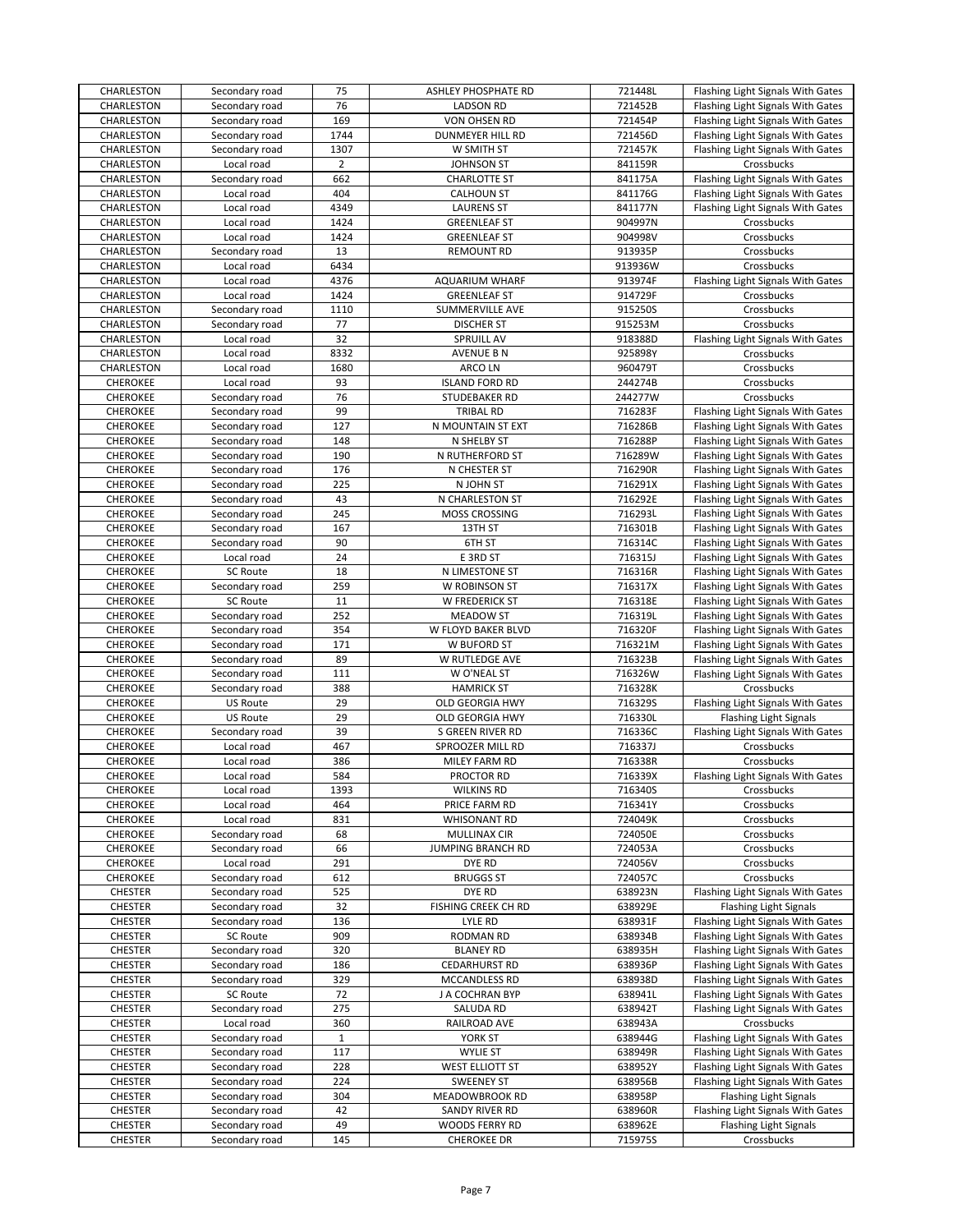| CHARLESTON | Secondary road | 75 | ASHLEY PHOSPHATE RD | 721448L | Flashing Light Signals With Gates |
|---|---|---|---|---|---|
| CHARLESTON | Secondary road | 76 | LADSON RD | 721452B | Flashing Light Signals With Gates |
| CHARLESTON | Secondary road | 169 | VON OHSEN RD | 721454P | Flashing Light Signals With Gates |
| CHARLESTON | Secondary road | 1744 | DUNMEYER HILL RD | 721456D | Flashing Light Signals With Gates |
| CHARLESTON | Secondary road | 1307 | W SMITH ST | 721457K | Flashing Light Signals With Gates |
| CHARLESTON | Local road | 2 | JOHNSON ST | 841159R | Crossbucks |
| CHARLESTON | Secondary road | 662 | CHARLOTTE ST | 841175A | Flashing Light Signals With Gates |
| CHARLESTON | Local road | 404 | CALHOUN ST | 841176G | Flashing Light Signals With Gates |
| CHARLESTON | Local road | 4349 | LAURENS ST | 841177N | Flashing Light Signals With Gates |
| CHARLESTON | Local road | 1424 | GREENLEAF ST | 904997N | Crossbucks |
| CHARLESTON | Local road | 1424 | GREENLEAF ST | 904998V | Crossbucks |
| CHARLESTON | Secondary road | 13 | REMOUNT RD | 913935P | Crossbucks |
| CHARLESTON | Local road | 6434 | | 913936W | Crossbucks |
| CHARLESTON | Local road | 4376 | AQUARIUM WHARF | 913974F | Flashing Light Signals With Gates |
| CHARLESTON | Local road | 1424 | GREENLEAF ST | 914729F | Crossbucks |
| CHARLESTON | Secondary road | 1110 | SUMMERVILLE AVE | 915250S | Crossbucks |
| CHARLESTON | Secondary road | 77 | DISCHER ST | 915253M | Crossbucks |
| CHARLESTON | Local road | 32 | SPRUILL AV | 918388D | Flashing Light Signals With Gates |
| CHARLESTON | Local road | 8332 | AVENUE B N | 925898Y | Crossbucks |
| CHARLESTON | Local road | 1680 | ARCO LN | 960479T | Crossbucks |
| CHEROKEE | Local road | 93 | ISLAND FORD RD | 244274B | Crossbucks |
| CHEROKEE | Secondary road | 76 | STUDEBAKER RD | 244277W | Crossbucks |
| CHEROKEE | Secondary road | 99 | TRIBAL RD | 716283F | Flashing Light Signals With Gates |
| CHEROKEE | Secondary road | 127 | N MOUNTAIN ST EXT | 716286B | Flashing Light Signals With Gates |
| CHEROKEE | Secondary road | 148 | N SHELBY ST | 716288P | Flashing Light Signals With Gates |
| CHEROKEE | Secondary road | 190 | N RUTHERFORD ST | 716289W | Flashing Light Signals With Gates |
| CHEROKEE | Secondary road | 176 | N CHESTER ST | 716290R | Flashing Light Signals With Gates |
| CHEROKEE | Secondary road | 225 | N JOHN ST | 716291X | Flashing Light Signals With Gates |
| CHEROKEE | Secondary road | 43 | N CHARLESTON ST | 716292E | Flashing Light Signals With Gates |
| CHEROKEE | Secondary road | 245 | MOSS CROSSING | 716293L | Flashing Light Signals With Gates |
| CHEROKEE | Secondary road | 167 | 13TH ST | 716301B | Flashing Light Signals With Gates |
| CHEROKEE | Secondary road | 90 | 6TH ST | 716314C | Flashing Light Signals With Gates |
| CHEROKEE | Local road | 24 | E 3RD ST | 716315J | Flashing Light Signals With Gates |
| CHEROKEE | SC Route | 18 | N LIMESTONE ST | 716316R | Flashing Light Signals With Gates |
| CHEROKEE | Secondary road | 259 | W ROBINSON ST | 716317X | Flashing Light Signals With Gates |
| CHEROKEE | SC Route | 11 | W FREDERICK ST | 716318E | Flashing Light Signals With Gates |
| CHEROKEE | Secondary road | 252 | MEADOW ST | 716319L | Flashing Light Signals With Gates |
| CHEROKEE | Secondary road | 354 | W FLOYD BAKER BLVD | 716320F | Flashing Light Signals With Gates |
| CHEROKEE | Secondary road | 171 | W BUFORD ST | 716321M | Flashing Light Signals With Gates |
| CHEROKEE | Secondary road | 89 | W RUTLEDGE AVE | 716323B | Flashing Light Signals With Gates |
| CHEROKEE | Secondary road | 111 | W O'NEAL ST | 716326W | Flashing Light Signals With Gates |
| CHEROKEE | Secondary road | 388 | HAMRICK ST | 716328K | Crossbucks |
| CHEROKEE | US Route | 29 | OLD GEORGIA HWY | 716329S | Flashing Light Signals With Gates |
| CHEROKEE | US Route | 29 | OLD GEORGIA HWY | 716330L | Flashing Light Signals |
| CHEROKEE | Secondary road | 39 | S GREEN RIVER RD | 716336C | Flashing Light Signals With Gates |
| CHEROKEE | Local road | 467 | SPROOZER MILL RD | 716337J | Crossbucks |
| CHEROKEE | Local road | 386 | MILEY FARM RD | 716338R | Crossbucks |
| CHEROKEE | Local road | 584 | PROCTOR RD | 716339X | Flashing Light Signals With Gates |
| CHEROKEE | Local road | 1393 | WILKINS RD | 716340S | Crossbucks |
| CHEROKEE | Local road | 464 | PRICE FARM RD | 716341Y | Crossbucks |
| CHEROKEE | Local road | 831 | WHISONANT RD | 724049K | Crossbucks |
| CHEROKEE | Secondary road | 68 | MULLINAX CIR | 724050E | Crossbucks |
| CHEROKEE | Secondary road | 66 | JUMPING BRANCH RD | 724053A | Crossbucks |
| CHEROKEE | Local road | 291 | DYE RD | 724056V | Crossbucks |
| CHEROKEE | Secondary road | 612 | BRUGGS ST | 724057C | Crossbucks |
| CHESTER | Secondary road | 525 | DYE RD | 638923N | Flashing Light Signals With Gates |
| CHESTER | Secondary road | 32 | FISHING CREEK CH RD | 638929E | Flashing Light Signals |
| CHESTER | Secondary road | 136 | LYLE RD | 638931F | Flashing Light Signals With Gates |
| CHESTER | SC Route | 909 | RODMAN RD | 638934B | Flashing Light Signals With Gates |
| CHESTER | Secondary road | 320 | BLANEY RD | 638935H | Flashing Light Signals With Gates |
| CHESTER | Secondary road | 186 | CEDARHURST RD | 638936P | Flashing Light Signals With Gates |
| CHESTER | Secondary road | 329 | MCCANDLESS RD | 638938D | Flashing Light Signals With Gates |
| CHESTER | SC Route | 72 | J A COCHRAN BYP | 638941L | Flashing Light Signals With Gates |
| CHESTER | Secondary road | 275 | SALUDA RD | 638942T | Flashing Light Signals With Gates |
| CHESTER | Local road | 360 | RAILROAD AVE | 638943A | Crossbucks |
| CHESTER | Secondary road | 1 | YORK ST | 638944G | Flashing Light Signals With Gates |
| CHESTER | Secondary road | 117 | WYLIE ST | 638949R | Flashing Light Signals With Gates |
| CHESTER | Secondary road | 228 | WEST ELLIOTT ST | 638952Y | Flashing Light Signals With Gates |
| CHESTER | Secondary road | 224 | SWEENEY ST | 638956B | Flashing Light Signals With Gates |
| CHESTER | Secondary road | 304 | MEADOWBROOK RD | 638958P | Flashing Light Signals |
| CHESTER | Secondary road | 42 | SANDY RIVER RD | 638960R | Flashing Light Signals With Gates |
| CHESTER | Secondary road | 49 | WOODS FERRY RD | 638962E | Flashing Light Signals |
| CHESTER | Secondary road | 145 | CHEROKEE DR | 715975S | Crossbucks |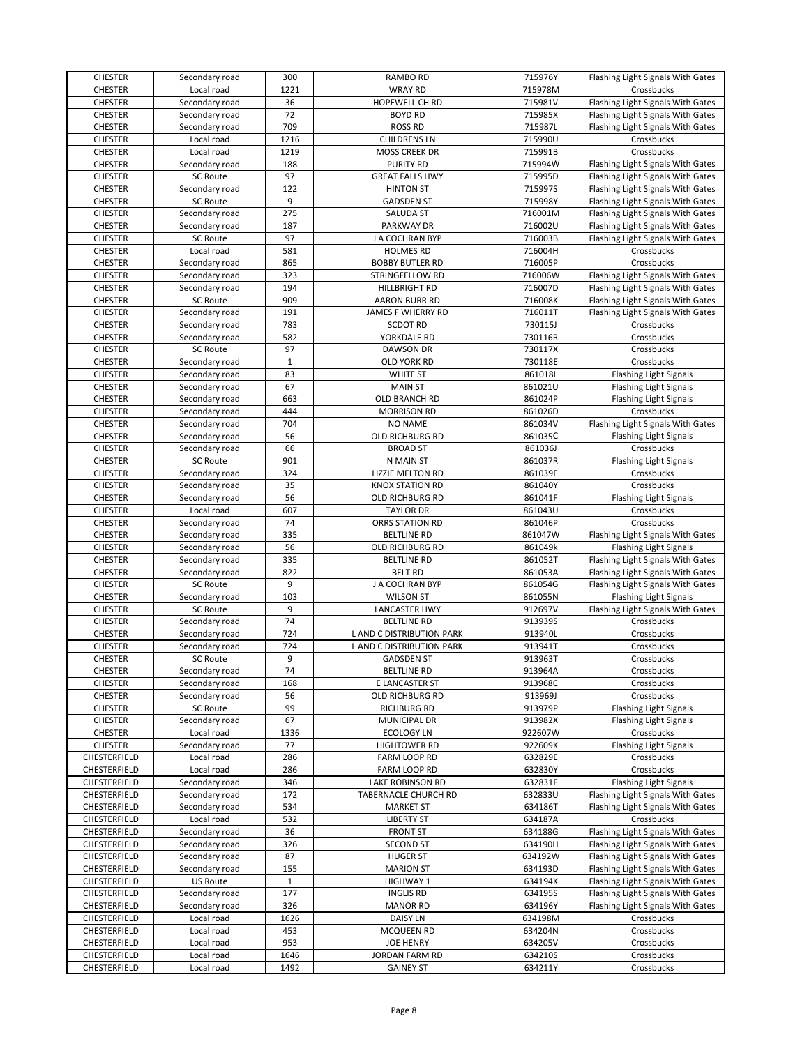| CHESTER | Secondary road | 300 | RAMBO RD | 715976Y | Flashing Light Signals With Gates |
|---|---|---|---|---|---|
| CHESTER | Local road | 1221 | WRAY RD | 715978M | Crossbucks |
| CHESTER | Secondary road | 36 | HOPEWELL CH RD | 715981V | Flashing Light Signals With Gates |
| CHESTER | Secondary road | 72 | BOYD RD | 715985X | Flashing Light Signals With Gates |
| CHESTER | Secondary road | 709 | ROSS RD | 715987L | Flashing Light Signals With Gates |
| CHESTER | Local road | 1216 | CHILDRENS LN | 715990U | Crossbucks |
| CHESTER | Local road | 1219 | MOSS CREEK DR | 715991B | Crossbucks |
| CHESTER | Secondary road | 188 | PURITY RD | 715994W | Flashing Light Signals With Gates |
| CHESTER | SC Route | 97 | GREAT FALLS HWY | 715995D | Flashing Light Signals With Gates |
| CHESTER | Secondary road | 122 | HINTON ST | 715997S | Flashing Light Signals With Gates |
| CHESTER | SC Route | 9 | GADSDEN ST | 715998Y | Flashing Light Signals With Gates |
| CHESTER | Secondary road | 275 | SALUDA ST | 716001M | Flashing Light Signals With Gates |
| CHESTER | Secondary road | 187 | PARKWAY DR | 716002U | Flashing Light Signals With Gates |
| CHESTER | SC Route | 97 | J A COCHRAN BYP | 716003B | Flashing Light Signals With Gates |
| CHESTER | Local road | 581 | HOLMES RD | 716004H | Crossbucks |
| CHESTER | Secondary road | 865 | BOBBY BUTLER RD | 716005P | Crossbucks |
| CHESTER | Secondary road | 323 | STRINGFELLOW RD | 716006W | Flashing Light Signals With Gates |
| CHESTER | Secondary road | 194 | HILLBRIGHT RD | 716007D | Flashing Light Signals With Gates |
| CHESTER | SC Route | 909 | AARON BURR RD | 716008K | Flashing Light Signals With Gates |
| CHESTER | Secondary road | 191 | JAMES F WHERRY RD | 716011T | Flashing Light Signals With Gates |
| CHESTER | Secondary road | 783 | SCDOT RD | 730115J | Crossbucks |
| CHESTER | Secondary road | 582 | YORKDALE RD | 730116R | Crossbucks |
| CHESTER | SC Route | 97 | DAWSON DR | 730117X | Crossbucks |
| CHESTER | Secondary road | 1 | OLD YORK RD | 730118E | Crossbucks |
| CHESTER | Secondary road | 83 | WHITE ST | 861018L | Flashing Light Signals |
| CHESTER | Secondary road | 67 | MAIN ST | 861021U | Flashing Light Signals |
| CHESTER | Secondary road | 663 | OLD BRANCH RD | 861024P | Flashing Light Signals |
| CHESTER | Secondary road | 444 | MORRISON RD | 861026D | Crossbucks |
| CHESTER | Secondary road | 704 | NO NAME | 861034V | Flashing Light Signals With Gates |
| CHESTER | Secondary road | 56 | OLD RICHBURG RD | 861035C | Flashing Light Signals |
| CHESTER | Secondary road | 66 | BROAD ST | 861036J | Crossbucks |
| CHESTER | SC Route | 901 | N MAIN ST | 861037R | Flashing Light Signals |
| CHESTER | Secondary road | 324 | LIZZIE MELTON RD | 861039E | Crossbucks |
| CHESTER | Secondary road | 35 | KNOX STATION RD | 861040Y | Crossbucks |
| CHESTER | Secondary road | 56 | OLD RICHBURG RD | 861041F | Flashing Light Signals |
| CHESTER | Local road | 607 | TAYLOR DR | 861043U | Crossbucks |
| CHESTER | Secondary road | 74 | ORRS STATION RD | 861046P | Crossbucks |
| CHESTER | Secondary road | 335 | BELTLINE RD | 861047W | Flashing Light Signals With Gates |
| CHESTER | Secondary road | 56 | OLD RICHBURG RD | 861049k | Flashing Light Signals |
| CHESTER | Secondary road | 335 | BELTLINE RD | 861052T | Flashing Light Signals With Gates |
| CHESTER | Secondary road | 822 | BELT RD | 861053A | Flashing Light Signals With Gates |
| CHESTER | SC Route | 9 | J A COCHRAN BYP | 861054G | Flashing Light Signals With Gates |
| CHESTER | Secondary road | 103 | WILSON ST | 861055N | Flashing Light Signals |
| CHESTER | SC Route | 9 | LANCASTER HWY | 912697V | Flashing Light Signals With Gates |
| CHESTER | Secondary road | 74 | BELTLINE RD | 913939S | Crossbucks |
| CHESTER | Secondary road | 724 | L AND C DISTRIBUTION PARK | 913940L | Crossbucks |
| CHESTER | Secondary road | 724 | L AND C DISTRIBUTION PARK | 913941T | Crossbucks |
| CHESTER | SC Route | 9 | GADSDEN ST | 913963T | Crossbucks |
| CHESTER | Secondary road | 74 | BELTLINE RD | 913964A | Crossbucks |
| CHESTER | Secondary road | 168 | E LANCASTER ST | 913968C | Crossbucks |
| CHESTER | Secondary road | 56 | OLD RICHBURG RD | 913969J | Crossbucks |
| CHESTER | SC Route | 99 | RICHBURG RD | 913979P | Flashing Light Signals |
| CHESTER | Secondary road | 67 | MUNICIPAL DR | 913982X | Flashing Light Signals |
| CHESTER | Local road | 1336 | ECOLOGY LN | 922607W | Crossbucks |
| CHESTER | Secondary road | 77 | HIGHTOWER RD | 922609K | Flashing Light Signals |
| CHESTERFIELD | Local road | 286 | FARM LOOP RD | 632829E | Crossbucks |
| CHESTERFIELD | Local road | 286 | FARM LOOP RD | 632830Y | Crossbucks |
| CHESTERFIELD | Secondary road | 346 | LAKE ROBINSON RD | 632831F | Flashing Light Signals |
| CHESTERFIELD | Secondary road | 172 | TABERNACLE CHURCH RD | 632833U | Flashing Light Signals With Gates |
| CHESTERFIELD | Secondary road | 534 | MARKET ST | 634186T | Flashing Light Signals With Gates |
| CHESTERFIELD | Local road | 532 | LIBERTY ST | 634187A | Crossbucks |
| CHESTERFIELD | Secondary road | 36 | FRONT ST | 634188G | Flashing Light Signals With Gates |
| CHESTERFIELD | Secondary road | 326 | SECOND ST | 634190H | Flashing Light Signals With Gates |
| CHESTERFIELD | Secondary road | 87 | HUGER ST | 634192W | Flashing Light Signals With Gates |
| CHESTERFIELD | Secondary road | 155 | MARION ST | 634193D | Flashing Light Signals With Gates |
| CHESTERFIELD | US Route | 1 | HIGHWAY 1 | 634194K | Flashing Light Signals With Gates |
| CHESTERFIELD | Secondary road | 177 | INGLIS RD | 634195S | Flashing Light Signals With Gates |
| CHESTERFIELD | Secondary road | 326 | MANOR RD | 634196Y | Flashing Light Signals With Gates |
| CHESTERFIELD | Local road | 1626 | DAISY LN | 634198M | Crossbucks |
| CHESTERFIELD | Local road | 453 | MCQUEEN RD | 634204N | Crossbucks |
| CHESTERFIELD | Local road | 953 | JOE HENRY | 634205V | Crossbucks |
| CHESTERFIELD | Local road | 1646 | JORDAN FARM RD | 634210S | Crossbucks |
| CHESTERFIELD | Local road | 1492 | GAINEY ST | 634211Y | Crossbucks |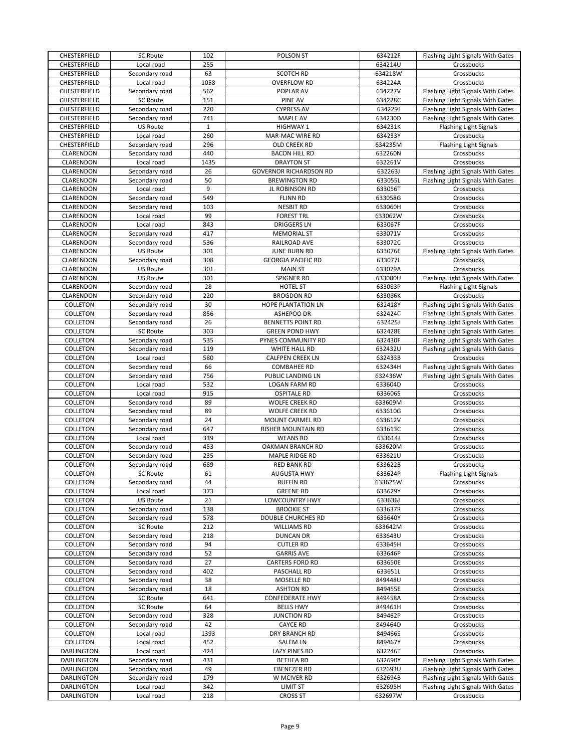| | | | | | |
|---|---|---|---|---|---|
| CHESTERFIELD | SC Route | 102 | POLSON ST | 634212F | Flashing Light Signals With Gates |
| CHESTERFIELD | Local road | 255 | | 634214U | Crossbucks |
| CHESTERFIELD | Secondary road | 63 | SCOTCH RD | 634218W | Crossbucks |
| CHESTERFIELD | Local road | 1058 | OVERFLOW RD | 634224A | Crossbucks |
| CHESTERFIELD | Secondary road | 562 | POPLAR AV | 634227V | Flashing Light Signals With Gates |
| CHESTERFIELD | SC Route | 151 | PINE AV | 634228C | Flashing Light Signals With Gates |
| CHESTERFIELD | Secondary road | 220 | CYPRESS AV | 634229J | Flashing Light Signals With Gates |
| CHESTERFIELD | Secondary road | 741 | MAPLE AV | 634230D | Flashing Light Signals With Gates |
| CHESTERFIELD | US Route | 1 | HIGHWAY 1 | 634231K | Flashing Light Signals |
| CHESTERFIELD | Local road | 260 | MAR-MAC WIRE RD | 634233Y | Crossbucks |
| CHESTERFIELD | Secondary road | 296 | OLD CREEK RD | 634235M | Flashing Light Signals |
| CLARENDON | Secondary road | 440 | BACON HILL RD | 632260N | Crossbucks |
| CLARENDON | Local road | 1435 | DRAYTON ST | 632261V | Crossbucks |
| CLARENDON | Secondary road | 26 | GOVERNOR RICHARDSON RD | 632263J | Flashing Light Signals With Gates |
| CLARENDON | Secondary road | 50 | BREWINGTON RD | 633055L | Flashing Light Signals With Gates |
| CLARENDON | Local road | 9 | JL ROBINSON RD | 633056T | Crossbucks |
| CLARENDON | Secondary road | 549 | FLINN RD | 633058G | Crossbucks |
| CLARENDON | Secondary road | 103 | NESBIT RD | 633060H | Crossbucks |
| CLARENDON | Local road | 99 | FOREST TRL | 633062W | Crossbucks |
| CLARENDON | Local road | 843 | DRIGGERS LN | 633067F | Crossbucks |
| CLARENDON | Secondary road | 417 | MEMORIAL ST | 633071V | Crossbucks |
| CLARENDON | Secondary road | 536 | RAILROAD AVE | 633072C | Crossbucks |
| CLARENDON | US Route | 301 | JUNE BURN RD | 633076E | Flashing Light Signals With Gates |
| CLARENDON | Secondary road | 308 | GEORGIA PACIFIC RD | 633077L | Crossbucks |
| CLARENDON | US Route | 301 | MAIN ST | 633079A | Crossbucks |
| CLARENDON | US Route | 301 | SPIGNER RD | 633080U | Flashing Light Signals With Gates |
| CLARENDON | Secondary road | 28 | HOTEL ST | 633083P | Flashing Light Signals |
| CLARENDON | Secondary road | 220 | BROGDON RD | 633086K | Crossbucks |
| COLLETON | Secondary road | 30 | HOPE PLANTATION LN | 632418Y | Flashing Light Signals With Gates |
| COLLETON | Secondary road | 856 | ASHEPOO DR | 632424C | Flashing Light Signals With Gates |
| COLLETON | Secondary road | 26 | BENNETTS POINT RD | 632425J | Flashing Light Signals With Gates |
| COLLETON | SC Route | 303 | GREEN POND HWY | 632428E | Flashing Light Signals With Gates |
| COLLETON | Secondary road | 535 | PYNES COMMUNITY RD | 632430F | Flashing Light Signals With Gates |
| COLLETON | Secondary road | 119 | WHITE HALL RD | 632432U | Flashing Light Signals With Gates |
| COLLETON | Local road | 580 | CALFPEN CREEK LN | 632433B | Crossbucks |
| COLLETON | Secondary road | 66 | COMBAHEE RD | 632434H | Flashing Light Signals With Gates |
| COLLETON | Secondary road | 756 | PUBLIC LANDING LN | 632436W | Flashing Light Signals With Gates |
| COLLETON | Local road | 532 | LOGAN FARM RD | 633604D | Crossbucks |
| COLLETON | Local road | 915 | OSPITALE RD | 633606S | Crossbucks |
| COLLETON | Secondary road | 89 | WOLFE CREEK RD | 633609M | Crossbucks |
| COLLETON | Secondary road | 89 | WOLFE CREEK RD | 633610G | Crossbucks |
| COLLETON | Secondary road | 24 | MOUNT CARMEL RD | 633612V | Crossbucks |
| COLLETON | Secondary road | 647 | RISHER MOUNTAIN RD | 633613C | Crossbucks |
| COLLETON | Local road | 339 | WEANS RD | 633614J | Crossbucks |
| COLLETON | Secondary road | 453 | OAKMAN BRANCH RD | 633620M | Crossbucks |
| COLLETON | Secondary road | 235 | MAPLE RIDGE RD | 633621U | Crossbucks |
| COLLETON | Secondary road | 689 | RED BANK RD | 633622B | Crossbucks |
| COLLETON | SC Route | 61 | AUGUSTA HWY | 633624P | Flashing Light Signals |
| COLLETON | Secondary road | 44 | RUFFIN RD | 633625W | Crossbucks |
| COLLETON | Local road | 373 | GREENE RD | 633629Y | Crossbucks |
| COLLETON | US Route | 21 | LOWCOUNTRY HWY | 633636J | Crossbucks |
| COLLETON | Secondary road | 138 | BROOKIE ST | 633637R | Crossbucks |
| COLLETON | Secondary road | 578 | DOUBLE CHURCHES RD | 633640Y | Crossbucks |
| COLLETON | SC Route | 212 | WILLIAMS RD | 633642M | Crossbucks |
| COLLETON | Secondary road | 218 | DUNCAN DR | 633643U | Crossbucks |
| COLLETON | Secondary road | 94 | CUTLER RD | 633645H | Crossbucks |
| COLLETON | Secondary road | 52 | GARRIS AVE | 633646P | Crossbucks |
| COLLETON | Secondary road | 27 | CARTERS FORD RD | 633650E | Crossbucks |
| COLLETON | Secondary road | 402 | PASCHALL RD | 633651L | Crossbucks |
| COLLETON | Secondary road | 38 | MOSELLE RD | 849448U | Crossbucks |
| COLLETON | Secondary road | 18 | ASHTON RD | 849455E | Crossbucks |
| COLLETON | SC Route | 641 | CONFEDERATE HWY | 849458A | Crossbucks |
| COLLETON | SC Route | 64 | BELLS HWY | 849461H | Crossbucks |
| COLLETON | Secondary road | 328 | JUNCTION RD | 849462P | Crossbucks |
| COLLETON | Secondary road | 42 | CAYCE RD | 849464D | Crossbucks |
| COLLETON | Local road | 1393 | DRY BRANCH RD | 849466S | Crossbucks |
| COLLETON | Local road | 452 | SALEM LN | 849467Y | Crossbucks |
| DARLINGTON | Local road | 424 | LAZY PINES RD | 632246T | Crossbucks |
| DARLINGTON | Secondary road | 431 | BETHEA RD | 632690Y | Flashing Light Signals With Gates |
| DARLINGTON | Secondary road | 49 | EBENEZER RD | 632693U | Flashing Light Signals With Gates |
| DARLINGTON | Secondary road | 179 | W MCIVER RD | 632694B | Flashing Light Signals With Gates |
| DARLINGTON | Local road | 342 | LIMIT ST | 632695H | Flashing Light Signals With Gates |
| DARLINGTON | Local road | 218 | CROSS ST | 632697W | Crossbucks |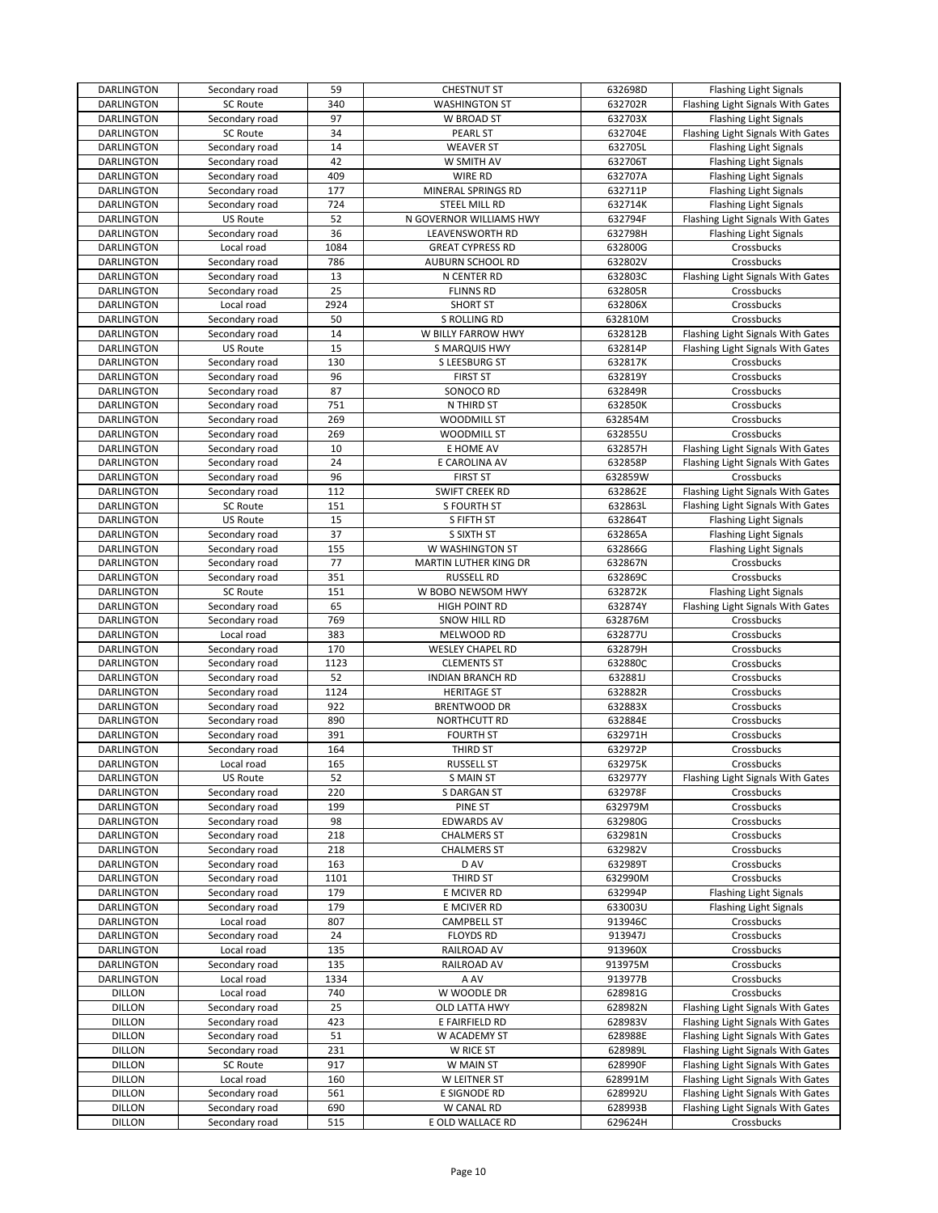| DARLINGTON | Secondary road | 59 | CHESTNUT ST | 632698D | Flashing Light Signals |
|---|---|---|---|---|---|
| DARLINGTON | SC Route | 340 | WASHINGTON ST | 632702R | Flashing Light Signals With Gates |
| DARLINGTON | Secondary road | 97 | W BROAD ST | 632703X | Flashing Light Signals |
| DARLINGTON | SC Route | 34 | PEARL ST | 632704E | Flashing Light Signals With Gates |
| DARLINGTON | Secondary road | 14 | WEAVER ST | 632705L | Flashing Light Signals |
| DARLINGTON | Secondary road | 42 | W SMITH AV | 632706T | Flashing Light Signals |
| DARLINGTON | Secondary road | 409 | WIRE RD | 632707A | Flashing Light Signals |
| DARLINGTON | Secondary road | 177 | MINERAL SPRINGS RD | 632711P | Flashing Light Signals |
| DARLINGTON | Secondary road | 724 | STEEL MILL RD | 632714K | Flashing Light Signals |
| DARLINGTON | US Route | 52 | N GOVERNOR WILLIAMS HWY | 632794F | Flashing Light Signals With Gates |
| DARLINGTON | Secondary road | 36 | LEAVENSWORTH RD | 632798H | Flashing Light Signals |
| DARLINGTON | Local road | 1084 | GREAT CYPRESS RD | 632800G | Crossbucks |
| DARLINGTON | Secondary road | 786 | AUBURN SCHOOL RD | 632802V | Crossbucks |
| DARLINGTON | Secondary road | 13 | N CENTER RD | 632803C | Flashing Light Signals With Gates |
| DARLINGTON | Secondary road | 25 | FLINNS RD | 632805R | Crossbucks |
| DARLINGTON | Local road | 2924 | SHORT ST | 632806X | Crossbucks |
| DARLINGTON | Secondary road | 50 | S ROLLING RD | 632810M | Crossbucks |
| DARLINGTON | Secondary road | 14 | W BILLY FARROW HWY | 632812B | Flashing Light Signals With Gates |
| DARLINGTON | US Route | 15 | S MARQUIS HWY | 632814P | Flashing Light Signals With Gates |
| DARLINGTON | Secondary road | 130 | S LEESBURG ST | 632817K | Crossbucks |
| DARLINGTON | Secondary road | 96 | FIRST ST | 632819Y | Crossbucks |
| DARLINGTON | Secondary road | 87 | SONOCO RD | 632849R | Crossbucks |
| DARLINGTON | Secondary road | 751 | N THIRD ST | 632850K | Crossbucks |
| DARLINGTON | Secondary road | 269 | WOODMILL ST | 632854M | Crossbucks |
| DARLINGTON | Secondary road | 269 | WOODMILL ST | 632855U | Crossbucks |
| DARLINGTON | Secondary road | 10 | E HOME AV | 632857H | Flashing Light Signals With Gates |
| DARLINGTON | Secondary road | 24 | E CAROLINA AV | 632858P | Flashing Light Signals With Gates |
| DARLINGTON | Secondary road | 96 | FIRST ST | 632859W | Crossbucks |
| DARLINGTON | Secondary road | 112 | SWIFT CREEK RD | 632862E | Flashing Light Signals With Gates |
| DARLINGTON | SC Route | 151 | S FOURTH ST | 632863L | Flashing Light Signals With Gates |
| DARLINGTON | US Route | 15 | S FIFTH ST | 632864T | Flashing Light Signals |
| DARLINGTON | Secondary road | 37 | S SIXTH ST | 632865A | Flashing Light Signals |
| DARLINGTON | Secondary road | 155 | W WASHINGTON ST | 632866G | Flashing Light Signals |
| DARLINGTON | Secondary road | 77 | MARTIN LUTHER KING DR | 632867N | Crossbucks |
| DARLINGTON | Secondary road | 351 | RUSSELL RD | 632869C | Crossbucks |
| DARLINGTON | SC Route | 151 | W BOBO NEWSOM HWY | 632872K | Flashing Light Signals |
| DARLINGTON | Secondary road | 65 | HIGH POINT RD | 632874Y | Flashing Light Signals With Gates |
| DARLINGTON | Secondary road | 769 | SNOW HILL RD | 632876M | Crossbucks |
| DARLINGTON | Local road | 383 | MELWOOD RD | 632877U | Crossbucks |
| DARLINGTON | Secondary road | 170 | WESLEY CHAPEL RD | 632879H | Crossbucks |
| DARLINGTON | Secondary road | 1123 | CLEMENTS ST | 632880C | Crossbucks |
| DARLINGTON | Secondary road | 52 | INDIAN BRANCH RD | 632881J | Crossbucks |
| DARLINGTON | Secondary road | 1124 | HERITAGE ST | 632882R | Crossbucks |
| DARLINGTON | Secondary road | 922 | BRENTWOOD DR | 632883X | Crossbucks |
| DARLINGTON | Secondary road | 890 | NORTHCUTT RD | 632884E | Crossbucks |
| DARLINGTON | Secondary road | 391 | FOURTH ST | 632971H | Crossbucks |
| DARLINGTON | Secondary road | 164 | THIRD ST | 632972P | Crossbucks |
| DARLINGTON | Local road | 165 | RUSSELL ST | 632975K | Crossbucks |
| DARLINGTON | US Route | 52 | S MAIN ST | 632977Y | Flashing Light Signals With Gates |
| DARLINGTON | Secondary road | 220 | S DARGAN ST | 632978F | Crossbucks |
| DARLINGTON | Secondary road | 199 | PINE ST | 632979M | Crossbucks |
| DARLINGTON | Secondary road | 98 | EDWARDS AV | 632980G | Crossbucks |
| DARLINGTON | Secondary road | 218 | CHALMERS ST | 632981N | Crossbucks |
| DARLINGTON | Secondary road | 218 | CHALMERS ST | 632982V | Crossbucks |
| DARLINGTON | Secondary road | 163 | D AV | 632989T | Crossbucks |
| DARLINGTON | Secondary road | 1101 | THIRD ST | 632990M | Crossbucks |
| DARLINGTON | Secondary road | 179 | E MCIVER RD | 632994P | Flashing Light Signals |
| DARLINGTON | Secondary road | 179 | E MCIVER RD | 633003U | Flashing Light Signals |
| DARLINGTON | Local road | 807 | CAMPBELL ST | 913946C | Crossbucks |
| DARLINGTON | Secondary road | 24 | FLOYDS RD | 913947J | Crossbucks |
| DARLINGTON | Local road | 135 | RAILROAD AV | 913960X | Crossbucks |
| DARLINGTON | Secondary road | 135 | RAILROAD AV | 913975M | Crossbucks |
| DARLINGTON | Local road | 1334 | A AV | 913977B | Crossbucks |
| DILLON | Local road | 740 | W WOODLE DR | 628981G | Crossbucks |
| DILLON | Secondary road | 25 | OLD LATTA HWY | 628982N | Flashing Light Signals With Gates |
| DILLON | Secondary road | 423 | E FAIRFIELD RD | 628983V | Flashing Light Signals With Gates |
| DILLON | Secondary road | 51 | W ACADEMY ST | 628988E | Flashing Light Signals With Gates |
| DILLON | Secondary road | 231 | W RICE ST | 628989L | Flashing Light Signals With Gates |
| DILLON | SC Route | 917 | W MAIN ST | 628990F | Flashing Light Signals With Gates |
| DILLON | Local road | 160 | W LEITNER ST | 628991M | Flashing Light Signals With Gates |
| DILLON | Secondary road | 561 | E SIGNODE RD | 628992U | Flashing Light Signals With Gates |
| DILLON | Secondary road | 690 | W CANAL RD | 628993B | Flashing Light Signals With Gates |
| DILLON | Secondary road | 515 | E OLD WALLACE RD | 629624H | Crossbucks |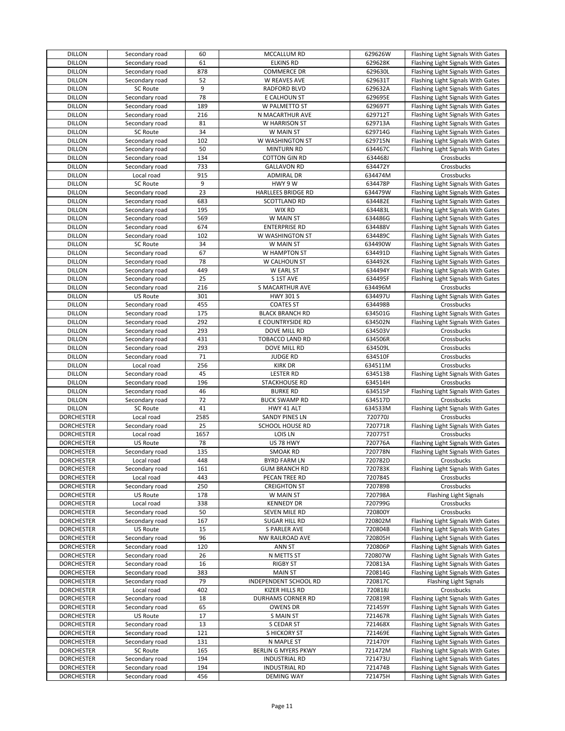| | | | | | |
|---|---|---|---|---|---|
| DILLON | Secondary road | 60 | MCCALLUM RD | 629626W | Flashing Light Signals With Gates |
| DILLON | Secondary road | 61 | ELKINS RD | 629628K | Flashing Light Signals With Gates |
| DILLON | Secondary road | 878 | COMMERCE DR | 629630L | Flashing Light Signals With Gates |
| DILLON | Secondary road | 52 | W REAVES AVE | 629631T | Flashing Light Signals With Gates |
| DILLON | SC Route | 9 | RADFORD BLVD | 629632A | Flashing Light Signals With Gates |
| DILLON | Secondary road | 78 | E CALHOUN ST | 629695E | Flashing Light Signals With Gates |
| DILLON | Secondary road | 189 | W PALMETTO ST | 629697T | Flashing Light Signals With Gates |
| DILLON | Secondary road | 216 | N MACARTHUR AVE | 629712T | Flashing Light Signals With Gates |
| DILLON | Secondary road | 81 | W HARRISON ST | 629713A | Flashing Light Signals With Gates |
| DILLON | SC Route | 34 | W MAIN ST | 629714G | Flashing Light Signals With Gates |
| DILLON | Secondary road | 102 | W WASHINGTON ST | 629715N | Flashing Light Signals With Gates |
| DILLON | Secondary road | 50 | MINTURN RD | 634467C | Flashing Light Signals With Gates |
| DILLON | Secondary road | 134 | COTTON GIN RD | 634468J | Crossbucks |
| DILLON | Secondary road | 733 | GALLAVON RD | 634472Y | Crossbucks |
| DILLON | Local road | 915 | ADMIRAL DR | 634474M | Crossbucks |
| DILLON | SC Route | 9 | HWY 9 W | 634478P | Flashing Light Signals With Gates |
| DILLON | Secondary road | 23 | HARLLEES BRIDGE RD | 634479W | Flashing Light Signals With Gates |
| DILLON | Secondary road | 683 | SCOTTLAND RD | 634482E | Flashing Light Signals With Gates |
| DILLON | Secondary road | 195 | WIX RD | 634483L | Flashing Light Signals With Gates |
| DILLON | Secondary road | 569 | W MAIN ST | 634486G | Flashing Light Signals With Gates |
| DILLON | Secondary road | 674 | ENTERPRISE RD | 634488V | Flashing Light Signals With Gates |
| DILLON | Secondary road | 102 | W WASHINGTON ST | 634489C | Flashing Light Signals With Gates |
| DILLON | SC Route | 34 | W MAIN ST | 634490W | Flashing Light Signals With Gates |
| DILLON | Secondary road | 67 | W HAMPTON ST | 634491D | Flashing Light Signals With Gates |
| DILLON | Secondary road | 78 | W CALHOUN ST | 634492K | Flashing Light Signals With Gates |
| DILLON | Secondary road | 449 | W EARL ST | 634494Y | Flashing Light Signals With Gates |
| DILLON | Secondary road | 25 | S 1ST AVE | 634495F | Flashing Light Signals With Gates |
| DILLON | Secondary road | 216 | S MACARTHUR AVE | 634496M | Crossbucks |
| DILLON | US Route | 301 | HWY 301 S | 634497U | Flashing Light Signals With Gates |
| DILLON | Secondary road | 455 | COATES ST | 634498B | Crossbucks |
| DILLON | Secondary road | 175 | BLACK BRANCH RD | 634501G | Flashing Light Signals With Gates |
| DILLON | Secondary road | 292 | E COUNTRYSIDE RD | 634502N | Flashing Light Signals With Gates |
| DILLON | Secondary road | 293 | DOVE MILL RD | 634503V | Crossbucks |
| DILLON | Secondary road | 431 | TOBACCO LAND RD | 634506R | Crossbucks |
| DILLON | Secondary road | 293 | DOVE MILL RD | 634509L | Crossbucks |
| DILLON | Secondary road | 71 | JUDGE RD | 634510F | Crossbucks |
| DILLON | Local road | 256 | KIRK DR | 634511M | Crossbucks |
| DILLON | Secondary road | 45 | LESTER RD | 634513B | Flashing Light Signals With Gates |
| DILLON | Secondary road | 196 | STACKHOUSE RD | 634514H | Crossbucks |
| DILLON | Secondary road | 46 | BURKE RD | 634515P | Flashing Light Signals With Gates |
| DILLON | Secondary road | 72 | BUCK SWAMP RD | 634517D | Crossbucks |
| DILLON | SC Route | 41 | HWY 41 ALT | 634533M | Flashing Light Signals With Gates |
| DORCHESTER | Local road | 2585 | SANDY PINES LN | 720770J | Crossbucks |
| DORCHESTER | Secondary road | 25 | SCHOOL HOUSE RD | 720771R | Flashing Light Signals With Gates |
| DORCHESTER | Local road | 1657 | LOIS LN | 720775T | Crossbucks |
| DORCHESTER | US Route | 78 | US 78 HWY | 720776A | Flashing Light Signals With Gates |
| DORCHESTER | Secondary road | 135 | SMOAK RD | 720778N | Flashing Light Signals With Gates |
| DORCHESTER | Local road | 448 | BYRD FARM LN | 720782D | Crossbucks |
| DORCHESTER | Secondary road | 161 | GUM BRANCH RD | 720783K | Flashing Light Signals With Gates |
| DORCHESTER | Local road | 443 | PECAN TREE RD | 720784S | Crossbucks |
| DORCHESTER | Secondary road | 250 | CREIGHTON ST | 720789B | Crossbucks |
| DORCHESTER | US Route | 178 | W MAIN ST | 720798A | Flashing Light Signals |
| DORCHESTER | Local road | 338 | KENNEDY DR | 720799G | Crossbucks |
| DORCHESTER | Secondary road | 50 | SEVEN MILE RD | 720800Y | Crossbucks |
| DORCHESTER | Secondary road | 167 | SUGAR HILL RD | 720802M | Flashing Light Signals With Gates |
| DORCHESTER | US Route | 15 | S PARLER AVE | 720804B | Flashing Light Signals With Gates |
| DORCHESTER | Secondary road | 96 | NW RAILROAD AVE | 720805H | Flashing Light Signals With Gates |
| DORCHESTER | Secondary road | 120 | ANN ST | 720806P | Flashing Light Signals With Gates |
| DORCHESTER | Secondary road | 26 | N METTS ST | 720807W | Flashing Light Signals With Gates |
| DORCHESTER | Secondary road | 16 | RIGBY ST | 720813A | Flashing Light Signals With Gates |
| DORCHESTER | Secondary road | 383 | MAIN ST | 720814G | Flashing Light Signals With Gates |
| DORCHESTER | Secondary road | 79 | INDEPENDENT SCHOOL RD | 720817C | Flashing Light Signals |
| DORCHESTER | Local road | 402 | KIZER HILLS RD | 720818J | Crossbucks |
| DORCHESTER | Secondary road | 18 | DURHAMS CORNER RD | 720819R | Flashing Light Signals With Gates |
| DORCHESTER | Secondary road | 65 | OWENS DR | 721459Y | Flashing Light Signals With Gates |
| DORCHESTER | US Route | 17 | S MAIN ST | 721467R | Flashing Light Signals With Gates |
| DORCHESTER | Secondary road | 13 | S CEDAR ST | 721468X | Flashing Light Signals With Gates |
| DORCHESTER | Secondary road | 121 | S HICKORY ST | 721469E | Flashing Light Signals With Gates |
| DORCHESTER | Secondary road | 131 | N MAPLE ST | 721470Y | Flashing Light Signals With Gates |
| DORCHESTER | SC Route | 165 | BERLIN G MYERS PKWY | 721472M | Flashing Light Signals With Gates |
| DORCHESTER | Secondary road | 194 | INDUSTRIAL RD | 721473U | Flashing Light Signals With Gates |
| DORCHESTER | Secondary road | 194 | INDUSTRIAL RD | 721474B | Flashing Light Signals With Gates |
| DORCHESTER | Secondary road | 456 | DEMING WAY | 721475H | Flashing Light Signals With Gates |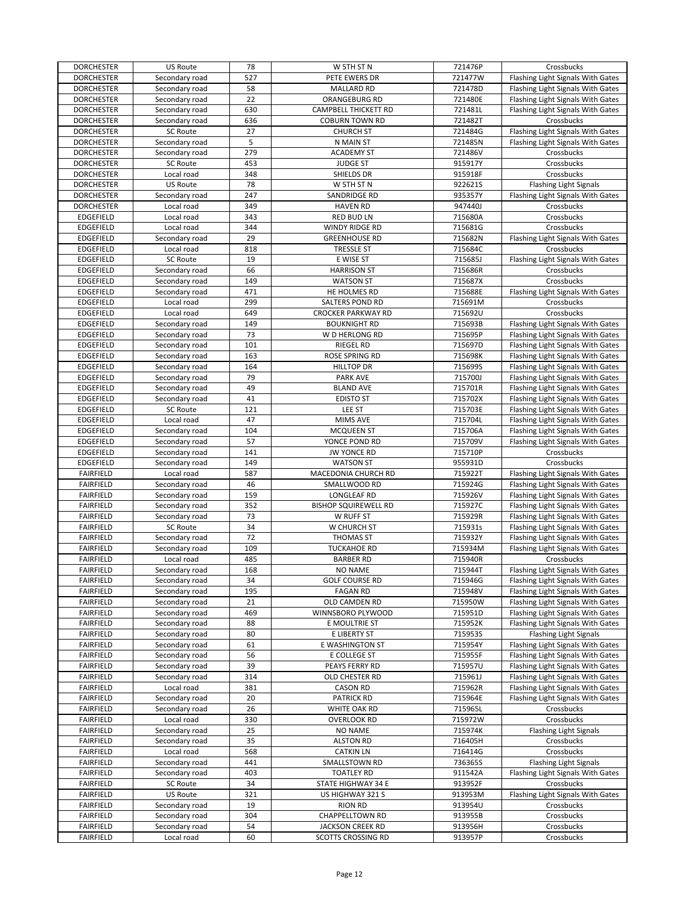| DORCHESTER | US Route | 78 | W 5TH ST N | 721476P | Crossbucks |
|---|---|---|---|---|---|
| DORCHESTER | Secondary road | 527 | PETE EWERS DR | 721477W | Flashing Light Signals With Gates |
| DORCHESTER | Secondary road | 58 | MALLARD RD | 721478D | Flashing Light Signals With Gates |
| DORCHESTER | Secondary road | 22 | ORANGEBURG RD | 721480E | Flashing Light Signals With Gates |
| DORCHESTER | Secondary road | 630 | CAMPBELL THICKETT RD | 721481L | Flashing Light Signals With Gates |
| DORCHESTER | Secondary road | 636 | COBURN TOWN RD | 721482T | Crossbucks |
| DORCHESTER | SC Route | 27 | CHURCH ST | 721484G | Flashing Light Signals With Gates |
| DORCHESTER | Secondary road | 5 | N MAIN ST | 721485N | Flashing Light Signals With Gates |
| DORCHESTER | Secondary road | 279 | ACADEMY ST | 721486V | Crossbucks |
| DORCHESTER | SC Route | 453 | JUDGE ST | 915917Y | Crossbucks |
| DORCHESTER | Local road | 348 | SHIELDS DR | 915918F | Crossbucks |
| DORCHESTER | US Route | 78 | W 5TH ST N | 922621S | Flashing Light Signals |
| DORCHESTER | Secondary road | 247 | SANDRIDGE RD | 935357Y | Flashing Light Signals With Gates |
| DORCHESTER | Local road | 349 | HAVEN RD | 947440J | Crossbucks |
| EDGEFIELD | Local road | 343 | RED BUD LN | 715680A | Crossbucks |
| EDGEFIELD | Local road | 344 | WINDY RIDGE RD | 715681G | Crossbucks |
| EDGEFIELD | Secondary road | 29 | GREENHOUSE RD | 715682N | Flashing Light Signals With Gates |
| EDGEFIELD | Local road | 818 | TRESSLE ST | 715684C | Crossbucks |
| EDGEFIELD | SC Route | 19 | E WISE ST | 715685J | Flashing Light Signals With Gates |
| EDGEFIELD | Secondary road | 66 | HARRISON ST | 715686R | Crossbucks |
| EDGEFIELD | Secondary road | 149 | WATSON ST | 715687X | Crossbucks |
| EDGEFIELD | Secondary road | 471 | HE HOLMES RD | 715688E | Flashing Light Signals With Gates |
| EDGEFIELD | Local road | 299 | SALTERS POND RD | 715691M | Crossbucks |
| EDGEFIELD | Local road | 649 | CROCKER PARKWAY RD | 715692U | Crossbucks |
| EDGEFIELD | Secondary road | 149 | BOUKNIGHT RD | 715693B | Flashing Light Signals With Gates |
| EDGEFIELD | Secondary road | 73 | W D HERLONG RD | 715695P | Flashing Light Signals With Gates |
| EDGEFIELD | Secondary road | 101 | RIEGEL RD | 715697D | Flashing Light Signals With Gates |
| EDGEFIELD | Secondary road | 163 | ROSE SPRING RD | 715698K | Flashing Light Signals With Gates |
| EDGEFIELD | Secondary road | 164 | HILLTOP DR | 715699S | Flashing Light Signals With Gates |
| EDGEFIELD | Secondary road | 79 | PARK AVE | 715700J | Flashing Light Signals With Gates |
| EDGEFIELD | Secondary road | 49 | BLAND AVE | 715701R | Flashing Light Signals With Gates |
| EDGEFIELD | Secondary road | 41 | EDISTO ST | 715702X | Flashing Light Signals With Gates |
| EDGEFIELD | SC Route | 121 | LEE ST | 715703E | Flashing Light Signals With Gates |
| EDGEFIELD | Local road | 47 | MIMS AVE | 715704L | Flashing Light Signals With Gates |
| EDGEFIELD | Secondary road | 104 | MCQUEEN ST | 715706A | Flashing Light Signals With Gates |
| EDGEFIELD | Secondary road | 57 | YONCE POND RD | 715709V | Flashing Light Signals With Gates |
| EDGEFIELD | Secondary road | 141 | JW YONCE RD | 715710P | Crossbucks |
| EDGEFIELD | Secondary road | 149 | WATSON ST | 955931D | Crossbucks |
| FAIRFIELD | Local road | 587 | MACEDONIA CHURCH RD | 715922T | Flashing Light Signals With Gates |
| FAIRFIELD | Secondary road | 46 | SMALLWOOD RD | 715924G | Flashing Light Signals With Gates |
| FAIRFIELD | Secondary road | 159 | LONGLEAF RD | 715926V | Flashing Light Signals With Gates |
| FAIRFIELD | Secondary road | 352 | BISHOP SQUIREWELL RD | 715927C | Flashing Light Signals With Gates |
| FAIRFIELD | Secondary road | 73 | W RUFF ST | 715929R | Flashing Light Signals With Gates |
| FAIRFIELD | SC Route | 34 | W CHURCH ST | 715931s | Flashing Light Signals With Gates |
| FAIRFIELD | Secondary road | 72 | THOMAS ST | 715932Y | Flashing Light Signals With Gates |
| FAIRFIELD | Secondary road | 109 | TUCKAHOE RD | 715934M | Flashing Light Signals With Gates |
| FAIRFIELD | Local road | 485 | BARBER RD | 715940R | Crossbucks |
| FAIRFIELD | Secondary road | 168 | NO NAME | 715944T | Flashing Light Signals With Gates |
| FAIRFIELD | Secondary road | 34 | GOLF COURSE RD | 715946G | Flashing Light Signals With Gates |
| FAIRFIELD | Secondary road | 195 | FAGAN RD | 715948V | Flashing Light Signals With Gates |
| FAIRFIELD | Secondary road | 21 | OLD CAMDEN RD | 715950W | Flashing Light Signals With Gates |
| FAIRFIELD | Secondary road | 469 | WINNSBORO PLYWOOD | 715951D | Flashing Light Signals With Gates |
| FAIRFIELD | Secondary road | 88 | E MOULTRIE ST | 715952K | Flashing Light Signals With Gates |
| FAIRFIELD | Secondary road | 80 | E LIBERTY ST | 715953S | Flashing Light Signals |
| FAIRFIELD | Secondary road | 61 | E WASHINGTON ST | 715954Y | Flashing Light Signals With Gates |
| FAIRFIELD | Secondary road | 56 | E COLLEGE ST | 715955F | Flashing Light Signals With Gates |
| FAIRFIELD | Secondary road | 39 | PEAYS FERRY RD | 715957U | Flashing Light Signals With Gates |
| FAIRFIELD | Secondary road | 314 | OLD CHESTER RD | 715961J | Flashing Light Signals With Gates |
| FAIRFIELD | Local road | 381 | CASON RD | 715962R | Flashing Light Signals With Gates |
| FAIRFIELD | Secondary road | 20 | PATRICK RD | 715964E | Flashing Light Signals With Gates |
| FAIRFIELD | Secondary road | 26 | WHITE OAK RD | 715965L | Crossbucks |
| FAIRFIELD | Local road | 330 | OVERLOOK RD | 715972W | Crossbucks |
| FAIRFIELD | Secondary road | 25 | NO NAME | 715974K | Flashing Light Signals |
| FAIRFIELD | Secondary road | 35 | ALSTON RD | 716405H | Crossbucks |
| FAIRFIELD | Local road | 568 | CATKIN LN | 716414G | Crossbucks |
| FAIRFIELD | Secondary road | 441 | SMALLSTOWN RD | 736365S | Flashing Light Signals |
| FAIRFIELD | Secondary road | 403 | TOATLEY RD | 911542A | Flashing Light Signals With Gates |
| FAIRFIELD | SC Route | 34 | STATE HIGHWAY 34 E | 913952F | Crossbucks |
| FAIRFIELD | US Route | 321 | US HIGHWAY 321 S | 913953M | Flashing Light Signals With Gates |
| FAIRFIELD | Secondary road | 19 | RION RD | 913954U | Crossbucks |
| FAIRFIELD | Secondary road | 304 | CHAPPELLTOWN RD | 913955B | Crossbucks |
| FAIRFIELD | Secondary road | 54 | JACKSON CREEK RD | 913956H | Crossbucks |
| FAIRFIELD | Local road | 60 | SCOTTS CROSSING RD | 913957P | Crossbucks |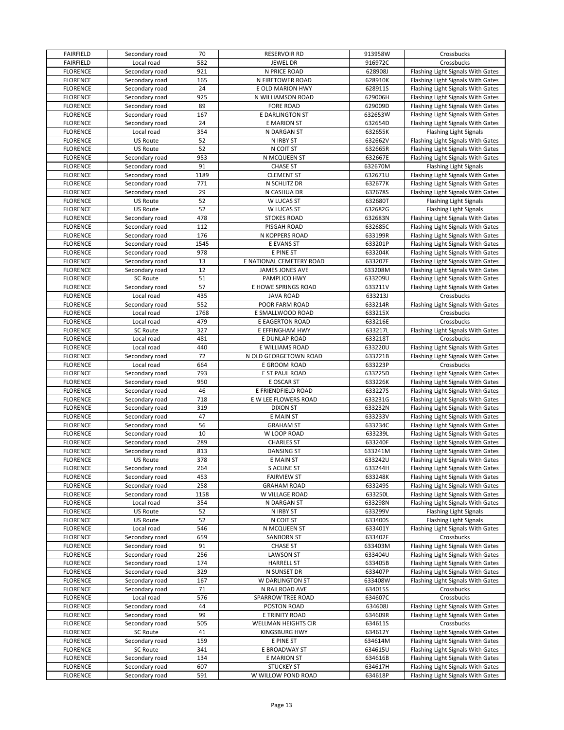| FAIRFIELD | Secondary road | 70 | RESERVOIR RD | 913958W | Crossbucks |
|---|---|---|---|---|---|
| FAIRFIELD | Local road | 582 | JEWEL DR | 916972C | Crossbucks |
| FLORENCE | Secondary road | 921 | N PRICE ROAD | 628908J | Flashing Light Signals With Gates |
| FLORENCE | Secondary road | 165 | N FIRETOWER ROAD | 628910K | Flashing Light Signals With Gates |
| FLORENCE | Secondary road | 24 | E OLD MARION HWY | 628911S | Flashing Light Signals With Gates |
| FLORENCE | Secondary road | 925 | N WILLIAMSON ROAD | 629006H | Flashing Light Signals With Gates |
| FLORENCE | Secondary road | 89 | FORE ROAD | 629009D | Flashing Light Signals With Gates |
| FLORENCE | Secondary road | 167 | E DARLINGTON ST | 632653W | Flashing Light Signals With Gates |
| FLORENCE | Secondary road | 24 | E MARION ST | 632654D | Flashing Light Signals With Gates |
| FLORENCE | Local road | 354 | N DARGAN ST | 632655K | Flashing Light Signals |
| FLORENCE | US Route | 52 | N IRBY ST | 632662V | Flashing Light Signals With Gates |
| FLORENCE | US Route | 52 | N COIT ST | 632665R | Flashing Light Signals With Gates |
| FLORENCE | Secondary road | 953 | N MCQUEEN ST | 632667E | Flashing Light Signals With Gates |
| FLORENCE | Secondary road | 91 | CHASE ST | 632670M | Flashing Light Signals |
| FLORENCE | Secondary road | 1189 | CLEMENT ST | 632671U | Flashing Light Signals With Gates |
| FLORENCE | Secondary road | 771 | N SCHLITZ DR | 632677K | Flashing Light Signals With Gates |
| FLORENCE | Secondary road | 29 | N CASHUA DR | 632678S | Flashing Light Signals With Gates |
| FLORENCE | US Route | 52 | W LUCAS ST | 632680T | Flashing Light Signals |
| FLORENCE | US Route | 52 | W LUCAS ST | 632682G | Flashing Light Signals |
| FLORENCE | Secondary road | 478 | STOKES ROAD | 632683N | Flashing Light Signals With Gates |
| FLORENCE | Secondary road | 112 | PISGAH ROAD | 632685C | Flashing Light Signals With Gates |
| FLORENCE | Secondary road | 176 | N KOPPERS ROAD | 633199R | Flashing Light Signals With Gates |
| FLORENCE | Secondary road | 1545 | E EVANS ST | 633201P | Flashing Light Signals With Gates |
| FLORENCE | Secondary road | 978 | E PINE ST | 633204K | Flashing Light Signals With Gates |
| FLORENCE | Secondary road | 13 | E NATIONAL CEMETERY ROAD | 633207F | Flashing Light Signals With Gates |
| FLORENCE | Secondary road | 12 | JAMES JONES AVE | 633208M | Flashing Light Signals With Gates |
| FLORENCE | SC Route | 51 | PAMPLICO HWY | 633209U | Flashing Light Signals With Gates |
| FLORENCE | Secondary road | 57 | E HOWE SPRINGS ROAD | 633211V | Flashing Light Signals With Gates |
| FLORENCE | Local road | 435 | JAVA ROAD | 633213J | Crossbucks |
| FLORENCE | Secondary road | 552 | POOR FARM ROAD | 633214R | Flashing Light Signals With Gates |
| FLORENCE | Local road | 1768 | E SMALLWOOD ROAD | 633215X | Crossbucks |
| FLORENCE | Local road | 479 | E EAGERTON ROAD | 633216E | Crossbucks |
| FLORENCE | SC Route | 327 | E EFFINGHAM HWY | 633217L | Flashing Light Signals With Gates |
| FLORENCE | Local road | 481 | E DUNLAP ROAD | 633218T | Crossbucks |
| FLORENCE | Local road | 440 | E WILLIAMS ROAD | 633220U | Flashing Light Signals With Gates |
| FLORENCE | Secondary road | 72 | N OLD GEORGETOWN ROAD | 633221B | Flashing Light Signals With Gates |
| FLORENCE | Local road | 664 | E GROOM ROAD | 633223P | Crossbucks |
| FLORENCE | Secondary road | 793 | E ST PAUL ROAD | 633225D | Flashing Light Signals With Gates |
| FLORENCE | Secondary road | 950 | E OSCAR ST | 633226K | Flashing Light Signals With Gates |
| FLORENCE | Secondary road | 46 | E FRIENDFIELD ROAD | 633227S | Flashing Light Signals With Gates |
| FLORENCE | Secondary road | 718 | E W LEE FLOWERS ROAD | 633231G | Flashing Light Signals With Gates |
| FLORENCE | Secondary road | 319 | DIXON ST | 633232N | Flashing Light Signals With Gates |
| FLORENCE | Secondary road | 47 | E MAIN ST | 633233V | Flashing Light Signals With Gates |
| FLORENCE | Secondary road | 56 | GRAHAM ST | 633234C | Flashing Light Signals With Gates |
| FLORENCE | Secondary road | 10 | W LOOP ROAD | 633239L | Flashing Light Signals With Gates |
| FLORENCE | Secondary road | 289 | CHARLES ST | 633240F | Flashing Light Signals With Gates |
| FLORENCE | Secondary road | 813 | DANSING ST | 633241M | Flashing Light Signals With Gates |
| FLORENCE | US Route | 378 | E MAIN ST | 633242U | Flashing Light Signals With Gates |
| FLORENCE | Secondary road | 264 | S ACLINE ST | 633244H | Flashing Light Signals With Gates |
| FLORENCE | Secondary road | 453 | FAIRVIEW ST | 633248K | Flashing Light Signals With Gates |
| FLORENCE | Secondary road | 258 | GRAHAM ROAD | 633249S | Flashing Light Signals With Gates |
| FLORENCE | Secondary road | 1158 | W VILLAGE ROAD | 633250L | Flashing Light Signals With Gates |
| FLORENCE | Local road | 354 | N DARGAN ST | 633298N | Flashing Light Signals With Gates |
| FLORENCE | US Route | 52 | N IRBY ST | 633299V | Flashing Light Signals |
| FLORENCE | US Route | 52 | N COIT ST | 633400S | Flashing Light Signals |
| FLORENCE | Local road | 546 | N MCQUEEN ST | 633401Y | Flashing Light Signals With Gates |
| FLORENCE | Secondary road | 659 | SANBORN ST | 633402F | Crossbucks |
| FLORENCE | Secondary road | 91 | CHASE ST | 633403M | Flashing Light Signals With Gates |
| FLORENCE | Secondary road | 256 | LAWSON ST | 633404U | Flashing Light Signals With Gates |
| FLORENCE | Secondary road | 174 | HARRELL ST | 633405B | Flashing Light Signals With Gates |
| FLORENCE | Secondary road | 329 | N SUNSET DR | 633407P | Flashing Light Signals With Gates |
| FLORENCE | Secondary road | 167 | W DARLINGTON ST | 633408W | Flashing Light Signals With Gates |
| FLORENCE | Secondary road | 71 | N RAILROAD AVE | 634015S | Crossbucks |
| FLORENCE | Local road | 576 | SPARROW TREE ROAD | 634607C | Crossbucks |
| FLORENCE | Secondary road | 44 | POSTON ROAD | 634608J | Flashing Light Signals With Gates |
| FLORENCE | Secondary road | 99 | E TRINITY ROAD | 634609R | Flashing Light Signals With Gates |
| FLORENCE | Secondary road | 505 | WELLMAN HEIGHTS CIR | 634611S | Crossbucks |
| FLORENCE | SC Route | 41 | KINGSBURG HWY | 634612Y | Flashing Light Signals With Gates |
| FLORENCE | Secondary road | 159 | E PINE ST | 634614M | Flashing Light Signals With Gates |
| FLORENCE | SC Route | 341 | E BROADWAY ST | 634615U | Flashing Light Signals With Gates |
| FLORENCE | Secondary road | 134 | E MARION ST | 634616B | Flashing Light Signals With Gates |
| FLORENCE | Secondary road | 607 | STUCKEY ST | 634617H | Flashing Light Signals With Gates |
| FLORENCE | Secondary road | 591 | W WILLOW POND ROAD | 634618P | Flashing Light Signals With Gates |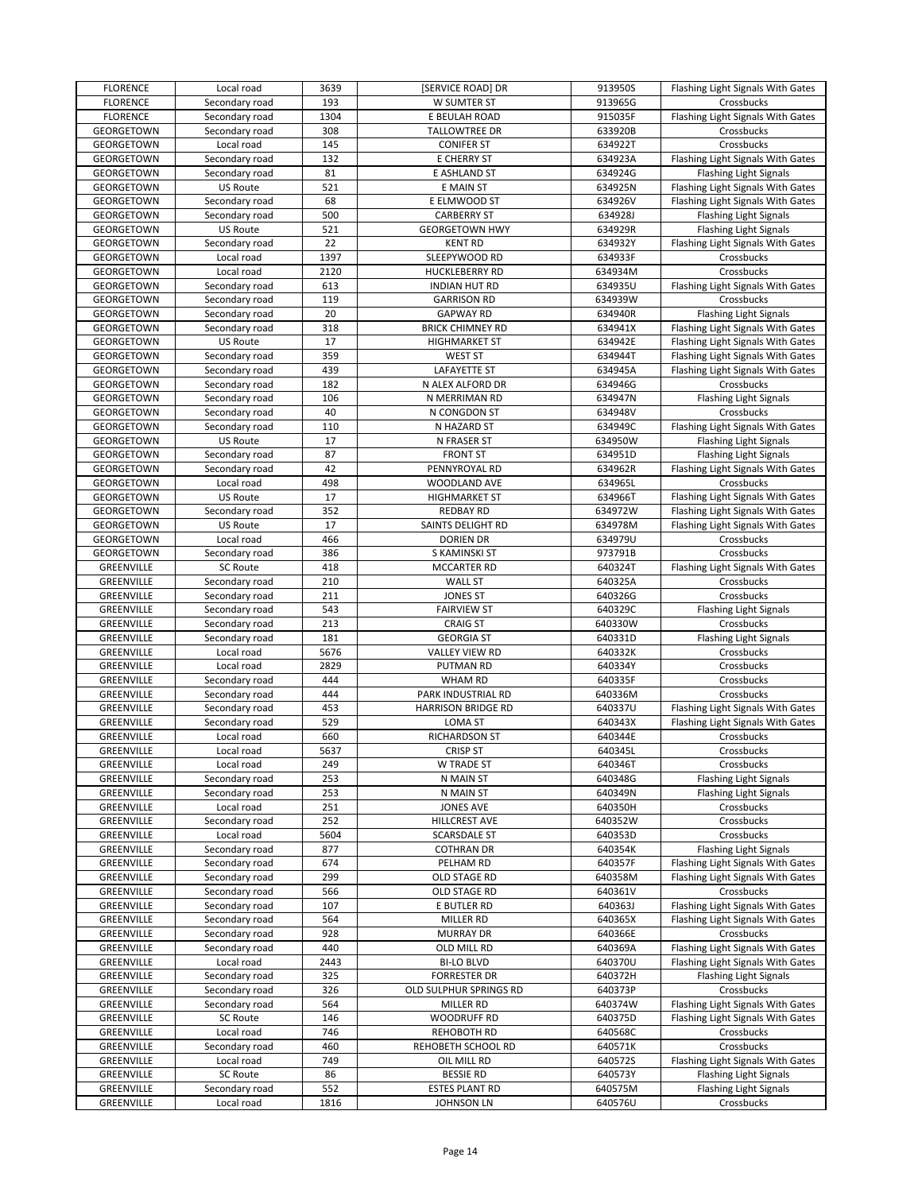| FLORENCE | Local road | 3639 | [SERVICE ROAD] DR | 913950S | Flashing Light Signals With Gates |
|---|---|---|---|---|---|
| FLORENCE | Secondary road | 193 | W SUMTER ST | 913965G | Crossbucks |
| FLORENCE | Secondary road | 1304 | E BEULAH ROAD | 915035F | Flashing Light Signals With Gates |
| GEORGETOWN | Secondary road | 308 | TALLOWTREE DR | 633920B | Crossbucks |
| GEORGETOWN | Local road | 145 | CONIFER ST | 634922T | Crossbucks |
| GEORGETOWN | Secondary road | 132 | E CHERRY ST | 634923A | Flashing Light Signals With Gates |
| GEORGETOWN | Secondary road | 81 | E ASHLAND ST | 634924G | Flashing Light Signals |
| GEORGETOWN | US Route | 521 | E MAIN ST | 634925N | Flashing Light Signals With Gates |
| GEORGETOWN | Secondary road | 68 | E ELMWOOD ST | 634926V | Flashing Light Signals With Gates |
| GEORGETOWN | Secondary road | 500 | CARBERRY ST | 634928J | Flashing Light Signals |
| GEORGETOWN | US Route | 521 | GEORGETOWN HWY | 634929R | Flashing Light Signals |
| GEORGETOWN | Secondary road | 22 | KENT RD | 634932Y | Flashing Light Signals With Gates |
| GEORGETOWN | Local road | 1397 | SLEEPYWOOD RD | 634933F | Crossbucks |
| GEORGETOWN | Local road | 2120 | HUCKLEBERRY RD | 634934M | Crossbucks |
| GEORGETOWN | Secondary road | 613 | INDIAN HUT RD | 634935U | Flashing Light Signals With Gates |
| GEORGETOWN | Secondary road | 119 | GARRISON RD | 634939W | Crossbucks |
| GEORGETOWN | Secondary road | 20 | GAPWAY RD | 634940R | Flashing Light Signals |
| GEORGETOWN | Secondary road | 318 | BRICK CHIMNEY RD | 634941X | Flashing Light Signals With Gates |
| GEORGETOWN | US Route | 17 | HIGHMARKET ST | 634942E | Flashing Light Signals With Gates |
| GEORGETOWN | Secondary road | 359 | WEST ST | 634944T | Flashing Light Signals With Gates |
| GEORGETOWN | Secondary road | 439 | LAFAYETTE ST | 634945A | Flashing Light Signals With Gates |
| GEORGETOWN | Secondary road | 182 | N ALEX ALFORD DR | 634946G | Crossbucks |
| GEORGETOWN | Secondary road | 106 | N MERRIMAN RD | 634947N | Flashing Light Signals |
| GEORGETOWN | Secondary road | 40 | N CONGDON ST | 634948V | Crossbucks |
| GEORGETOWN | Secondary road | 110 | N HAZARD ST | 634949C | Flashing Light Signals With Gates |
| GEORGETOWN | US Route | 17 | N FRASER ST | 634950W | Flashing Light Signals |
| GEORGETOWN | Secondary road | 87 | FRONT ST | 634951D | Flashing Light Signals |
| GEORGETOWN | Secondary road | 42 | PENNYROYAL RD | 634962R | Flashing Light Signals With Gates |
| GEORGETOWN | Local road | 498 | WOODLAND AVE | 634965L | Crossbucks |
| GEORGETOWN | US Route | 17 | HIGHMARKET ST | 634966T | Flashing Light Signals With Gates |
| GEORGETOWN | Secondary road | 352 | REDBAY RD | 634972W | Flashing Light Signals With Gates |
| GEORGETOWN | US Route | 17 | SAINTS DELIGHT RD | 634978M | Flashing Light Signals With Gates |
| GEORGETOWN | Local road | 466 | DORIEN DR | 634979U | Crossbucks |
| GEORGETOWN | Secondary road | 386 | S KAMINSKI ST | 973791B | Crossbucks |
| GREENVILLE | SC Route | 418 | MCCARTER RD | 640324T | Flashing Light Signals With Gates |
| GREENVILLE | Secondary road | 210 | WALL ST | 640325A | Crossbucks |
| GREENVILLE | Secondary road | 211 | JONES ST | 640326G | Crossbucks |
| GREENVILLE | Secondary road | 543 | FAIRVIEW ST | 640329C | Flashing Light Signals |
| GREENVILLE | Secondary road | 213 | CRAIG ST | 640330W | Crossbucks |
| GREENVILLE | Secondary road | 181 | GEORGIA ST | 640331D | Flashing Light Signals |
| GREENVILLE | Local road | 5676 | VALLEY VIEW RD | 640332K | Crossbucks |
| GREENVILLE | Local road | 2829 | PUTMAN RD | 640334Y | Crossbucks |
| GREENVILLE | Secondary road | 444 | WHAM RD | 640335F | Crossbucks |
| GREENVILLE | Secondary road | 444 | PARK INDUSTRIAL RD | 640336M | Crossbucks |
| GREENVILLE | Secondary road | 453 | HARRISON BRIDGE RD | 640337U | Flashing Light Signals With Gates |
| GREENVILLE | Secondary road | 529 | LOMA ST | 640343X | Flashing Light Signals With Gates |
| GREENVILLE | Local road | 660 | RICHARDSON ST | 640344E | Crossbucks |
| GREENVILLE | Local road | 5637 | CRISP ST | 640345L | Crossbucks |
| GREENVILLE | Local road | 249 | W TRADE ST | 640346T | Crossbucks |
| GREENVILLE | Secondary road | 253 | N MAIN ST | 640348G | Flashing Light Signals |
| GREENVILLE | Secondary road | 253 | N MAIN ST | 640349N | Flashing Light Signals |
| GREENVILLE | Local road | 251 | JONES AVE | 640350H | Crossbucks |
| GREENVILLE | Secondary road | 252 | HILLCREST AVE | 640352W | Crossbucks |
| GREENVILLE | Local road | 5604 | SCARSDALE ST | 640353D | Crossbucks |
| GREENVILLE | Secondary road | 877 | COTHRAN DR | 640354K | Flashing Light Signals |
| GREENVILLE | Secondary road | 674 | PELHAM RD | 640357F | Flashing Light Signals With Gates |
| GREENVILLE | Secondary road | 299 | OLD STAGE RD | 640358M | Flashing Light Signals With Gates |
| GREENVILLE | Secondary road | 566 | OLD STAGE RD | 640361V | Crossbucks |
| GREENVILLE | Secondary road | 107 | E BUTLER RD | 640363J | Flashing Light Signals With Gates |
| GREENVILLE | Secondary road | 564 | MILLER RD | 640365X | Flashing Light Signals With Gates |
| GREENVILLE | Secondary road | 928 | MURRAY DR | 640366E | Crossbucks |
| GREENVILLE | Secondary road | 440 | OLD MILL RD | 640369A | Flashing Light Signals With Gates |
| GREENVILLE | Local road | 2443 | BI-LO BLVD | 640370U | Flashing Light Signals With Gates |
| GREENVILLE | Secondary road | 325 | FORRESTER DR | 640372H | Flashing Light Signals |
| GREENVILLE | Secondary road | 326 | OLD SULPHUR SPRINGS RD | 640373P | Crossbucks |
| GREENVILLE | Secondary road | 564 | MILLER RD | 640374W | Flashing Light Signals With Gates |
| GREENVILLE | SC Route | 146 | WOODRUFF RD | 640375D | Flashing Light Signals With Gates |
| GREENVILLE | Local road | 746 | REHOBOTH RD | 640568C | Crossbucks |
| GREENVILLE | Secondary road | 460 | REHOBETH SCHOOL RD | 640571K | Crossbucks |
| GREENVILLE | Local road | 749 | OIL MILL RD | 640572S | Flashing Light Signals With Gates |
| GREENVILLE | SC Route | 86 | BESSIE RD | 640573Y | Flashing Light Signals |
| GREENVILLE | Secondary road | 552 | ESTES PLANT RD | 640575M | Flashing Light Signals |
| GREENVILLE | Local road | 1816 | JOHNSON LN | 640576U | Crossbucks |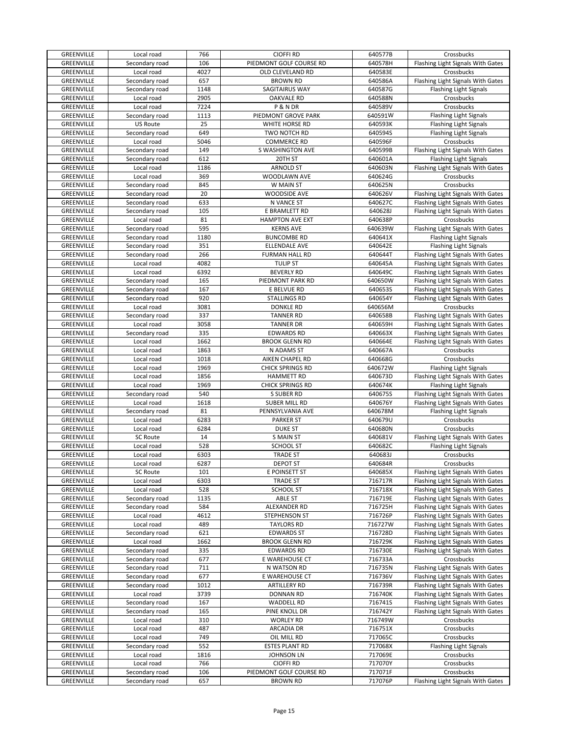| GREENVILLE | Local road | 766 | CIOFFI RD | 640577B | Crossbucks |
|---|---|---|---|---|---|
| GREENVILLE | Secondary road | 106 | PIEDMONT GOLF COURSE RD | 640578H | Flashing Light Signals With Gates |
| GREENVILLE | Local road | 4027 | OLD CLEVELAND RD | 640583E | Crossbucks |
| GREENVILLE | Secondary road | 657 | BROWN RD | 640586A | Flashing Light Signals With Gates |
| GREENVILLE | Secondary road | 1148 | SAGITAIRUS WAY | 640587G | Flashing Light Signals |
| GREENVILLE | Local road | 2905 | OAKVALE RD | 640588N | Crossbucks |
| GREENVILLE | Local road | 7224 | P & N DR | 640589V | Crossbucks |
| GREENVILLE | Secondary road | 1113 | PIEDMONT GROVE PARK | 640591W | Flashing Light Signals |
| GREENVILLE | US Route | 25 | WHITE HORSE RD | 640593K | Flashing Light Signals |
| GREENVILLE | Secondary road | 649 | TWO NOTCH RD | 640594S | Flashing Light Signals |
| GREENVILLE | Local road | 5046 | COMMERCE RD | 640596F | Crossbucks |
| GREENVILLE | Secondary road | 149 | S WASHINGTON AVE | 640599B | Flashing Light Signals With Gates |
| GREENVILLE | Secondary road | 612 | 20TH ST | 640601A | Flashing Light Signals |
| GREENVILLE | Local road | 1186 | ARNOLD ST | 640603N | Flashing Light Signals With Gates |
| GREENVILLE | Local road | 369 | WOODLAWN AVE | 640624G | Crossbucks |
| GREENVILLE | Secondary road | 845 | W MAIN ST | 640625N | Crossbucks |
| GREENVILLE | Secondary road | 20 | WOODSIDE AVE | 640626V | Flashing Light Signals With Gates |
| GREENVILLE | Secondary road | 633 | N VANCE ST | 640627C | Flashing Light Signals With Gates |
| GREENVILLE | Secondary road | 105 | E BRAMLETT RD | 640628J | Flashing Light Signals With Gates |
| GREENVILLE | Local road | 81 | HAMPTON AVE EXT | 640638P | Crossbucks |
| GREENVILLE | Secondary road | 595 | KERNS AVE | 640639W | Flashing Light Signals With Gates |
| GREENVILLE | Secondary road | 1180 | BUNCOMBE RD | 640641X | Flashing Light Signals |
| GREENVILLE | Secondary road | 351 | ELLENDALE AVE | 640642E | Flashing Light Signals |
| GREENVILLE | Secondary road | 266 | FURMAN HALL RD | 640644T | Flashing Light Signals With Gates |
| GREENVILLE | Local road | 4082 | TULIP ST | 640645A | Flashing Light Signals With Gates |
| GREENVILLE | Local road | 6392 | BEVERLY RD | 640649C | Flashing Light Signals With Gates |
| GREENVILLE | Secondary road | 165 | PIEDMONT PARK RD | 640650W | Flashing Light Signals With Gates |
| GREENVILLE | Secondary road | 167 | E BELVUE RD | 640653S | Flashing Light Signals With Gates |
| GREENVILLE | Secondary road | 920 | STALLINGS RD | 640654Y | Flashing Light Signals With Gates |
| GREENVILLE | Local road | 3081 | DONKLE RD | 640656M | Crossbucks |
| GREENVILLE | Secondary road | 337 | TANNER RD | 640658B | Flashing Light Signals With Gates |
| GREENVILLE | Local road | 3058 | TANNER DR | 640659H | Flashing Light Signals With Gates |
| GREENVILLE | Secondary road | 335 | EDWARDS RD | 640663X | Flashing Light Signals With Gates |
| GREENVILLE | Local road | 1662 | BROOK GLENN RD | 640664E | Flashing Light Signals With Gates |
| GREENVILLE | Local road | 1863 | N ADAMS ST | 640667A | Crossbucks |
| GREENVILLE | Local road | 1018 | AIKEN CHAPEL RD | 640668G | Crossbucks |
| GREENVILLE | Local road | 1969 | CHICK SPRINGS RD | 640672W | Flashing Light Signals |
| GREENVILLE | Local road | 1856 | HAMMETT RD | 640673D | Flashing Light Signals With Gates |
| GREENVILLE | Local road | 1969 | CHICK SPRINGS RD | 640674K | Flashing Light Signals |
| GREENVILLE | Secondary road | 540 | S SUBER RD | 640675S | Flashing Light Signals With Gates |
| GREENVILLE | Local road | 1618 | SUBER MILL RD | 640676Y | Flashing Light Signals With Gates |
| GREENVILLE | Secondary road | 81 | PENNSYLVANIA AVE | 640678M | Flashing Light Signals |
| GREENVILLE | Local road | 6283 | PARKER ST | 640679U | Crossbucks |
| GREENVILLE | Local road | 6284 | DUKE ST | 640680N | Crossbucks |
| GREENVILLE | SC Route | 14 | S MAIN ST | 640681V | Flashing Light Signals With Gates |
| GREENVILLE | Local road | 528 | SCHOOL ST | 640682C | Flashing Light Signals |
| GREENVILLE | Local road | 6303 | TRADE ST | 640683J | Crossbucks |
| GREENVILLE | Local road | 6287 | DEPOT ST | 640684R | Crossbucks |
| GREENVILLE | SC Route | 101 | E POINSETT ST | 640685X | Flashing Light Signals With Gates |
| GREENVILLE | Local road | 6303 | TRADE ST | 716717R | Flashing Light Signals With Gates |
| GREENVILLE | Local road | 528 | SCHOOL ST | 716718X | Flashing Light Signals With Gates |
| GREENVILLE | Secondary road | 1135 | ABLE ST | 716719E | Flashing Light Signals With Gates |
| GREENVILLE | Secondary road | 584 | ALEXANDER RD | 716725H | Flashing Light Signals With Gates |
| GREENVILLE | Local road | 4612 | STEPHENSON ST | 716726P | Flashing Light Signals With Gates |
| GREENVILLE | Local road | 489 | TAYLORS RD | 716727W | Flashing Light Signals With Gates |
| GREENVILLE | Secondary road | 621 | EDWARDS ST | 716728D | Flashing Light Signals With Gates |
| GREENVILLE | Local road | 1662 | BROOK GLENN RD | 716729K | Flashing Light Signals With Gates |
| GREENVILLE | Secondary road | 335 | EDWARDS RD | 716730E | Flashing Light Signals With Gates |
| GREENVILLE | Secondary road | 677 | E WAREHOUSE CT | 716733A | Crossbucks |
| GREENVILLE | Secondary road | 711 | N WATSON RD | 716735N | Flashing Light Signals With Gates |
| GREENVILLE | Secondary road | 677 | E WAREHOUSE CT | 716736V | Flashing Light Signals With Gates |
| GREENVILLE | Secondary road | 1012 | ARTILLERY RD | 716739R | Flashing Light Signals With Gates |
| GREENVILLE | Local road | 3739 | DONNAN RD | 716740K | Flashing Light Signals With Gates |
| GREENVILLE | Secondary road | 167 | WADDELL RD | 716741S | Flashing Light Signals With Gates |
| GREENVILLE | Secondary road | 165 | PINE KNOLL DR | 716742Y | Flashing Light Signals With Gates |
| GREENVILLE | Local road | 310 | WORLEY RD | 716749W | Crossbucks |
| GREENVILLE | Local road | 487 | ARCADIA DR | 716751X | Crossbucks |
| GREENVILLE | Local road | 749 | OIL MILL RD | 717065C | Crossbucks |
| GREENVILLE | Secondary road | 552 | ESTES PLANT RD | 717068X | Flashing Light Signals |
| GREENVILLE | Local road | 1816 | JOHNSON LN | 717069E | Crossbucks |
| GREENVILLE | Local road | 766 | CIOFFI RD | 717070Y | Crossbucks |
| GREENVILLE | Secondary road | 106 | PIEDMONT GOLF COURSE RD | 717071F | Crossbucks |
| GREENVILLE | Secondary road | 657 | BROWN RD | 717076P | Flashing Light Signals With Gates |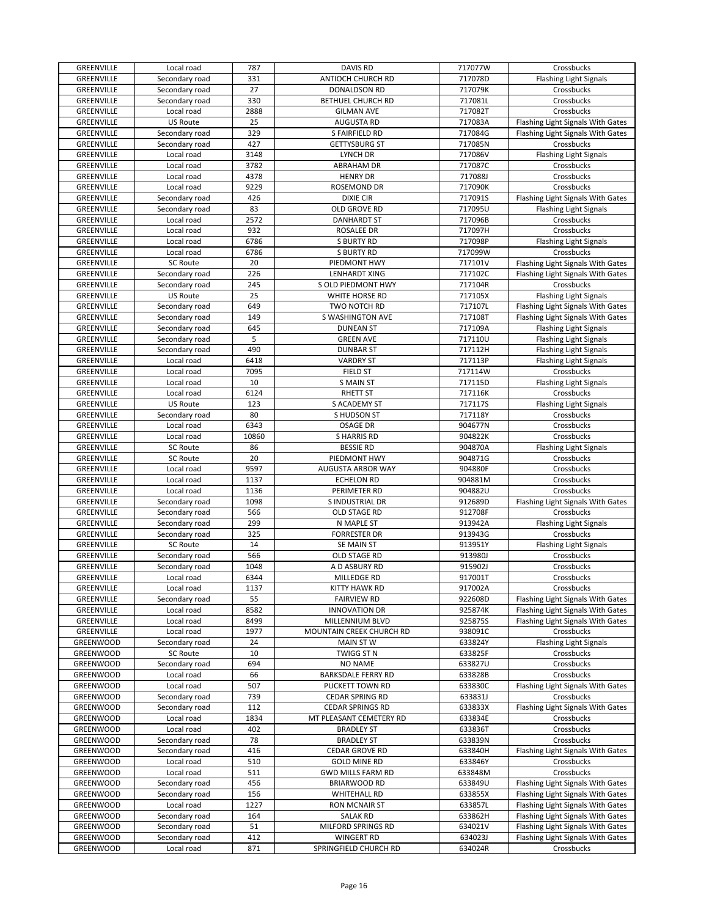| GREENVILLE | Local road | 787 | DAVIS RD | 717077W | Crossbucks |
|---|---|---|---|---|---|
| GREENVILLE | Secondary road | 331 | ANTIOCH CHURCH RD | 717078D | Flashing Light Signals |
| GREENVILLE | Secondary road | 27 | DONALDSON RD | 717079K | Crossbucks |
| GREENVILLE | Secondary road | 330 | BETHUEL CHURCH RD | 717081L | Crossbucks |
| GREENVILLE | Local road | 2888 | GILMAN AVE | 717082T | Crossbucks |
| GREENVILLE | US Route | 25 | AUGUSTA RD | 717083A | Flashing Light Signals With Gates |
| GREENVILLE | Secondary road | 329 | S FAIRFIELD RD | 717084G | Flashing Light Signals With Gates |
| GREENVILLE | Secondary road | 427 | GETTYSBURG ST | 717085N | Crossbucks |
| GREENVILLE | Local road | 3148 | LYNCH DR | 717086V | Flashing Light Signals |
| GREENVILLE | Local road | 3782 | ABRAHAM DR | 717087C | Crossbucks |
| GREENVILLE | Local road | 4378 | HENRY DR | 717088J | Crossbucks |
| GREENVILLE | Local road | 9229 | ROSEMOND DR | 717090K | Crossbucks |
| GREENVILLE | Secondary road | 426 | DIXIE CIR | 717091S | Flashing Light Signals With Gates |
| GREENVILLE | Secondary road | 83 | OLD GROVE RD | 717095U | Flashing Light Signals |
| GREENVILLE | Local road | 2572 | DANHARDT ST | 717096B | Crossbucks |
| GREENVILLE | Local road | 932 | ROSALEE DR | 717097H | Crossbucks |
| GREENVILLE | Local road | 6786 | S BURTY RD | 717098P | Flashing Light Signals |
| GREENVILLE | Local road | 6786 | S BURTY RD | 717099W | Crossbucks |
| GREENVILLE | SC Route | 20 | PIEDMONT HWY | 717101V | Flashing Light Signals With Gates |
| GREENVILLE | Secondary road | 226 | LENHARDT XING | 717102C | Flashing Light Signals With Gates |
| GREENVILLE | Secondary road | 245 | S OLD PIEDMONT HWY | 717104R | Crossbucks |
| GREENVILLE | US Route | 25 | WHITE HORSE RD | 717105X | Flashing Light Signals |
| GREENVILLE | Secondary road | 649 | TWO NOTCH RD | 717107L | Flashing Light Signals With Gates |
| GREENVILLE | Secondary road | 149 | S WASHINGTON AVE | 717108T | Flashing Light Signals With Gates |
| GREENVILLE | Secondary road | 645 | DUNEAN ST | 717109A | Flashing Light Signals |
| GREENVILLE | Secondary road | 5 | GREEN AVE | 717110U | Flashing Light Signals |
| GREENVILLE | Secondary road | 490 | DUNBAR ST | 717112H | Flashing Light Signals |
| GREENVILLE | Local road | 6418 | VARDRY ST | 717113P | Flashing Light Signals |
| GREENVILLE | Local road | 7095 | FIELD ST | 717114W | Crossbucks |
| GREENVILLE | Local road | 10 | S MAIN ST | 717115D | Flashing Light Signals |
| GREENVILLE | Local road | 6124 | RHETT ST | 717116K | Crossbucks |
| GREENVILLE | US Route | 123 | S ACADEMY ST | 717117S | Flashing Light Signals |
| GREENVILLE | Secondary road | 80 | S HUDSON ST | 717118Y | Crossbucks |
| GREENVILLE | Local road | 6343 | OSAGE DR | 904677N | Crossbucks |
| GREENVILLE | Local road | 10860 | S HARRIS RD | 904822K | Crossbucks |
| GREENVILLE | SC Route | 86 | BESSIE RD | 904870A | Flashing Light Signals |
| GREENVILLE | SC Route | 20 | PIEDMONT HWY | 904871G | Crossbucks |
| GREENVILLE | Local road | 9597 | AUGUSTA ARBOR WAY | 904880F | Crossbucks |
| GREENVILLE | Local road | 1137 | ECHELON RD | 904881M | Crossbucks |
| GREENVILLE | Local road | 1136 | PERIMETER RD | 904882U | Crossbucks |
| GREENVILLE | Secondary road | 1098 | S INDUSTRIAL DR | 912689D | Flashing Light Signals With Gates |
| GREENVILLE | Secondary road | 566 | OLD STAGE RD | 912708F | Crossbucks |
| GREENVILLE | Secondary road | 299 | N MAPLE ST | 913942A | Flashing Light Signals |
| GREENVILLE | Secondary road | 325 | FORRESTER DR | 913943G | Crossbucks |
| GREENVILLE | SC Route | 14 | SE MAIN ST | 913951Y | Flashing Light Signals |
| GREENVILLE | Secondary road | 566 | OLD STAGE RD | 913980J | Crossbucks |
| GREENVILLE | Secondary road | 1048 | A D ASBURY RD | 915902J | Crossbucks |
| GREENVILLE | Local road | 6344 | MILLEDGE RD | 917001T | Crossbucks |
| GREENVILLE | Local road | 1137 | KITTY HAWK RD | 917002A | Crossbucks |
| GREENVILLE | Secondary road | 55 | FAIRVIEW RD | 922608D | Flashing Light Signals With Gates |
| GREENVILLE | Local road | 8582 | INNOVATION DR | 925874K | Flashing Light Signals With Gates |
| GREENVILLE | Local road | 8499 | MILLENNIUM BLVD | 925875S | Flashing Light Signals With Gates |
| GREENVILLE | Local road | 1977 | MOUNTAIN CREEK CHURCH RD | 938091C | Crossbucks |
| GREENWOOD | Secondary road | 24 | MAIN ST W | 633824Y | Flashing Light Signals |
| GREENWOOD | SC Route | 10 | TWIGG ST N | 633825F | Crossbucks |
| GREENWOOD | Secondary road | 694 | NO NAME | 633827U | Crossbucks |
| GREENWOOD | Local road | 66 | BARKSDALE FERRY RD | 633828B | Crossbucks |
| GREENWOOD | Local road | 507 | PUCKETT TOWN RD | 633830C | Flashing Light Signals With Gates |
| GREENWOOD | Secondary road | 739 | CEDAR SPRING RD | 633831J | Crossbucks |
| GREENWOOD | Secondary road | 112 | CEDAR SPRINGS RD | 633833X | Flashing Light Signals With Gates |
| GREENWOOD | Local road | 1834 | MT PLEASANT CEMETERY RD | 633834E | Crossbucks |
| GREENWOOD | Local road | 402 | BRADLEY ST | 633836T | Crossbucks |
| GREENWOOD | Secondary road | 78 | BRADLEY ST | 633839N | Crossbucks |
| GREENWOOD | Secondary road | 416 | CEDAR GROVE RD | 633840H | Flashing Light Signals With Gates |
| GREENWOOD | Local road | 510 | GOLD MINE RD | 633846Y | Crossbucks |
| GREENWOOD | Local road | 511 | GWD MILLS FARM RD | 633848M | Crossbucks |
| GREENWOOD | Secondary road | 456 | BRIARWOOD RD | 633849U | Flashing Light Signals With Gates |
| GREENWOOD | Secondary road | 156 | WHITEHALL RD | 633855X | Flashing Light Signals With Gates |
| GREENWOOD | Local road | 1227 | RON MCNAIR ST | 633857L | Flashing Light Signals With Gates |
| GREENWOOD | Secondary road | 164 | SALAK RD | 633862H | Flashing Light Signals With Gates |
| GREENWOOD | Secondary road | 51 | MILFORD SPRINGS RD | 634021V | Flashing Light Signals With Gates |
| GREENWOOD | Secondary road | 412 | WINGERT RD | 634023J | Flashing Light Signals With Gates |
| GREENWOOD | Local road | 871 | SPRINGFIELD CHURCH RD | 634024R | Crossbucks |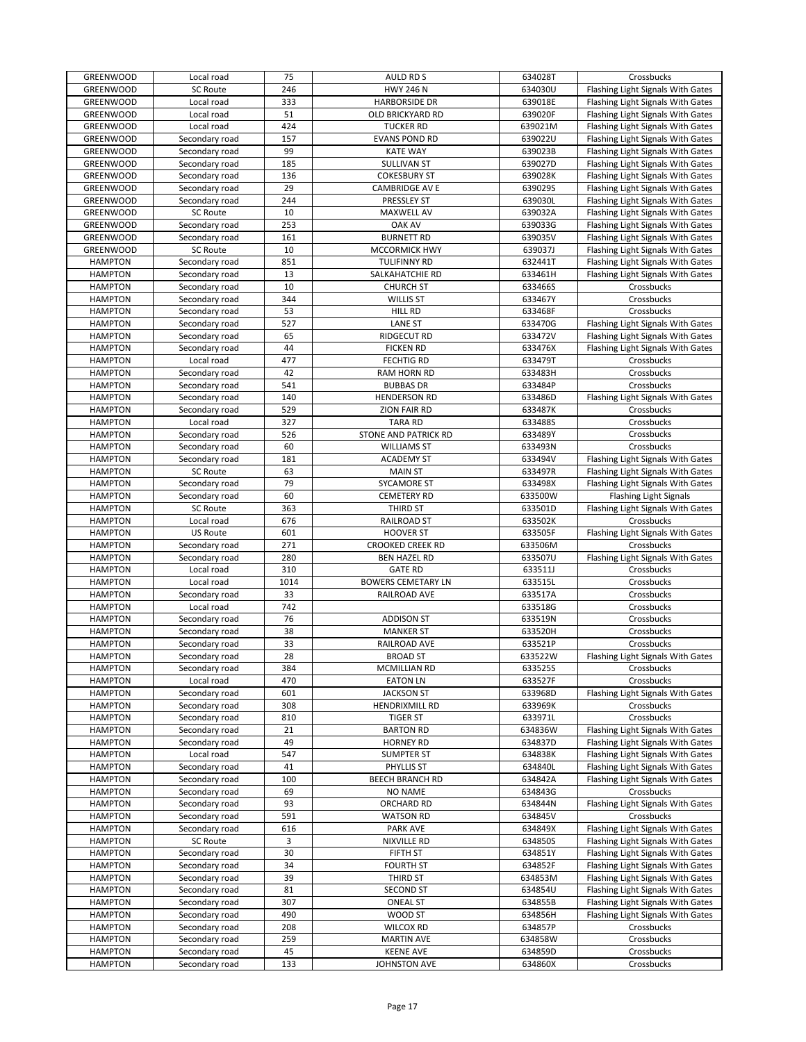| GREENWOOD | Local road | 75 | AULD RD S | 634028T | Crossbucks |
|---|---|---|---|---|---|
| GREENWOOD | SC Route | 246 | HWY 246 N | 634030U | Flashing Light Signals With Gates |
| GREENWOOD | Local road | 333 | HARBORSIDE DR | 639018E | Flashing Light Signals With Gates |
| GREENWOOD | Local road | 51 | OLD BRICKYARD RD | 639020F | Flashing Light Signals With Gates |
| GREENWOOD | Local road | 424 | TUCKER RD | 639021M | Flashing Light Signals With Gates |
| GREENWOOD | Secondary road | 157 | EVANS POND RD | 639022U | Flashing Light Signals With Gates |
| GREENWOOD | Secondary road | 99 | KATE WAY | 639023B | Flashing Light Signals With Gates |
| GREENWOOD | Secondary road | 185 | SULLIVAN ST | 639027D | Flashing Light Signals With Gates |
| GREENWOOD | Secondary road | 136 | COKESBURY ST | 639028K | Flashing Light Signals With Gates |
| GREENWOOD | Secondary road | 29 | CAMBRIDGE AV E | 639029S | Flashing Light Signals With Gates |
| GREENWOOD | Secondary road | 244 | PRESSLEY ST | 639030L | Flashing Light Signals With Gates |
| GREENWOOD | SC Route | 10 | MAXWELL AV | 639032A | Flashing Light Signals With Gates |
| GREENWOOD | Secondary road | 253 | OAK AV | 639033G | Flashing Light Signals With Gates |
| GREENWOOD | Secondary road | 161 | BURNETT RD | 639035V | Flashing Light Signals With Gates |
| GREENWOOD | SC Route | 10 | MCCORMICK HWY | 639037J | Flashing Light Signals With Gates |
| HAMPTON | Secondary road | 851 | TULIFINNY RD | 632441T | Flashing Light Signals With Gates |
| HAMPTON | Secondary road | 13 | SALKAHATCHIE RD | 633461H | Flashing Light Signals With Gates |
| HAMPTON | Secondary road | 10 | CHURCH ST | 633466S | Crossbucks |
| HAMPTON | Secondary road | 344 | WILLIS ST | 633467Y | Crossbucks |
| HAMPTON | Secondary road | 53 | HILL RD | 633468F | Crossbucks |
| HAMPTON | Secondary road | 527 | LANE ST | 633470G | Flashing Light Signals With Gates |
| HAMPTON | Secondary road | 65 | RIDGECUT RD | 633472V | Flashing Light Signals With Gates |
| HAMPTON | Secondary road | 44 | FICKEN RD | 633476X | Flashing Light Signals With Gates |
| HAMPTON | Local road | 477 | FECHTIG RD | 633479T | Crossbucks |
| HAMPTON | Secondary road | 42 | RAM HORN RD | 633483H | Crossbucks |
| HAMPTON | Secondary road | 541 | BUBBAS DR | 633484P | Crossbucks |
| HAMPTON | Secondary road | 140 | HENDERSON RD | 633486D | Flashing Light Signals With Gates |
| HAMPTON | Secondary road | 529 | ZION FAIR RD | 633487K | Crossbucks |
| HAMPTON | Local road | 327 | TARA RD | 633488S | Crossbucks |
| HAMPTON | Secondary road | 526 | STONE AND PATRICK RD | 633489Y | Crossbucks |
| HAMPTON | Secondary road | 60 | WILLIAMS ST | 633493N | Crossbucks |
| HAMPTON | Secondary road | 181 | ACADEMY ST | 633494V | Flashing Light Signals With Gates |
| HAMPTON | SC Route | 63 | MAIN ST | 633497R | Flashing Light Signals With Gates |
| HAMPTON | Secondary road | 79 | SYCAMORE ST | 633498X | Flashing Light Signals With Gates |
| HAMPTON | Secondary road | 60 | CEMETERY RD | 633500W | Flashing Light Signals |
| HAMPTON | SC Route | 363 | THIRD ST | 633501D | Flashing Light Signals With Gates |
| HAMPTON | Local road | 676 | RAILROAD ST | 633502K | Crossbucks |
| HAMPTON | US Route | 601 | HOOVER ST | 633505F | Flashing Light Signals With Gates |
| HAMPTON | Secondary road | 271 | CROOKED CREEK RD | 633506M | Crossbucks |
| HAMPTON | Secondary road | 280 | BEN HAZEL RD | 633507U | Flashing Light Signals With Gates |
| HAMPTON | Local road | 310 | GATE RD | 633511J | Crossbucks |
| HAMPTON | Local road | 1014 | BOWERS CEMETARY LN | 633515L | Crossbucks |
| HAMPTON | Secondary road | 33 | RAILROAD AVE | 633517A | Crossbucks |
| HAMPTON | Local road | 742 | | 633518G | Crossbucks |
| HAMPTON | Secondary road | 76 | ADDISON ST | 633519N | Crossbucks |
| HAMPTON | Secondary road | 38 | MANKER ST | 633520H | Crossbucks |
| HAMPTON | Secondary road | 33 | RAILROAD AVE | 633521P | Crossbucks |
| HAMPTON | Secondary road | 28 | BROAD ST | 633522W | Flashing Light Signals With Gates |
| HAMPTON | Secondary road | 384 | MCMILLIAN RD | 633525S | Crossbucks |
| HAMPTON | Local road | 470 | EATON LN | 633527F | Crossbucks |
| HAMPTON | Secondary road | 601 | JACKSON ST | 633968D | Flashing Light Signals With Gates |
| HAMPTON | Secondary road | 308 | HENDRIXMILL RD | 633969K | Crossbucks |
| HAMPTON | Secondary road | 810 | TIGER ST | 633971L | Crossbucks |
| HAMPTON | Secondary road | 21 | BARTON RD | 634836W | Flashing Light Signals With Gates |
| HAMPTON | Secondary road | 49 | HORNEY RD | 634837D | Flashing Light Signals With Gates |
| HAMPTON | Local road | 547 | SUMPTER ST | 634838K | Flashing Light Signals With Gates |
| HAMPTON | Secondary road | 41 | PHYLLIS ST | 634840L | Flashing Light Signals With Gates |
| HAMPTON | Secondary road | 100 | BEECH BRANCH RD | 634842A | Flashing Light Signals With Gates |
| HAMPTON | Secondary road | 69 | NO NAME | 634843G | Crossbucks |
| HAMPTON | Secondary road | 93 | ORCHARD RD | 634844N | Flashing Light Signals With Gates |
| HAMPTON | Secondary road | 591 | WATSON RD | 634845V | Crossbucks |
| HAMPTON | Secondary road | 616 | PARK AVE | 634849X | Flashing Light Signals With Gates |
| HAMPTON | SC Route | 3 | NIXVILLE RD | 634850S | Flashing Light Signals With Gates |
| HAMPTON | Secondary road | 30 | FIFTH ST | 634851Y | Flashing Light Signals With Gates |
| HAMPTON | Secondary road | 34 | FOURTH ST | 634852F | Flashing Light Signals With Gates |
| HAMPTON | Secondary road | 39 | THIRD ST | 634853M | Flashing Light Signals With Gates |
| HAMPTON | Secondary road | 81 | SECOND ST | 634854U | Flashing Light Signals With Gates |
| HAMPTON | Secondary road | 307 | ONEAL ST | 634855B | Flashing Light Signals With Gates |
| HAMPTON | Secondary road | 490 | WOOD ST | 634856H | Flashing Light Signals With Gates |
| HAMPTON | Secondary road | 208 | WILCOX RD | 634857P | Crossbucks |
| HAMPTON | Secondary road | 259 | MARTIN AVE | 634858W | Crossbucks |
| HAMPTON | Secondary road | 45 | KEENE AVE | 634859D | Crossbucks |
| HAMPTON | Secondary road | 133 | JOHNSTON AVE | 634860X | Crossbucks |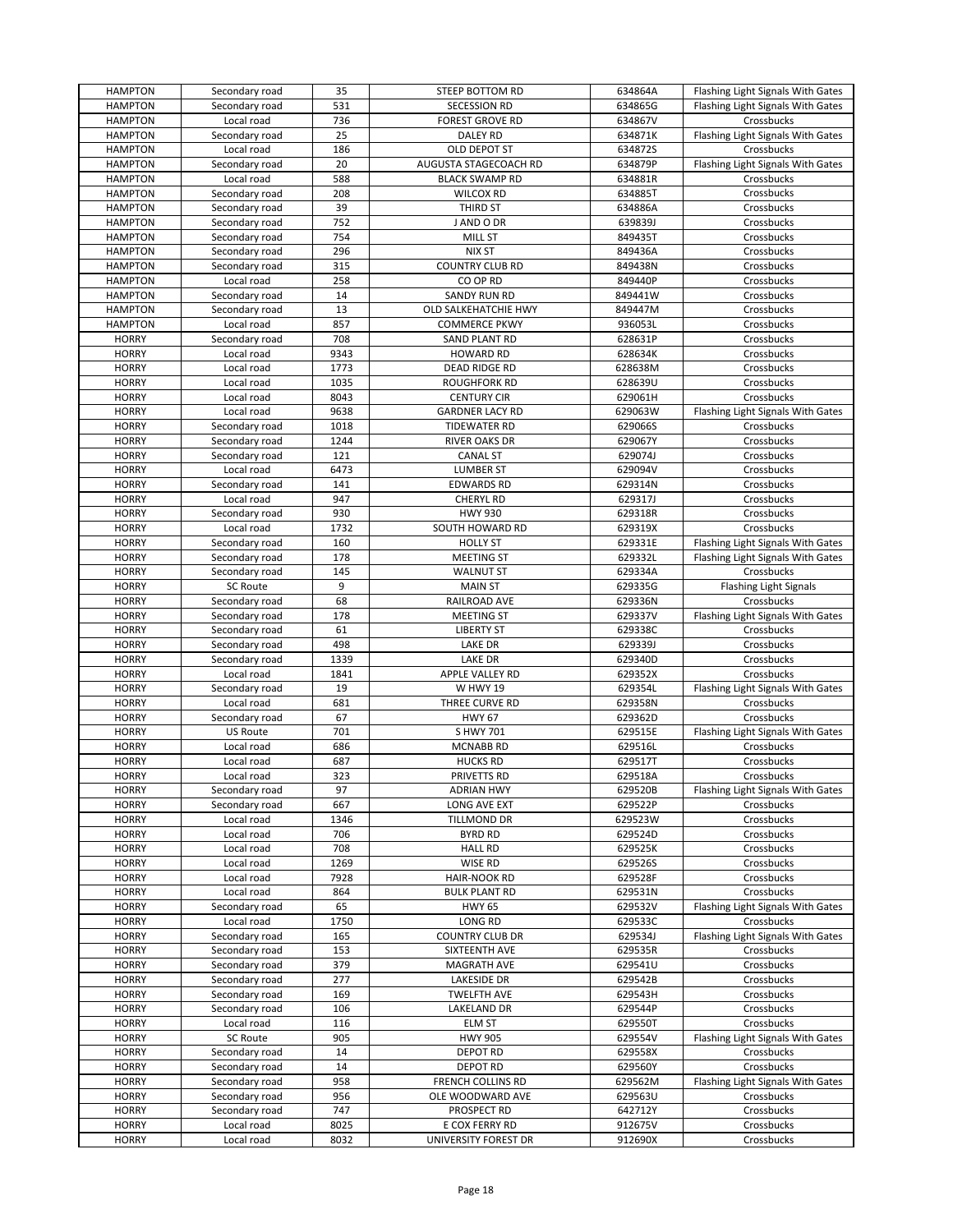| HAMPTON | Secondary road | 35 | STEEP BOTTOM RD | 634864A | Flashing Light Signals With Gates |
|---|---|---|---|---|---|
| HAMPTON | Secondary road | 531 | SECESSION RD | 634865G | Flashing Light Signals With Gates |
| HAMPTON | Local road | 736 | FOREST GROVE RD | 634867V | Crossbucks |
| HAMPTON | Secondary road | 25 | DALEY RD | 634871K | Flashing Light Signals With Gates |
| HAMPTON | Local road | 186 | OLD DEPOT ST | 634872S | Crossbucks |
| HAMPTON | Secondary road | 20 | AUGUSTA STAGECOACH RD | 634879P | Flashing Light Signals With Gates |
| HAMPTON | Local road | 588 | BLACK SWAMP RD | 634881R | Crossbucks |
| HAMPTON | Secondary road | 208 | WILCOX RD | 634885T | Crossbucks |
| HAMPTON | Secondary road | 39 | THIRD ST | 634886A | Crossbucks |
| HAMPTON | Secondary road | 752 | J AND O DR | 639839J | Crossbucks |
| HAMPTON | Secondary road | 754 | MILL ST | 849435T | Crossbucks |
| HAMPTON | Secondary road | 296 | NIX ST | 849436A | Crossbucks |
| HAMPTON | Secondary road | 315 | COUNTRY CLUB RD | 849438N | Crossbucks |
| HAMPTON | Local road | 258 | CO OP RD | 849440P | Crossbucks |
| HAMPTON | Secondary road | 14 | SANDY RUN RD | 849441W | Crossbucks |
| HAMPTON | Secondary road | 13 | OLD SALKEHATCHIE HWY | 849447M | Crossbucks |
| HAMPTON | Local road | 857 | COMMERCE PKWY | 936053L | Crossbucks |
| HORRY | Secondary road | 708 | SAND PLANT RD | 628631P | Crossbucks |
| HORRY | Local road | 9343 | HOWARD RD | 628634K | Crossbucks |
| HORRY | Local road | 1773 | DEAD RIDGE RD | 628638M | Crossbucks |
| HORRY | Local road | 1035 | ROUGHFORK RD | 628639U | Crossbucks |
| HORRY | Local road | 8043 | CENTURY CIR | 629061H | Crossbucks |
| HORRY | Local road | 9638 | GARDNER LACY RD | 629063W | Flashing Light Signals With Gates |
| HORRY | Secondary road | 1018 | TIDEWATER RD | 629066S | Crossbucks |
| HORRY | Secondary road | 1244 | RIVER OAKS DR | 629067Y | Crossbucks |
| HORRY | Secondary road | 121 | CANAL ST | 629074J | Crossbucks |
| HORRY | Local road | 6473 | LUMBER ST | 629094V | Crossbucks |
| HORRY | Secondary road | 141 | EDWARDS RD | 629314N | Crossbucks |
| HORRY | Local road | 947 | CHERYL RD | 629317J | Crossbucks |
| HORRY | Secondary road | 930 | HWY 930 | 629318R | Crossbucks |
| HORRY | Local road | 1732 | SOUTH HOWARD RD | 629319X | Crossbucks |
| HORRY | Secondary road | 160 | HOLLY ST | 629331E | Flashing Light Signals With Gates |
| HORRY | Secondary road | 178 | MEETING ST | 629332L | Flashing Light Signals With Gates |
| HORRY | Secondary road | 145 | WALNUT ST | 629334A | Crossbucks |
| HORRY | SC Route | 9 | MAIN ST | 629335G | Flashing Light Signals |
| HORRY | Secondary road | 68 | RAILROAD AVE | 629336N | Crossbucks |
| HORRY | Secondary road | 178 | MEETING ST | 629337V | Flashing Light Signals With Gates |
| HORRY | Secondary road | 61 | LIBERTY ST | 629338C | Crossbucks |
| HORRY | Secondary road | 498 | LAKE DR | 629339J | Crossbucks |
| HORRY | Secondary road | 1339 | LAKE DR | 629340D | Crossbucks |
| HORRY | Local road | 1841 | APPLE VALLEY RD | 629352X | Crossbucks |
| HORRY | Secondary road | 19 | W HWY 19 | 629354L | Flashing Light Signals With Gates |
| HORRY | Local road | 681 | THREE CURVE RD | 629358N | Crossbucks |
| HORRY | Secondary road | 67 | HWY 67 | 629362D | Crossbucks |
| HORRY | US Route | 701 | S HWY 701 | 629515E | Flashing Light Signals With Gates |
| HORRY | Local road | 686 | MCNABB RD | 629516L | Crossbucks |
| HORRY | Local road | 687 | HUCKS RD | 629517T | Crossbucks |
| HORRY | Local road | 323 | PRIVETTS RD | 629518A | Crossbucks |
| HORRY | Secondary road | 97 | ADRIAN HWY | 629520B | Flashing Light Signals With Gates |
| HORRY | Secondary road | 667 | LONG AVE EXT | 629522P | Crossbucks |
| HORRY | Local road | 1346 | TILLMOND DR | 629523W | Crossbucks |
| HORRY | Local road | 706 | BYRD RD | 629524D | Crossbucks |
| HORRY | Local road | 708 | HALL RD | 629525K | Crossbucks |
| HORRY | Local road | 1269 | WISE RD | 629526S | Crossbucks |
| HORRY | Local road | 7928 | HAIR-NOOK RD | 629528F | Crossbucks |
| HORRY | Local road | 864 | BULK PLANT RD | 629531N | Crossbucks |
| HORRY | Secondary road | 65 | HWY 65 | 629532V | Flashing Light Signals With Gates |
| HORRY | Local road | 1750 | LONG RD | 629533C | Crossbucks |
| HORRY | Secondary road | 165 | COUNTRY CLUB DR | 629534J | Flashing Light Signals With Gates |
| HORRY | Secondary road | 153 | SIXTEENTH AVE | 629535R | Crossbucks |
| HORRY | Secondary road | 379 | MAGRATH AVE | 629541U | Crossbucks |
| HORRY | Secondary road | 277 | LAKESIDE DR | 629542B | Crossbucks |
| HORRY | Secondary road | 169 | TWELFTH AVE | 629543H | Crossbucks |
| HORRY | Secondary road | 106 | LAKELAND DR | 629544P | Crossbucks |
| HORRY | Local road | 116 | ELM ST | 629550T | Crossbucks |
| HORRY | SC Route | 905 | HWY 905 | 629554V | Flashing Light Signals With Gates |
| HORRY | Secondary road | 14 | DEPOT RD | 629558X | Crossbucks |
| HORRY | Secondary road | 14 | DEPOT RD | 629560Y | Crossbucks |
| HORRY | Secondary road | 958 | FRENCH COLLINS RD | 629562M | Flashing Light Signals With Gates |
| HORRY | Secondary road | 956 | OLE WOODWARD AVE | 629563U | Crossbucks |
| HORRY | Secondary road | 747 | PROSPECT RD | 642712Y | Crossbucks |
| HORRY | Local road | 8025 | E COX FERRY RD | 912675V | Crossbucks |
| HORRY | Local road | 8032 | UNIVERSITY FOREST DR | 912690X | Crossbucks |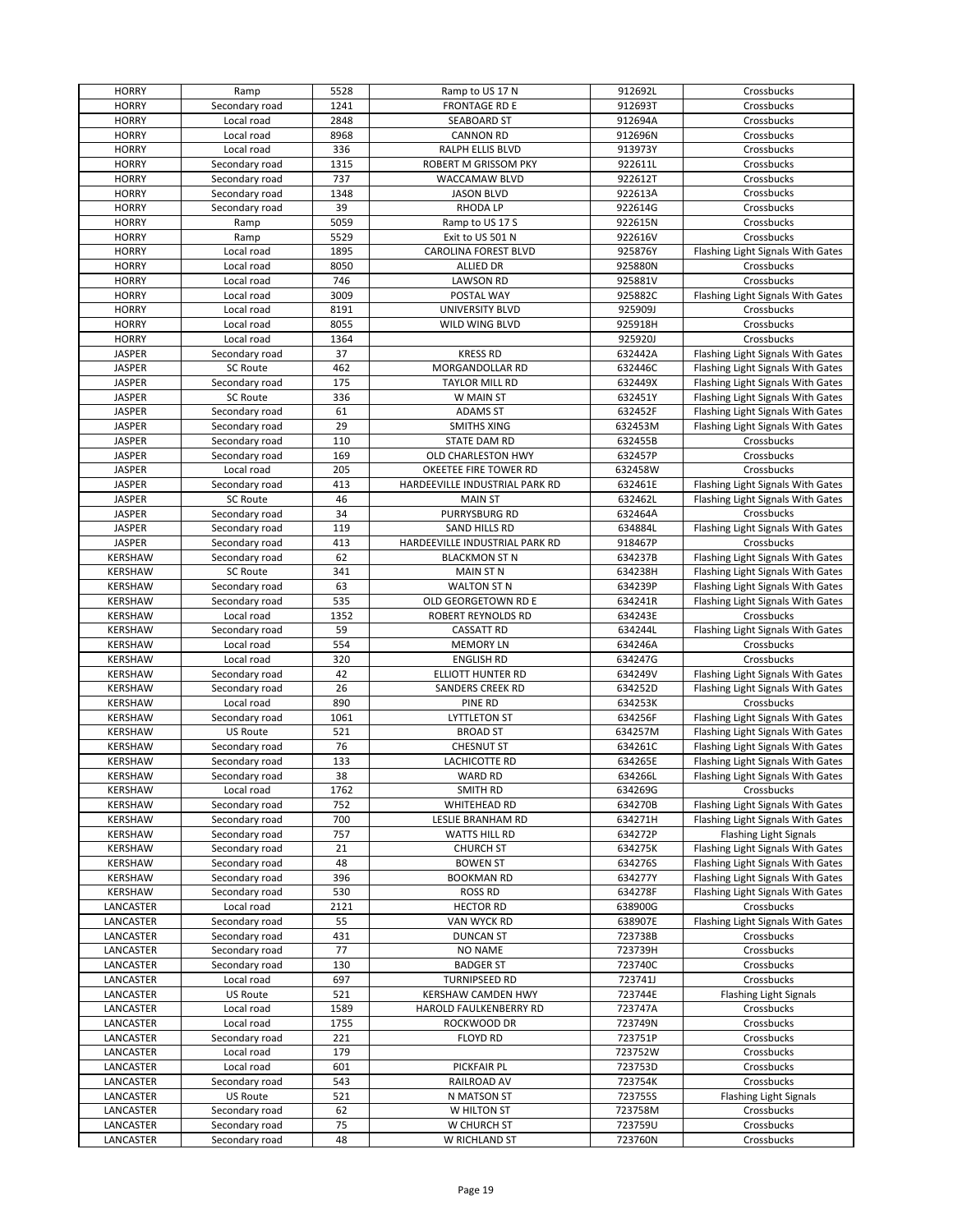| HORRY | Ramp | 5528 | Ramp to US 17 N | 912692L | Crossbucks |
|---|---|---|---|---|---|
| HORRY | Secondary road | 1241 | FRONTAGE RD E | 912693T | Crossbucks |
| HORRY | Local road | 2848 | SEABOARD ST | 912694A | Crossbucks |
| HORRY | Local road | 8968 | CANNON RD | 912696N | Crossbucks |
| HORRY | Local road | 336 | RALPH ELLIS BLVD | 913973Y | Crossbucks |
| HORRY | Secondary road | 1315 | ROBERT M GRISSOM PKY | 922611L | Crossbucks |
| HORRY | Secondary road | 737 | WACCAMAW BLVD | 922612T | Crossbucks |
| HORRY | Secondary road | 1348 | JASON BLVD | 922613A | Crossbucks |
| HORRY | Secondary road | 39 | RHODA LP | 922614G | Crossbucks |
| HORRY | Ramp | 5059 | Ramp to US 17 S | 922615N | Crossbucks |
| HORRY | Ramp | 5529 | Exit to US 501 N | 922616V | Crossbucks |
| HORRY | Local road | 1895 | CAROLINA FOREST BLVD | 925876Y | Flashing Light Signals With Gates |
| HORRY | Local road | 8050 | ALLIED DR | 925880N | Crossbucks |
| HORRY | Local road | 746 | LAWSON RD | 925881V | Crossbucks |
| HORRY | Local road | 3009 | POSTAL WAY | 925882C | Flashing Light Signals With Gates |
| HORRY | Local road | 8191 | UNIVERSITY BLVD | 925909J | Crossbucks |
| HORRY | Local road | 8055 | WILD WING BLVD | 925918H | Crossbucks |
| HORRY | Local road | 1364 | | 925920J | Crossbucks |
| JASPER | Secondary road | 37 | KRESS RD | 632442A | Flashing Light Signals With Gates |
| JASPER | SC Route | 462 | MORGANDOLLAR RD | 632446C | Flashing Light Signals With Gates |
| JASPER | Secondary road | 175 | TAYLOR MILL RD | 632449X | Flashing Light Signals With Gates |
| JASPER | SC Route | 336 | W MAIN ST | 632451Y | Flashing Light Signals With Gates |
| JASPER | Secondary road | 61 | ADAMS ST | 632452F | Flashing Light Signals With Gates |
| JASPER | Secondary road | 29 | SMITHS XING | 632453M | Flashing Light Signals With Gates |
| JASPER | Secondary road | 110 | STATE DAM RD | 632455B | Crossbucks |
| JASPER | Secondary road | 169 | OLD CHARLESTON HWY | 632457P | Crossbucks |
| JASPER | Local road | 205 | OKEETEE FIRE TOWER RD | 632458W | Crossbucks |
| JASPER | Secondary road | 413 | HARDEEVILLE INDUSTRIAL PARK RD | 632461E | Flashing Light Signals With Gates |
| JASPER | SC Route | 46 | MAIN ST | 632462L | Flashing Light Signals With Gates |
| JASPER | Secondary road | 34 | PURRYSBURG RD | 632464A | Crossbucks |
| JASPER | Secondary road | 119 | SAND HILLS RD | 634884L | Flashing Light Signals With Gates |
| JASPER | Secondary road | 413 | HARDEEVILLE INDUSTRIAL PARK RD | 918467P | Crossbucks |
| KERSHAW | Secondary road | 62 | BLACKMON ST N | 634237B | Flashing Light Signals With Gates |
| KERSHAW | SC Route | 341 | MAIN ST N | 634238H | Flashing Light Signals With Gates |
| KERSHAW | Secondary road | 63 | WALTON ST N | 634239P | Flashing Light Signals With Gates |
| KERSHAW | Secondary road | 535 | OLD GEORGETOWN RD E | 634241R | Flashing Light Signals With Gates |
| KERSHAW | Local road | 1352 | ROBERT REYNOLDS RD | 634243E | Crossbucks |
| KERSHAW | Secondary road | 59 | CASSATT RD | 634244L | Flashing Light Signals With Gates |
| KERSHAW | Local road | 554 | MEMORY LN | 634246A | Crossbucks |
| KERSHAW | Local road | 320 | ENGLISH RD | 634247G | Crossbucks |
| KERSHAW | Secondary road | 42 | ELLIOTT HUNTER RD | 634249V | Flashing Light Signals With Gates |
| KERSHAW | Secondary road | 26 | SANDERS CREEK RD | 634252D | Flashing Light Signals With Gates |
| KERSHAW | Local road | 890 | PINE RD | 634253K | Crossbucks |
| KERSHAW | Secondary road | 1061 | LYTTLETON ST | 634256F | Flashing Light Signals With Gates |
| KERSHAW | US Route | 521 | BROAD ST | 634257M | Flashing Light Signals With Gates |
| KERSHAW | Secondary road | 76 | CHESNUT ST | 634261C | Flashing Light Signals With Gates |
| KERSHAW | Secondary road | 133 | LACHICOTTE RD | 634265E | Flashing Light Signals With Gates |
| KERSHAW | Secondary road | 38 | WARD RD | 634266L | Flashing Light Signals With Gates |
| KERSHAW | Local road | 1762 | SMITH RD | 634269G | Crossbucks |
| KERSHAW | Secondary road | 752 | WHITEHEAD RD | 634270B | Flashing Light Signals With Gates |
| KERSHAW | Secondary road | 700 | LESLIE BRANHAM RD | 634271H | Flashing Light Signals With Gates |
| KERSHAW | Secondary road | 757 | WATTS HILL RD | 634272P | Flashing Light Signals |
| KERSHAW | Secondary road | 21 | CHURCH ST | 634275K | Flashing Light Signals With Gates |
| KERSHAW | Secondary road | 48 | BOWEN ST | 634276S | Flashing Light Signals With Gates |
| KERSHAW | Secondary road | 396 | BOOKMAN RD | 634277Y | Flashing Light Signals With Gates |
| KERSHAW | Secondary road | 530 | ROSS RD | 634278F | Flashing Light Signals With Gates |
| LANCASTER | Local road | 2121 | HECTOR RD | 638900G | Crossbucks |
| LANCASTER | Secondary road | 55 | VAN WYCK RD | 638907E | Flashing Light Signals With Gates |
| LANCASTER | Secondary road | 431 | DUNCAN ST | 723738B | Crossbucks |
| LANCASTER | Secondary road | 77 | NO NAME | 723739H | Crossbucks |
| LANCASTER | Secondary road | 130 | BADGER ST | 723740C | Crossbucks |
| LANCASTER | Local road | 697 | TURNIPSEED RD | 723741J | Crossbucks |
| LANCASTER | US Route | 521 | KERSHAW CAMDEN HWY | 723744E | Flashing Light Signals |
| LANCASTER | Local road | 1589 | HAROLD FAULKENBERRY RD | 723747A | Crossbucks |
| LANCASTER | Local road | 1755 | ROCKWOOD DR | 723749N | Crossbucks |
| LANCASTER | Secondary road | 221 | FLOYD RD | 723751P | Crossbucks |
| LANCASTER | Local road | 179 | | 723752W | Crossbucks |
| LANCASTER | Local road | 601 | PICKFAIR PL | 723753D | Crossbucks |
| LANCASTER | Secondary road | 543 | RAILROAD AV | 723754K | Crossbucks |
| LANCASTER | US Route | 521 | N MATSON ST | 723755S | Flashing Light Signals |
| LANCASTER | Secondary road | 62 | W HILTON ST | 723758M | Crossbucks |
| LANCASTER | Secondary road | 75 | W CHURCH ST | 723759U | Crossbucks |
| LANCASTER | Secondary road | 48 | W RICHLAND ST | 723760N | Crossbucks |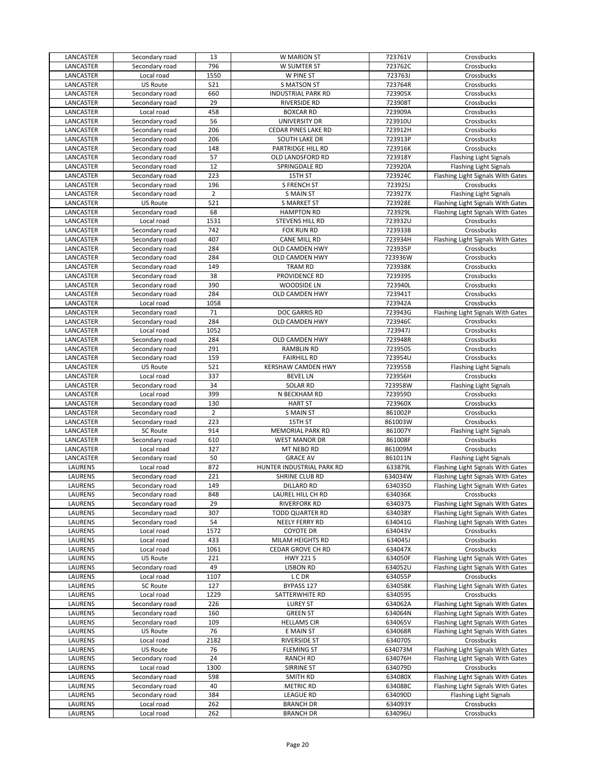| LANCASTER | Secondary road | 13 | W MARION ST | 723761V | Crossbucks |
|---|---|---|---|---|---|
| LANCASTER | Secondary road | 796 | W SUMTER ST | 723762C | Crossbucks |
| LANCASTER | Local road | 1550 | W PINE ST | 723763J | Crossbucks |
| LANCASTER | US Route | 521 | S MATSON ST | 723764R | Crossbucks |
| LANCASTER | Secondary road | 660 | INDUSTRIAL PARK RD | 723905X | Crossbucks |
| LANCASTER | Secondary road | 29 | RIVERSIDE RD | 723908T | Crossbucks |
| LANCASTER | Local road | 458 | BOXCAR RD | 723909A | Crossbucks |
| LANCASTER | Secondary road | 56 | UNIVERSITY DR | 723910U | Crossbucks |
| LANCASTER | Secondary road | 206 | CEDAR PINES LAKE RD | 723912H | Crossbucks |
| LANCASTER | Secondary road | 206 | SOUTH LAKE DR | 723913P | Crossbucks |
| LANCASTER | Secondary road | 148 | PARTRIDGE HILL RD | 723916K | Crossbucks |
| LANCASTER | Secondary road | 57 | OLD LANDSFORD RD | 723918Y | Flashing Light Signals |
| LANCASTER | Secondary road | 12 | SPRINGDALE RD | 723920A | Flashing Light Signals |
| LANCASTER | Secondary road | 223 | 15TH ST | 723924C | Flashing Light Signals With Gates |
| LANCASTER | Secondary road | 196 | S FRENCH ST | 723925J | Crossbucks |
| LANCASTER | Secondary road | 2 | S MAIN ST | 723927X | Flashing Light Signals |
| LANCASTER | US Route | 521 | S MARKET ST | 723928E | Flashing Light Signals With Gates |
| LANCASTER | Secondary road | 68 | HAMPTON RD | 723929L | Flashing Light Signals With Gates |
| LANCASTER | Local road | 1531 | STEVENS HILL RD | 723932U | Crossbucks |
| LANCASTER | Secondary road | 742 | FOX RUN RD | 723933B | Crossbucks |
| LANCASTER | Secondary road | 407 | CANE MILL RD | 723934H | Flashing Light Signals With Gates |
| LANCASTER | Secondary road | 284 | OLD CAMDEN HWY | 723935P | Crossbucks |
| LANCASTER | Secondary road | 284 | OLD CAMDEN HWY | 723936W | Crossbucks |
| LANCASTER | Secondary road | 149 | TRAM RD | 723938K | Crossbucks |
| LANCASTER | Secondary road | 38 | PROVIDENCE RD | 723939S | Crossbucks |
| LANCASTER | Secondary road | 390 | WOODSIDE LN | 723940L | Crossbucks |
| LANCASTER | Secondary road | 284 | OLD CAMDEN HWY | 723941T | Crossbucks |
| LANCASTER | Local road | 1058 | | 723942A | Crossbucks |
| LANCASTER | Secondary road | 71 | DOC GARRIS RD | 723943G | Flashing Light Signals With Gates |
| LANCASTER | Secondary road | 284 | OLD CAMDEN HWY | 723946C | Crossbucks |
| LANCASTER | Local road | 1052 | | 723947J | Crossbucks |
| LANCASTER | Secondary road | 284 | OLD CAMDEN HWY | 723948R | Crossbucks |
| LANCASTER | Secondary road | 291 | RAMBLIN RD | 723950S | Crossbucks |
| LANCASTER | Secondary road | 159 | FAIRHILL RD | 723954U | Crossbucks |
| LANCASTER | US Route | 521 | KERSHAW CAMDEN HWY | 723955B | Flashing Light Signals |
| LANCASTER | Local road | 337 | BEVEL LN | 723956H | Crossbucks |
| LANCASTER | Secondary road | 34 | SOLAR RD | 723958W | Flashing Light Signals |
| LANCASTER | Local road | 399 | N BECKHAM RD | 723959D | Crossbucks |
| LANCASTER | Secondary road | 130 | HART ST | 723960X | Crossbucks |
| LANCASTER | Secondary road | 2 | S MAIN ST | 861002P | Crossbucks |
| LANCASTER | Secondary road | 223 | 15TH ST | 861003W | Crossbucks |
| LANCASTER | SC Route | 914 | MEMORIAL PARK RD | 861007Y | Flashing Light Signals |
| LANCASTER | Secondary road | 610 | WEST MANOR DR | 861008F | Crossbucks |
| LANCASTER | Local road | 327 | MT NEBO RD | 861009M | Crossbucks |
| LANCASTER | Secondary road | 50 | GRACE AV | 861011N | Flashing Light Signals |
| LAURENS | Local road | 872 | HUNTER INDUSTRIAL PARK RD | 633879L | Flashing Light Signals With Gates |
| LAURENS | Secondary road | 221 | SHRINE CLUB RD | 634034W | Flashing Light Signals With Gates |
| LAURENS | Secondary road | 149 | DILLARD RD | 634035D | Flashing Light Signals With Gates |
| LAURENS | Secondary road | 848 | LAUREL HILL CH RD | 634036K | Crossbucks |
| LAURENS | Secondary road | 29 | RIVERFORK RD | 634037S | Flashing Light Signals With Gates |
| LAURENS | Secondary road | 307 | TODD QUARTER RD | 634038Y | Flashing Light Signals With Gates |
| LAURENS | Secondary road | 54 | NEELY FERRY RD | 634041G | Flashing Light Signals With Gates |
| LAURENS | Local road | 1572 | COYOTE DR | 634043V | Crossbucks |
| LAURENS | Local road | 433 | MILAM HEIGHTS RD | 634045J | Crossbucks |
| LAURENS | Local road | 1061 | CEDAR GROVE CH RD | 634047X | Crossbucks |
| LAURENS | US Route | 221 | HWY 221 S | 634050F | Flashing Light Signals With Gates |
| LAURENS | Secondary road | 49 | LISBON RD | 634052U | Flashing Light Signals With Gates |
| LAURENS | Local road | 1107 | L C DR | 634055P | Crossbucks |
| LAURENS | SC Route | 127 | BYPASS 127 | 634058K | Flashing Light Signals With Gates |
| LAURENS | Local road | 1229 | SATTERWHITE RD | 634059S | Crossbucks |
| LAURENS | Secondary road | 226 | LUREY ST | 634062A | Flashing Light Signals With Gates |
| LAURENS | Secondary road | 160 | GREEN ST | 634064N | Flashing Light Signals With Gates |
| LAURENS | Secondary road | 109 | HELLAMS CIR | 634065V | Flashing Light Signals With Gates |
| LAURENS | US Route | 76 | E MAIN ST | 634068R | Flashing Light Signals With Gates |
| LAURENS | Local road | 2182 | RIVERSIDE ST | 634070S | Crossbucks |
| LAURENS | US Route | 76 | FLEMING ST | 634073M | Flashing Light Signals With Gates |
| LAURENS | Secondary road | 24 | RANCH RD | 634076H | Flashing Light Signals With Gates |
| LAURENS | Local road | 1300 | SIRRINE ST | 634079D | Crossbucks |
| LAURENS | Secondary road | 598 | SMITH RD | 634080X | Flashing Light Signals With Gates |
| LAURENS | Secondary road | 40 | METRIC RD | 634088C | Flashing Light Signals With Gates |
| LAURENS | Secondary road | 384 | LEAGUE RD | 634090D | Flashing Light Signals |
| LAURENS | Local road | 262 | BRANCH DR | 634093Y | Crossbucks |
| LAURENS | Local road | 262 | BRANCH DR | 634096U | Crossbucks |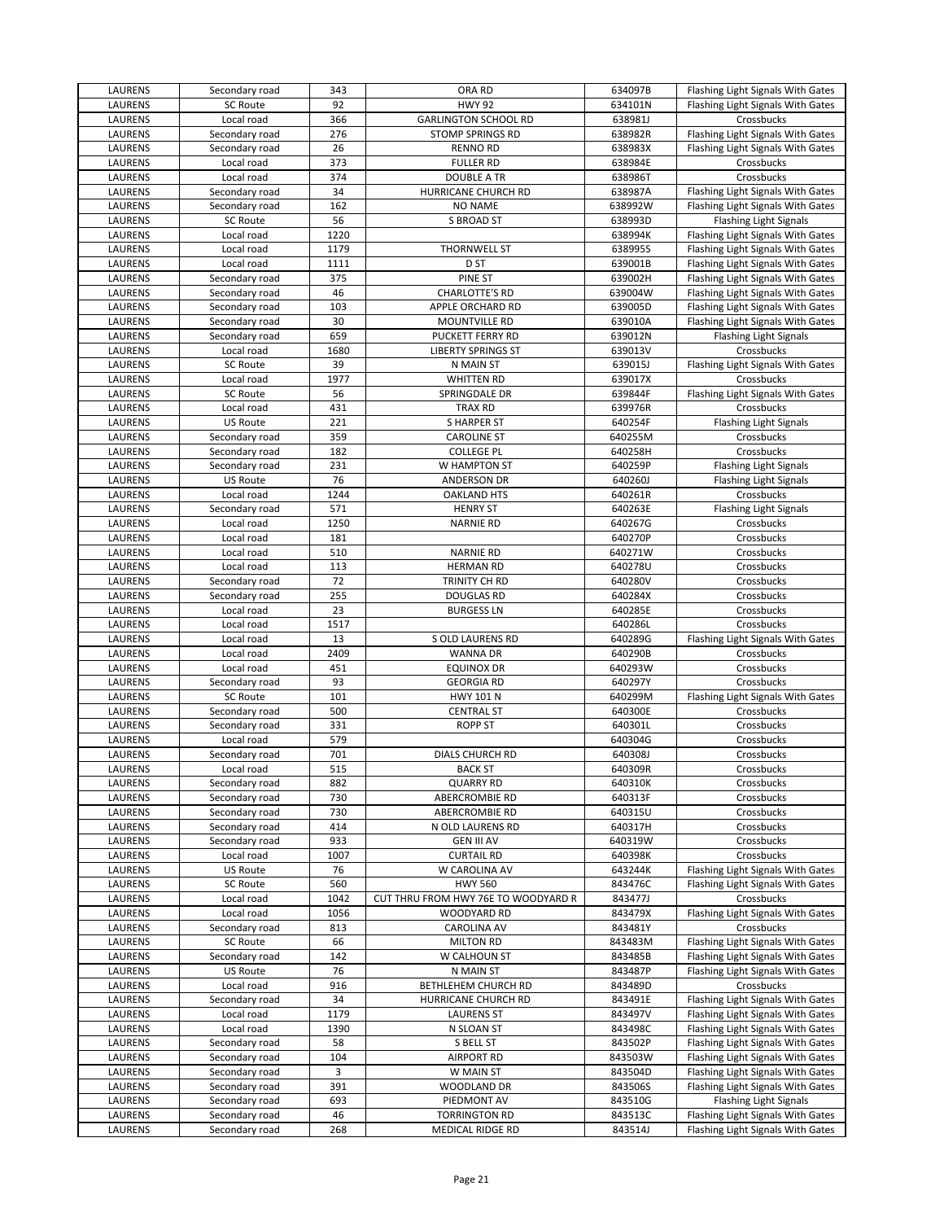| LAURENS | Secondary road | 343 | ORA RD | 634097B | Flashing Light Signals With Gates |
|---|---|---|---|---|---|
| LAURENS | SC Route | 92 | HWY 92 | 634101N | Flashing Light Signals With Gates |
| LAURENS | Local road | 366 | GARLINGTON SCHOOL RD | 638981J | Crossbucks |
| LAURENS | Secondary road | 276 | STOMP SPRINGS RD | 638982R | Flashing Light Signals With Gates |
| LAURENS | Secondary road | 26 | RENNO RD | 638983X | Flashing Light Signals With Gates |
| LAURENS | Local road | 373 | FULLER RD | 638984E | Crossbucks |
| LAURENS | Local road | 374 | DOUBLE A TR | 638986T | Crossbucks |
| LAURENS | Secondary road | 34 | HURRICANE CHURCH RD | 638987A | Flashing Light Signals With Gates |
| LAURENS | Secondary road | 162 | NO NAME | 638992W | Flashing Light Signals With Gates |
| LAURENS | SC Route | 56 | S BROAD ST | 638993D | Flashing Light Signals |
| LAURENS | Local road | 1220 | | 638994K | Flashing Light Signals With Gates |
| LAURENS | Local road | 1179 | THORNWELL ST | 638995S | Flashing Light Signals With Gates |
| LAURENS | Local road | 1111 | D ST | 639001B | Flashing Light Signals With Gates |
| LAURENS | Secondary road | 375 | PINE ST | 639002H | Flashing Light Signals With Gates |
| LAURENS | Secondary road | 46 | CHARLOTTE'S RD | 639004W | Flashing Light Signals With Gates |
| LAURENS | Secondary road | 103 | APPLE ORCHARD RD | 639005D | Flashing Light Signals With Gates |
| LAURENS | Secondary road | 30 | MOUNTVILLE RD | 639010A | Flashing Light Signals With Gates |
| LAURENS | Secondary road | 659 | PUCKETT FERRY RD | 639012N | Flashing Light Signals |
| LAURENS | Local road | 1680 | LIBERTY SPRINGS ST | 639013V | Crossbucks |
| LAURENS | SC Route | 39 | N MAIN ST | 639015J | Flashing Light Signals With Gates |
| LAURENS | Local road | 1977 | WHITTEN RD | 639017X | Crossbucks |
| LAURENS | SC Route | 56 | SPRINGDALE DR | 639844F | Flashing Light Signals With Gates |
| LAURENS | Local road | 431 | TRAX RD | 639976R | Crossbucks |
| LAURENS | US Route | 221 | S HARPER ST | 640254F | Flashing Light Signals |
| LAURENS | Secondary road | 359 | CAROLINE ST | 640255M | Crossbucks |
| LAURENS | Secondary road | 182 | COLLEGE PL | 640258H | Crossbucks |
| LAURENS | Secondary road | 231 | W HAMPTON ST | 640259P | Flashing Light Signals |
| LAURENS | US Route | 76 | ANDERSON DR | 640260J | Flashing Light Signals |
| LAURENS | Local road | 1244 | OAKLAND HTS | 640261R | Crossbucks |
| LAURENS | Secondary road | 571 | HENRY ST | 640263E | Flashing Light Signals |
| LAURENS | Local road | 1250 | NARNIE RD | 640267G | Crossbucks |
| LAURENS | Local road | 181 | | 640270P | Crossbucks |
| LAURENS | Local road | 510 | NARNIE RD | 640271W | Crossbucks |
| LAURENS | Local road | 113 | HERMAN RD | 640278U | Crossbucks |
| LAURENS | Secondary road | 72 | TRINITY CH RD | 640280V | Crossbucks |
| LAURENS | Secondary road | 255 | DOUGLAS RD | 640284X | Crossbucks |
| LAURENS | Local road | 23 | BURGESS LN | 640285E | Crossbucks |
| LAURENS | Local road | 1517 | | 640286L | Crossbucks |
| LAURENS | Local road | 13 | S OLD LAURENS RD | 640289G | Flashing Light Signals With Gates |
| LAURENS | Local road | 2409 | WANNA DR | 640290B | Crossbucks |
| LAURENS | Local road | 451 | EQUINOX DR | 640293W | Crossbucks |
| LAURENS | Secondary road | 93 | GEORGIA RD | 640297Y | Crossbucks |
| LAURENS | SC Route | 101 | HWY 101 N | 640299M | Flashing Light Signals With Gates |
| LAURENS | Secondary road | 500 | CENTRAL ST | 640300E | Crossbucks |
| LAURENS | Secondary road | 331 | ROPP ST | 640301L | Crossbucks |
| LAURENS | Local road | 579 | | 640304G | Crossbucks |
| LAURENS | Secondary road | 701 | DIALS CHURCH RD | 640308J | Crossbucks |
| LAURENS | Local road | 515 | BACK ST | 640309R | Crossbucks |
| LAURENS | Secondary road | 882 | QUARRY RD | 640310K | Crossbucks |
| LAURENS | Secondary road | 730 | ABERCROMBIE RD | 640313F | Crossbucks |
| LAURENS | Secondary road | 730 | ABERCROMBIE RD | 640315U | Crossbucks |
| LAURENS | Secondary road | 414 | N OLD LAURENS RD | 640317H | Crossbucks |
| LAURENS | Secondary road | 933 | GEN III AV | 640319W | Crossbucks |
| LAURENS | Local road | 1007 | CURTAIL RD | 640398K | Crossbucks |
| LAURENS | US Route | 76 | W CAROLINA AV | 643244K | Flashing Light Signals With Gates |
| LAURENS | SC Route | 560 | HWY 560 | 843476C | Flashing Light Signals With Gates |
| LAURENS | Local road | 1042 | CUT THRU FROM HWY 76E TO WOODYARD R | 843477J | Crossbucks |
| LAURENS | Local road | 1056 | WOODYARD RD | 843479X | Flashing Light Signals With Gates |
| LAURENS | Secondary road | 813 | CAROLINA AV | 843481Y | Crossbucks |
| LAURENS | SC Route | 66 | MILTON RD | 843483M | Flashing Light Signals With Gates |
| LAURENS | Secondary road | 142 | W CALHOUN ST | 843485B | Flashing Light Signals With Gates |
| LAURENS | US Route | 76 | N MAIN ST | 843487P | Flashing Light Signals With Gates |
| LAURENS | Local road | 916 | BETHLEHEM CHURCH RD | 843489D | Crossbucks |
| LAURENS | Secondary road | 34 | HURRICANE CHURCH RD | 843491E | Flashing Light Signals With Gates |
| LAURENS | Local road | 1179 | LAURENS ST | 843497V | Flashing Light Signals With Gates |
| LAURENS | Local road | 1390 | N SLOAN ST | 843498C | Flashing Light Signals With Gates |
| LAURENS | Secondary road | 58 | S BELL ST | 843502P | Flashing Light Signals With Gates |
| LAURENS | Secondary road | 104 | AIRPORT RD | 843503W | Flashing Light Signals With Gates |
| LAURENS | Secondary road | 3 | W MAIN ST | 843504D | Flashing Light Signals With Gates |
| LAURENS | Secondary road | 391 | WOODLAND DR | 843506S | Flashing Light Signals With Gates |
| LAURENS | Secondary road | 693 | PIEDMONT AV | 843510G | Flashing Light Signals |
| LAURENS | Secondary road | 46 | TORRINGTON RD | 843513C | Flashing Light Signals With Gates |
| LAURENS | Secondary road | 268 | MEDICAL RIDGE RD | 843514J | Flashing Light Signals With Gates |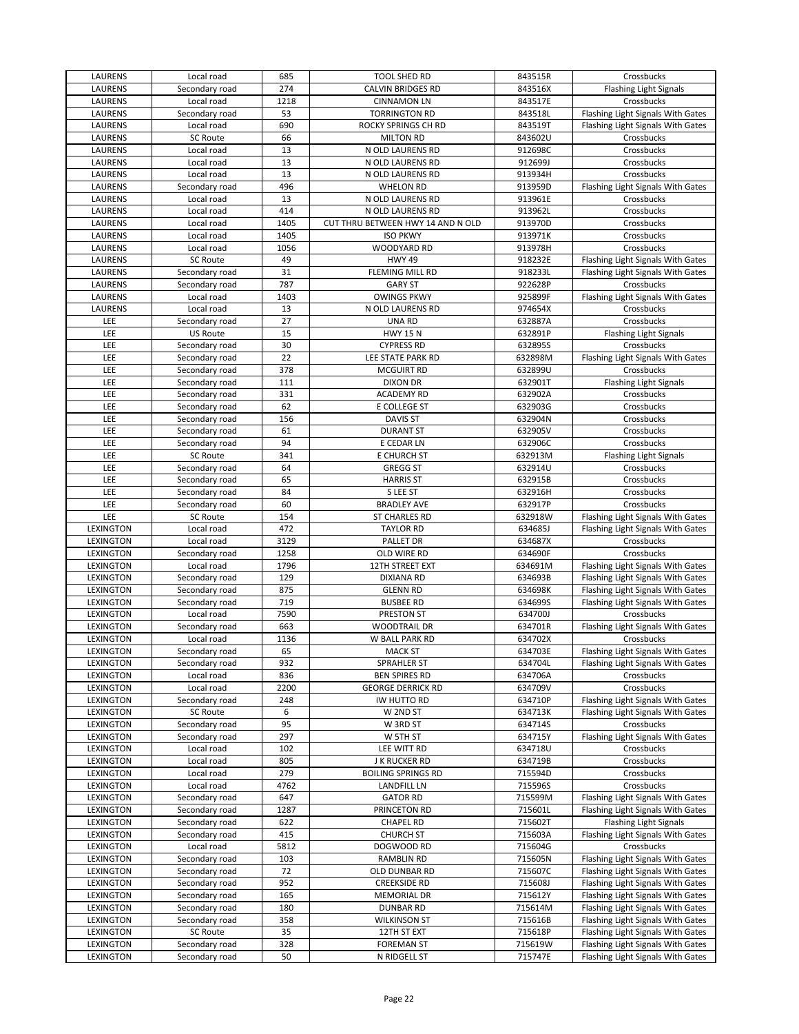| | | | | | |
|---|---|---|---|---|---|
| LAURENS | Local road | 685 | TOOL SHED RD | 843515R | Crossbucks |
| LAURENS | Secondary road | 274 | CALVIN BRIDGES RD | 843516X | Flashing Light Signals |
| LAURENS | Local road | 1218 | CINNAMON LN | 843517E | Crossbucks |
| LAURENS | Secondary road | 53 | TORRINGTON RD | 843518L | Flashing Light Signals With Gates |
| LAURENS | Local road | 690 | ROCKY SPRINGS CH RD | 843519T | Flashing Light Signals With Gates |
| LAURENS | SC Route | 66 | MILTON RD | 843602U | Crossbucks |
| LAURENS | Local road | 13 | N OLD LAURENS RD | 912698C | Crossbucks |
| LAURENS | Local road | 13 | N OLD LAURENS RD | 912699J | Crossbucks |
| LAURENS | Local road | 13 | N OLD LAURENS RD | 913934H | Crossbucks |
| LAURENS | Secondary road | 496 | WHELON RD | 913959D | Flashing Light Signals With Gates |
| LAURENS | Local road | 13 | N OLD LAURENS RD | 913961E | Crossbucks |
| LAURENS | Local road | 414 | N OLD LAURENS RD | 913962L | Crossbucks |
| LAURENS | Local road | 1405 | CUT THRU BETWEEN HWY 14 AND N OLD | 913970D | Crossbucks |
| LAURENS | Local road | 1405 | ISO PKWY | 913971K | Crossbucks |
| LAURENS | Local road | 1056 | WOODYARD RD | 913978H | Crossbucks |
| LAURENS | SC Route | 49 | HWY 49 | 918232E | Flashing Light Signals With Gates |
| LAURENS | Secondary road | 31 | FLEMING MILL RD | 918233L | Flashing Light Signals With Gates |
| LAURENS | Secondary road | 787 | GARY ST | 922628P | Crossbucks |
| LAURENS | Local road | 1403 | OWINGS PKWY | 925899F | Flashing Light Signals With Gates |
| LAURENS | Local road | 13 | N OLD LAURENS RD | 974654X | Crossbucks |
| LEE | Secondary road | 27 | UNA RD | 632887A | Crossbucks |
| LEE | US Route | 15 | HWY 15 N | 632891P | Flashing Light Signals |
| LEE | Secondary road | 30 | CYPRESS RD | 632895S | Crossbucks |
| LEE | Secondary road | 22 | LEE STATE PARK RD | 632898M | Flashing Light Signals With Gates |
| LEE | Secondary road | 378 | MCGUIRT RD | 632899U | Crossbucks |
| LEE | Secondary road | 111 | DIXON DR | 632901T | Flashing Light Signals |
| LEE | Secondary road | 331 | ACADEMY RD | 632902A | Crossbucks |
| LEE | Secondary road | 62 | E COLLEGE ST | 632903G | Crossbucks |
| LEE | Secondary road | 156 | DAVIS ST | 632904N | Crossbucks |
| LEE | Secondary road | 61 | DURANT ST | 632905V | Crossbucks |
| LEE | Secondary road | 94 | E CEDAR LN | 632906C | Crossbucks |
| LEE | SC Route | 341 | E CHURCH ST | 632913M | Flashing Light Signals |
| LEE | Secondary road | 64 | GREGG ST | 632914U | Crossbucks |
| LEE | Secondary road | 65 | HARRIS ST | 632915B | Crossbucks |
| LEE | Secondary road | 84 | S LEE ST | 632916H | Crossbucks |
| LEE | Secondary road | 60 | BRADLEY AVE | 632917P | Crossbucks |
| LEE | SC Route | 154 | ST CHARLES RD | 632918W | Flashing Light Signals With Gates |
| LEXINGTON | Local road | 472 | TAYLOR RD | 634685J | Flashing Light Signals With Gates |
| LEXINGTON | Local road | 3129 | PALLET DR | 634687X | Crossbucks |
| LEXINGTON | Secondary road | 1258 | OLD WIRE RD | 634690F | Crossbucks |
| LEXINGTON | Local road | 1796 | 12TH STREET EXT | 634691M | Flashing Light Signals With Gates |
| LEXINGTON | Secondary road | 129 | DIXIANA RD | 634693B | Flashing Light Signals With Gates |
| LEXINGTON | Secondary road | 875 | GLENN RD | 634698K | Flashing Light Signals With Gates |
| LEXINGTON | Secondary road | 719 | BUSBEE RD | 634699S | Flashing Light Signals With Gates |
| LEXINGTON | Local road | 7590 | PRESTON ST | 634700J | Crossbucks |
| LEXINGTON | Secondary road | 663 | WOODTRAIL DR | 634701R | Flashing Light Signals With Gates |
| LEXINGTON | Local road | 1136 | W BALL PARK RD | 634702X | Crossbucks |
| LEXINGTON | Secondary road | 65 | MACK ST | 634703E | Flashing Light Signals With Gates |
| LEXINGTON | Secondary road | 932 | SPRAHLER ST | 634704L | Flashing Light Signals With Gates |
| LEXINGTON | Local road | 836 | BEN SPIRES RD | 634706A | Crossbucks |
| LEXINGTON | Local road | 2200 | GEORGE DERRICK RD | 634709V | Crossbucks |
| LEXINGTON | Secondary road | 248 | IW HUTTO RD | 634710P | Flashing Light Signals With Gates |
| LEXINGTON | SC Route | 6 | W 2ND ST | 634713K | Flashing Light Signals With Gates |
| LEXINGTON | Secondary road | 95 | W 3RD ST | 634714S | Crossbucks |
| LEXINGTON | Secondary road | 297 | W 5TH ST | 634715Y | Flashing Light Signals With Gates |
| LEXINGTON | Local road | 102 | LEE WITT RD | 634718U | Crossbucks |
| LEXINGTON | Local road | 805 | J K RUCKER RD | 634719B | Crossbucks |
| LEXINGTON | Local road | 279 | BOILING SPRINGS RD | 715594D | Crossbucks |
| LEXINGTON | Local road | 4762 | LANDFILL LN | 715596S | Crossbucks |
| LEXINGTON | Secondary road | 647 | GATOR RD | 715599M | Flashing Light Signals With Gates |
| LEXINGTON | Secondary road | 1287 | PRINCETON RD | 715601L | Flashing Light Signals With Gates |
| LEXINGTON | Secondary road | 622 | CHAPEL RD | 715602T | Flashing Light Signals |
| LEXINGTON | Secondary road | 415 | CHURCH ST | 715603A | Flashing Light Signals With Gates |
| LEXINGTON | Local road | 5812 | DOGWOOD RD | 715604G | Crossbucks |
| LEXINGTON | Secondary road | 103 | RAMBLIN RD | 715605N | Flashing Light Signals With Gates |
| LEXINGTON | Secondary road | 72 | OLD DUNBAR RD | 715607C | Flashing Light Signals With Gates |
| LEXINGTON | Secondary road | 952 | CREEKSIDE RD | 715608J | Flashing Light Signals With Gates |
| LEXINGTON | Secondary road | 165 | MEMORIAL DR | 715612Y | Flashing Light Signals With Gates |
| LEXINGTON | Secondary road | 180 | DUNBAR RD | 715614M | Flashing Light Signals With Gates |
| LEXINGTON | Secondary road | 358 | WILKINSON ST | 715616B | Flashing Light Signals With Gates |
| LEXINGTON | SC Route | 35 | 12TH ST EXT | 715618P | Flashing Light Signals With Gates |
| LEXINGTON | Secondary road | 328 | FOREMAN ST | 715619W | Flashing Light Signals With Gates |
| LEXINGTON | Secondary road | 50 | N RIDGELL ST | 715747E | Flashing Light Signals With Gates |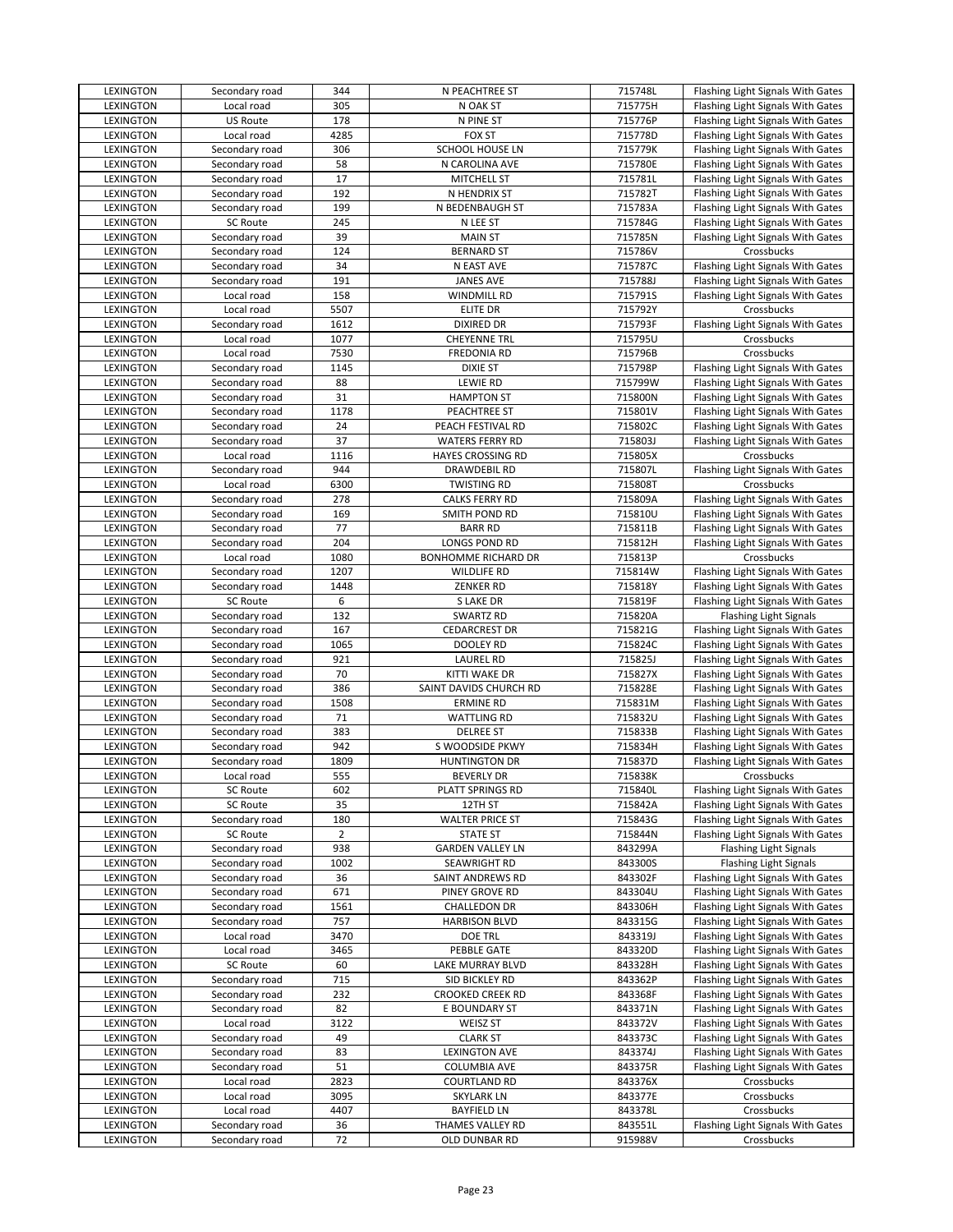| LEXINGTON | Secondary road | 344 | N PEACHTREE ST | 715748L | Flashing Light Signals With Gates |
|---|---|---|---|---|---|
| LEXINGTON | Local road | 305 | N OAK ST | 715775H | Flashing Light Signals With Gates |
| LEXINGTON | US Route | 178 | N PINE ST | 715776P | Flashing Light Signals With Gates |
| LEXINGTON | Local road | 4285 | FOX ST | 715778D | Flashing Light Signals With Gates |
| LEXINGTON | Secondary road | 306 | SCHOOL HOUSE LN | 715779K | Flashing Light Signals With Gates |
| LEXINGTON | Secondary road | 58 | N CAROLINA AVE | 715780E | Flashing Light Signals With Gates |
| LEXINGTON | Secondary road | 17 | MITCHELL ST | 715781L | Flashing Light Signals With Gates |
| LEXINGTON | Secondary road | 192 | N HENDRIX ST | 715782T | Flashing Light Signals With Gates |
| LEXINGTON | Secondary road | 199 | N BEDENBAUGH ST | 715783A | Flashing Light Signals With Gates |
| LEXINGTON | SC Route | 245 | N LEE ST | 715784G | Flashing Light Signals With Gates |
| LEXINGTON | Secondary road | 39 | MAIN ST | 715785N | Flashing Light Signals With Gates |
| LEXINGTON | Secondary road | 124 | BERNARD ST | 715786V | Crossbucks |
| LEXINGTON | Secondary road | 34 | N EAST AVE | 715787C | Flashing Light Signals With Gates |
| LEXINGTON | Secondary road | 191 | JANES AVE | 715788J | Flashing Light Signals With Gates |
| LEXINGTON | Local road | 158 | WINDMILL RD | 715791S | Flashing Light Signals With Gates |
| LEXINGTON | Local road | 5507 | ELITE DR | 715792Y | Crossbucks |
| LEXINGTON | Secondary road | 1612 | DIXIRED DR | 715793F | Flashing Light Signals With Gates |
| LEXINGTON | Local road | 1077 | CHEYENNE TRL | 715795U | Crossbucks |
| LEXINGTON | Local road | 7530 | FREDONIA RD | 715796B | Crossbucks |
| LEXINGTON | Secondary road | 1145 | DIXIE ST | 715798P | Flashing Light Signals With Gates |
| LEXINGTON | Secondary road | 88 | LEWIE RD | 715799W | Flashing Light Signals With Gates |
| LEXINGTON | Secondary road | 31 | HAMPTON ST | 715800N | Flashing Light Signals With Gates |
| LEXINGTON | Secondary road | 1178 | PEACHTREE ST | 715801V | Flashing Light Signals With Gates |
| LEXINGTON | Secondary road | 24 | PEACH FESTIVAL RD | 715802C | Flashing Light Signals With Gates |
| LEXINGTON | Secondary road | 37 | WATERS FERRY RD | 715803J | Flashing Light Signals With Gates |
| LEXINGTON | Local road | 1116 | HAYES CROSSING RD | 715805X | Crossbucks |
| LEXINGTON | Secondary road | 944 | DRAWDEBIL RD | 715807L | Flashing Light Signals With Gates |
| LEXINGTON | Local road | 6300 | TWISTING RD | 715808T | Crossbucks |
| LEXINGTON | Secondary road | 278 | CALKS FERRY RD | 715809A | Flashing Light Signals With Gates |
| LEXINGTON | Secondary road | 169 | SMITH POND RD | 715810U | Flashing Light Signals With Gates |
| LEXINGTON | Secondary road | 77 | BARR RD | 715811B | Flashing Light Signals With Gates |
| LEXINGTON | Secondary road | 204 | LONGS POND RD | 715812H | Flashing Light Signals With Gates |
| LEXINGTON | Local road | 1080 | BONHOMME RICHARD DR | 715813P | Crossbucks |
| LEXINGTON | Secondary road | 1207 | WILDLIFE RD | 715814W | Flashing Light Signals With Gates |
| LEXINGTON | Secondary road | 1448 | ZENKER RD | 715818Y | Flashing Light Signals With Gates |
| LEXINGTON | SC Route | 6 | S LAKE DR | 715819F | Flashing Light Signals With Gates |
| LEXINGTON | Secondary road | 132 | SWARTZ RD | 715820A | Flashing Light Signals |
| LEXINGTON | Secondary road | 167 | CEDARCREST DR | 715821G | Flashing Light Signals With Gates |
| LEXINGTON | Secondary road | 1065 | DOOLEY RD | 715824C | Flashing Light Signals With Gates |
| LEXINGTON | Secondary road | 921 | LAUREL RD | 715825J | Flashing Light Signals With Gates |
| LEXINGTON | Secondary road | 70 | KITTI WAKE DR | 715827X | Flashing Light Signals With Gates |
| LEXINGTON | Secondary road | 386 | SAINT DAVIDS CHURCH RD | 715828E | Flashing Light Signals With Gates |
| LEXINGTON | Secondary road | 1508 | ERMINE RD | 715831M | Flashing Light Signals With Gates |
| LEXINGTON | Secondary road | 71 | WATTLING RD | 715832U | Flashing Light Signals With Gates |
| LEXINGTON | Secondary road | 383 | DELREE ST | 715833B | Flashing Light Signals With Gates |
| LEXINGTON | Secondary road | 942 | S WOODSIDE PKWY | 715834H | Flashing Light Signals With Gates |
| LEXINGTON | Secondary road | 1809 | HUNTINGTON DR | 715837D | Flashing Light Signals With Gates |
| LEXINGTON | Local road | 555 | BEVERLY DR | 715838K | Crossbucks |
| LEXINGTON | SC Route | 602 | PLATT SPRINGS RD | 715840L | Flashing Light Signals With Gates |
| LEXINGTON | SC Route | 35 | 12TH ST | 715842A | Flashing Light Signals With Gates |
| LEXINGTON | Secondary road | 180 | WALTER PRICE ST | 715843G | Flashing Light Signals With Gates |
| LEXINGTON | SC Route | 2 | STATE ST | 715844N | Flashing Light Signals With Gates |
| LEXINGTON | Secondary road | 938 | GARDEN VALLEY LN | 843299A | Flashing Light Signals |
| LEXINGTON | Secondary road | 1002 | SEAWRIGHT RD | 843300S | Flashing Light Signals |
| LEXINGTON | Secondary road | 36 | SAINT ANDREWS RD | 843302F | Flashing Light Signals With Gates |
| LEXINGTON | Secondary road | 671 | PINEY GROVE RD | 843304U | Flashing Light Signals With Gates |
| LEXINGTON | Secondary road | 1561 | CHALLEDON DR | 843306H | Flashing Light Signals With Gates |
| LEXINGTON | Secondary road | 757 | HARBISON BLVD | 843315G | Flashing Light Signals With Gates |
| LEXINGTON | Local road | 3470 | DOE TRL | 843319J | Flashing Light Signals With Gates |
| LEXINGTON | Local road | 3465 | PEBBLE GATE | 843320D | Flashing Light Signals With Gates |
| LEXINGTON | SC Route | 60 | LAKE MURRAY BLVD | 843328H | Flashing Light Signals With Gates |
| LEXINGTON | Secondary road | 715 | SID BICKLEY RD | 843362P | Flashing Light Signals With Gates |
| LEXINGTON | Secondary road | 232 | CROOKED CREEK RD | 843368F | Flashing Light Signals With Gates |
| LEXINGTON | Secondary road | 82 | E BOUNDARY ST | 843371N | Flashing Light Signals With Gates |
| LEXINGTON | Local road | 3122 | WEISZ ST | 843372V | Flashing Light Signals With Gates |
| LEXINGTON | Secondary road | 49 | CLARK ST | 843373C | Flashing Light Signals With Gates |
| LEXINGTON | Secondary road | 83 | LEXINGTON AVE | 843374J | Flashing Light Signals With Gates |
| LEXINGTON | Secondary road | 51 | COLUMBIA AVE | 843375R | Flashing Light Signals With Gates |
| LEXINGTON | Local road | 2823 | COURTLAND RD | 843376X | Crossbucks |
| LEXINGTON | Local road | 3095 | SKYLARK LN | 843377E | Crossbucks |
| LEXINGTON | Local road | 4407 | BAYFIELD LN | 843378L | Crossbucks |
| LEXINGTON | Secondary road | 36 | THAMES VALLEY RD | 843551L | Flashing Light Signals With Gates |
| LEXINGTON | Secondary road | 72 | OLD DUNBAR RD | 915988V | Crossbucks |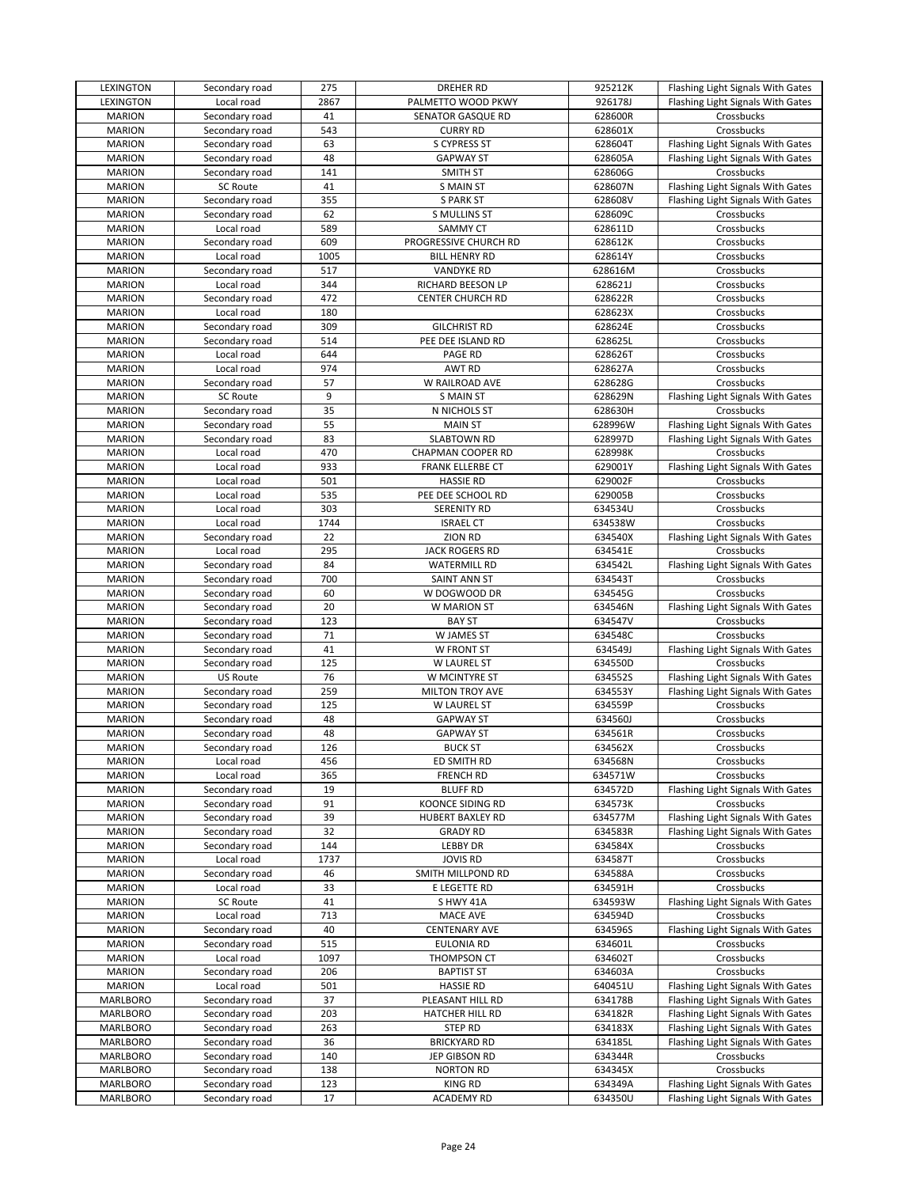| | | | | | |
|---|---|---|---|---|---|
| LEXINGTON | Secondary road | 275 | DREHER RD | 925212K | Flashing Light Signals With Gates |
| LEXINGTON | Local road | 2867 | PALMETTO WOOD PKWY | 926178J | Flashing Light Signals With Gates |
| MARION | Secondary road | 41 | SENATOR GASQUE RD | 628600R | Crossbucks |
| MARION | Secondary road | 543 | CURRY RD | 628601X | Crossbucks |
| MARION | Secondary road | 63 | S CYPRESS ST | 628604T | Flashing Light Signals With Gates |
| MARION | Secondary road | 48 | GAPWAY ST | 628605A | Flashing Light Signals With Gates |
| MARION | Secondary road | 141 | SMITH ST | 628606G | Crossbucks |
| MARION | SC Route | 41 | S MAIN ST | 628607N | Flashing Light Signals With Gates |
| MARION | Secondary road | 355 | S PARK ST | 628608V | Flashing Light Signals With Gates |
| MARION | Secondary road | 62 | S MULLINS ST | 628609C | Crossbucks |
| MARION | Local road | 589 | SAMMY CT | 628611D | Crossbucks |
| MARION | Secondary road | 609 | PROGRESSIVE CHURCH RD | 628612K | Crossbucks |
| MARION | Local road | 1005 | BILL HENRY RD | 628614Y | Crossbucks |
| MARION | Secondary road | 517 | VANDYKE RD | 628616M | Crossbucks |
| MARION | Local road | 344 | RICHARD BEESON LP | 628621J | Crossbucks |
| MARION | Secondary road | 472 | CENTER CHURCH RD | 628622R | Crossbucks |
| MARION | Local road | 180 | | 628623X | Crossbucks |
| MARION | Secondary road | 309 | GILCHRIST RD | 628624E | Crossbucks |
| MARION | Secondary road | 514 | PEE DEE ISLAND RD | 628625L | Crossbucks |
| MARION | Local road | 644 | PAGE RD | 628626T | Crossbucks |
| MARION | Local road | 974 | AWT RD | 628627A | Crossbucks |
| MARION | Secondary road | 57 | W RAILROAD AVE | 628628G | Crossbucks |
| MARION | SC Route | 9 | S MAIN ST | 628629N | Flashing Light Signals With Gates |
| MARION | Secondary road | 35 | N NICHOLS ST | 628630H | Crossbucks |
| MARION | Secondary road | 55 | MAIN ST | 628996W | Flashing Light Signals With Gates |
| MARION | Secondary road | 83 | SLABTOWN RD | 628997D | Flashing Light Signals With Gates |
| MARION | Local road | 470 | CHAPMAN COOPER RD | 628998K | Crossbucks |
| MARION | Local road | 933 | FRANK ELLERBE CT | 629001Y | Flashing Light Signals With Gates |
| MARION | Local road | 501 | HASSIE RD | 629002F | Crossbucks |
| MARION | Local road | 535 | PEE DEE SCHOOL RD | 629005B | Crossbucks |
| MARION | Local road | 303 | SERENITY RD | 634534U | Crossbucks |
| MARION | Local road | 1744 | ISRAEL CT | 634538W | Crossbucks |
| MARION | Secondary road | 22 | ZION RD | 634540X | Flashing Light Signals With Gates |
| MARION | Local road | 295 | JACK ROGERS RD | 634541E | Crossbucks |
| MARION | Secondary road | 84 | WATERMILL RD | 634542L | Flashing Light Signals With Gates |
| MARION | Secondary road | 700 | SAINT ANN ST | 634543T | Crossbucks |
| MARION | Secondary road | 60 | W DOGWOOD DR | 634545G | Crossbucks |
| MARION | Secondary road | 20 | W MARION ST | 634546N | Flashing Light Signals With Gates |
| MARION | Secondary road | 123 | BAY ST | 634547V | Crossbucks |
| MARION | Secondary road | 71 | W JAMES ST | 634548C | Crossbucks |
| MARION | Secondary road | 41 | W FRONT ST | 634549J | Flashing Light Signals With Gates |
| MARION | Secondary road | 125 | W LAUREL ST | 634550D | Crossbucks |
| MARION | US Route | 76 | W MCINTYRE ST | 634552S | Flashing Light Signals With Gates |
| MARION | Secondary road | 259 | MILTON TROY AVE | 634553Y | Flashing Light Signals With Gates |
| MARION | Secondary road | 125 | W LAUREL ST | 634559P | Crossbucks |
| MARION | Secondary road | 48 | GAPWAY ST | 634560J | Crossbucks |
| MARION | Secondary road | 48 | GAPWAY ST | 634561R | Crossbucks |
| MARION | Secondary road | 126 | BUCK ST | 634562X | Crossbucks |
| MARION | Local road | 456 | ED SMITH RD | 634568N | Crossbucks |
| MARION | Local road | 365 | FRENCH RD | 634571W | Crossbucks |
| MARION | Secondary road | 19 | BLUFF RD | 634572D | Flashing Light Signals With Gates |
| MARION | Secondary road | 91 | KOONCE SIDING RD | 634573K | Crossbucks |
| MARION | Secondary road | 39 | HUBERT BAXLEY RD | 634577M | Flashing Light Signals With Gates |
| MARION | Secondary road | 32 | GRADY RD | 634583R | Flashing Light Signals With Gates |
| MARION | Secondary road | 144 | LEBBY DR | 634584X | Crossbucks |
| MARION | Local road | 1737 | JOVIS RD | 634587T | Crossbucks |
| MARION | Secondary road | 46 | SMITH MILLPOND RD | 634588A | Crossbucks |
| MARION | Local road | 33 | E LEGETTE RD | 634591H | Crossbucks |
| MARION | SC Route | 41 | S HWY 41A | 634593W | Flashing Light Signals With Gates |
| MARION | Local road | 713 | MACE AVE | 634594D | Crossbucks |
| MARION | Secondary road | 40 | CENTENARY AVE | 634596S | Flashing Light Signals With Gates |
| MARION | Secondary road | 515 | EULONIA RD | 634601L | Crossbucks |
| MARION | Local road | 1097 | THOMPSON CT | 634602T | Crossbucks |
| MARION | Secondary road | 206 | BAPTIST ST | 634603A | Crossbucks |
| MARION | Local road | 501 | HASSIE RD | 640451U | Flashing Light Signals With Gates |
| MARLBORO | Secondary road | 37 | PLEASANT HILL RD | 634178B | Flashing Light Signals With Gates |
| MARLBORO | Secondary road | 203 | HATCHER HILL RD | 634182R | Flashing Light Signals With Gates |
| MARLBORO | Secondary road | 263 | STEP RD | 634183X | Flashing Light Signals With Gates |
| MARLBORO | Secondary road | 36 | BRICKYARD RD | 634185L | Flashing Light Signals With Gates |
| MARLBORO | Secondary road | 140 | JEP GIBSON RD | 634344R | Crossbucks |
| MARLBORO | Secondary road | 138 | NORTON RD | 634345X | Crossbucks |
| MARLBORO | Secondary road | 123 | KING RD | 634349A | Flashing Light Signals With Gates |
| MARLBORO | Secondary road | 17 | ACADEMY RD | 634350U | Flashing Light Signals With Gates |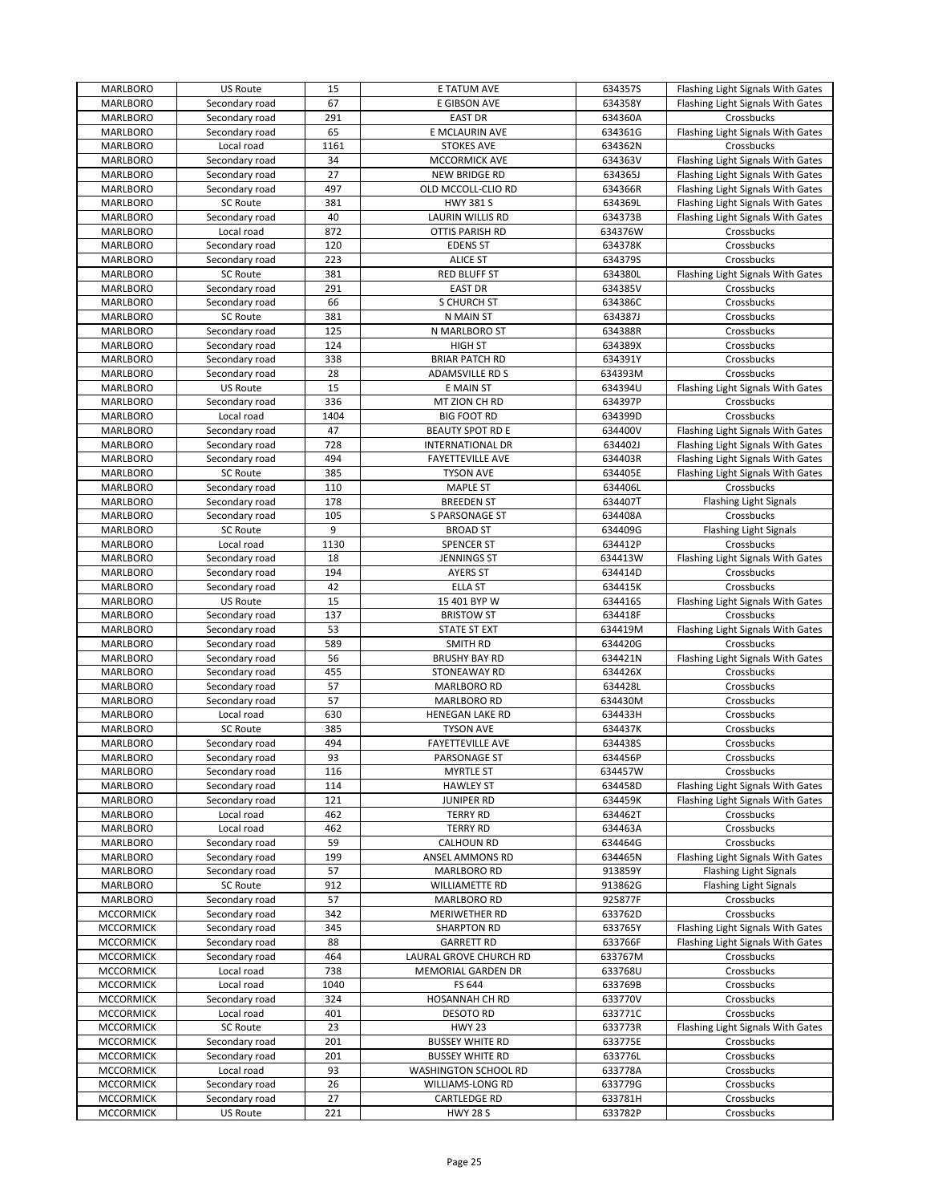| | | | | | |
|---|---|---|---|---|---|
| MARLBORO | US Route | 15 | E TATUM AVE | 634357S | Flashing Light Signals With Gates |
| MARLBORO | Secondary road | 67 | E GIBSON AVE | 634358Y | Flashing Light Signals With Gates |
| MARLBORO | Secondary road | 291 | EAST DR | 634360A | Crossbucks |
| MARLBORO | Secondary road | 65 | E MCLAURIN AVE | 634361G | Flashing Light Signals With Gates |
| MARLBORO | Local road | 1161 | STOKES AVE | 634362N | Crossbucks |
| MARLBORO | Secondary road | 34 | MCCORMICK AVE | 634363V | Flashing Light Signals With Gates |
| MARLBORO | Secondary road | 27 | NEW BRIDGE RD | 634365J | Flashing Light Signals With Gates |
| MARLBORO | Secondary road | 497 | OLD MCCOLL-CLIO RD | 634366R | Flashing Light Signals With Gates |
| MARLBORO | SC Route | 381 | HWY 381 S | 634369L | Flashing Light Signals With Gates |
| MARLBORO | Secondary road | 40 | LAURIN WILLIS RD | 634373B | Flashing Light Signals With Gates |
| MARLBORO | Local road | 872 | OTTIS PARISH RD | 634376W | Crossbucks |
| MARLBORO | Secondary road | 120 | EDENS ST | 634378K | Crossbucks |
| MARLBORO | Secondary road | 223 | ALICE ST | 634379S | Crossbucks |
| MARLBORO | SC Route | 381 | RED BLUFF ST | 634380L | Flashing Light Signals With Gates |
| MARLBORO | Secondary road | 291 | EAST DR | 634385V | Crossbucks |
| MARLBORO | Secondary road | 66 | S CHURCH ST | 634386C | Crossbucks |
| MARLBORO | SC Route | 381 | N MAIN ST | 634387J | Crossbucks |
| MARLBORO | Secondary road | 125 | N MARLBORO ST | 634388R | Crossbucks |
| MARLBORO | Secondary road | 124 | HIGH ST | 634389X | Crossbucks |
| MARLBORO | Secondary road | 338 | BRIAR PATCH RD | 634391Y | Crossbucks |
| MARLBORO | Secondary road | 28 | ADAMSVILLE RD S | 634393M | Crossbucks |
| MARLBORO | US Route | 15 | E MAIN ST | 634394U | Flashing Light Signals With Gates |
| MARLBORO | Secondary road | 336 | MT ZION CH RD | 634397P | Crossbucks |
| MARLBORO | Local road | 1404 | BIG FOOT RD | 634399D | Crossbucks |
| MARLBORO | Secondary road | 47 | BEAUTY SPOT RD E | 634400V | Flashing Light Signals With Gates |
| MARLBORO | Secondary road | 728 | INTERNATIONAL DR | 634402J | Flashing Light Signals With Gates |
| MARLBORO | Secondary road | 494 | FAYETTEVILLE AVE | 634403R | Flashing Light Signals With Gates |
| MARLBORO | SC Route | 385 | TYSON AVE | 634405E | Flashing Light Signals With Gates |
| MARLBORO | Secondary road | 110 | MAPLE ST | 634406L | Crossbucks |
| MARLBORO | Secondary road | 178 | BREEDEN ST | 634407T | Flashing Light Signals |
| MARLBORO | Secondary road | 105 | S PARSONAGE ST | 634408A | Crossbucks |
| MARLBORO | SC Route | 9 | BROAD ST | 634409G | Flashing Light Signals |
| MARLBORO | Local road | 1130 | SPENCER ST | 634412P | Crossbucks |
| MARLBORO | Secondary road | 18 | JENNINGS ST | 634413W | Flashing Light Signals With Gates |
| MARLBORO | Secondary road | 194 | AYERS ST | 634414D | Crossbucks |
| MARLBORO | Secondary road | 42 | ELLA ST | 634415K | Crossbucks |
| MARLBORO | US Route | 15 | 15 401 BYP W | 634416S | Flashing Light Signals With Gates |
| MARLBORO | Secondary road | 137 | BRISTOW ST | 634418F | Crossbucks |
| MARLBORO | Secondary road | 53 | STATE ST EXT | 634419M | Flashing Light Signals With Gates |
| MARLBORO | Secondary road | 589 | SMITH RD | 634420G | Crossbucks |
| MARLBORO | Secondary road | 56 | BRUSHY BAY RD | 634421N | Flashing Light Signals With Gates |
| MARLBORO | Secondary road | 455 | STONEAWAY RD | 634426X | Crossbucks |
| MARLBORO | Secondary road | 57 | MARLBORO RD | 634428L | Crossbucks |
| MARLBORO | Secondary road | 57 | MARLBORO RD | 634430M | Crossbucks |
| MARLBORO | Local road | 630 | HENEGAN LAKE RD | 634433H | Crossbucks |
| MARLBORO | SC Route | 385 | TYSON AVE | 634437K | Crossbucks |
| MARLBORO | Secondary road | 494 | FAYETTEVILLE AVE | 634438S | Crossbucks |
| MARLBORO | Secondary road | 93 | PARSONAGE ST | 634456P | Crossbucks |
| MARLBORO | Secondary road | 116 | MYRTLE ST | 634457W | Crossbucks |
| MARLBORO | Secondary road | 114 | HAWLEY ST | 634458D | Flashing Light Signals With Gates |
| MARLBORO | Secondary road | 121 | JUNIPER RD | 634459K | Flashing Light Signals With Gates |
| MARLBORO | Local road | 462 | TERRY RD | 634462T | Crossbucks |
| MARLBORO | Local road | 462 | TERRY RD | 634463A | Crossbucks |
| MARLBORO | Secondary road | 59 | CALHOUN RD | 634464G | Crossbucks |
| MARLBORO | Secondary road | 199 | ANSEL AMMONS RD | 634465N | Flashing Light Signals With Gates |
| MARLBORO | Secondary road | 57 | MARLBORO RD | 913859Y | Flashing Light Signals |
| MARLBORO | SC Route | 912 | WILLIAMETTE RD | 913862G | Flashing Light Signals |
| MARLBORO | Secondary road | 57 | MARLBORO RD | 925877F | Crossbucks |
| MCCORMICK | Secondary road | 342 | MERIWETHER RD | 633762D | Crossbucks |
| MCCORMICK | Secondary road | 345 | SHARPTON RD | 633765Y | Flashing Light Signals With Gates |
| MCCORMICK | Secondary road | 88 | GARRETT RD | 633766F | Flashing Light Signals With Gates |
| MCCORMICK | Secondary road | 464 | LAURAL GROVE CHURCH RD | 633767M | Crossbucks |
| MCCORMICK | Local road | 738 | MEMORIAL GARDEN DR | 633768U | Crossbucks |
| MCCORMICK | Local road | 1040 | FS 644 | 633769B | Crossbucks |
| MCCORMICK | Secondary road | 324 | HOSANNAH CH RD | 633770V | Crossbucks |
| MCCORMICK | Local road | 401 | DESOTO RD | 633771C | Crossbucks |
| MCCORMICK | SC Route | 23 | HWY 23 | 633773R | Flashing Light Signals With Gates |
| MCCORMICK | Secondary road | 201 | BUSSEY WHITE RD | 633775E | Crossbucks |
| MCCORMICK | Secondary road | 201 | BUSSEY WHITE RD | 633776L | Crossbucks |
| MCCORMICK | Local road | 93 | WASHINGTON SCHOOL RD | 633778A | Crossbucks |
| MCCORMICK | Secondary road | 26 | WILLIAMS-LONG RD | 633779G | Crossbucks |
| MCCORMICK | Secondary road | 27 | CARTLEDGE RD | 633781H | Crossbucks |
| MCCORMICK | US Route | 221 | HWY 28 S | 633782P | Crossbucks |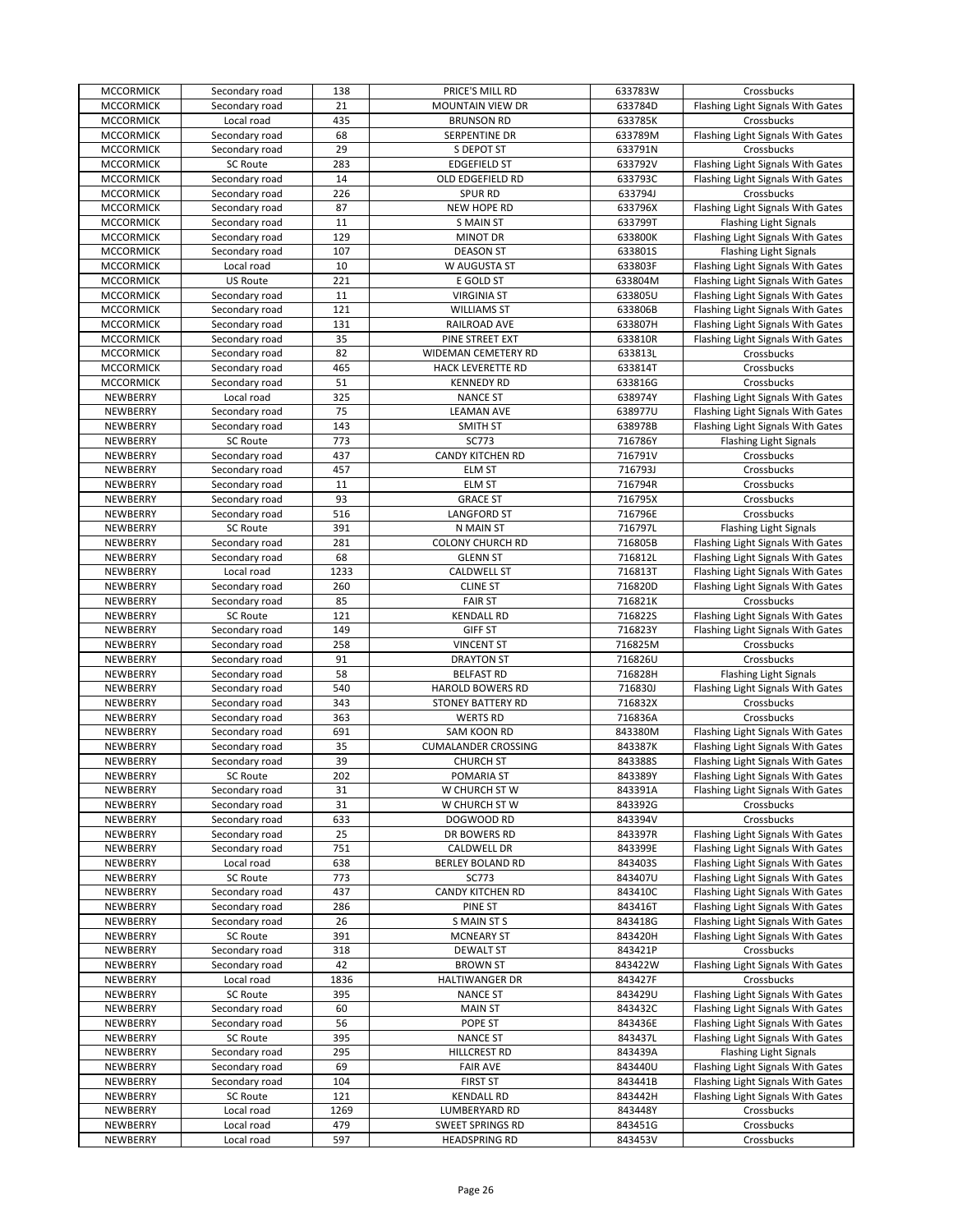| MCCORMICK | Secondary road | 138 | PRICE'S MILL RD | 633783W | Crossbucks |
|---|---|---|---|---|---|
| MCCORMICK | Secondary road | 21 | MOUNTAIN VIEW DR | 633784D | Flashing Light Signals With Gates |
| MCCORMICK | Local road | 435 | BRUNSON RD | 633785K | Crossbucks |
| MCCORMICK | Secondary road | 68 | SERPENTINE DR | 633789M | Flashing Light Signals With Gates |
| MCCORMICK | Secondary road | 29 | S DEPOT ST | 633791N | Crossbucks |
| MCCORMICK | SC Route | 283 | EDGEFIELD ST | 633792V | Flashing Light Signals With Gates |
| MCCORMICK | Secondary road | 14 | OLD EDGEFIELD RD | 633793C | Flashing Light Signals With Gates |
| MCCORMICK | Secondary road | 226 | SPUR RD | 633794J | Crossbucks |
| MCCORMICK | Secondary road | 87 | NEW HOPE RD | 633796X | Flashing Light Signals With Gates |
| MCCORMICK | Secondary road | 11 | S MAIN ST | 633799T | Flashing Light Signals |
| MCCORMICK | Secondary road | 129 | MINOT DR | 633800K | Flashing Light Signals With Gates |
| MCCORMICK | Secondary road | 107 | DEASON ST | 633801S | Flashing Light Signals |
| MCCORMICK | Local road | 10 | W AUGUSTA ST | 633803F | Flashing Light Signals With Gates |
| MCCORMICK | US Route | 221 | E GOLD ST | 633804M | Flashing Light Signals With Gates |
| MCCORMICK | Secondary road | 11 | VIRGINIA ST | 633805U | Flashing Light Signals With Gates |
| MCCORMICK | Secondary road | 121 | WILLIAMS ST | 633806B | Flashing Light Signals With Gates |
| MCCORMICK | Secondary road | 131 | RAILROAD AVE | 633807H | Flashing Light Signals With Gates |
| MCCORMICK | Secondary road | 35 | PINE STREET EXT | 633810R | Flashing Light Signals With Gates |
| MCCORMICK | Secondary road | 82 | WIDEMAN CEMETERY RD | 633813L | Crossbucks |
| MCCORMICK | Secondary road | 465 | HACK LEVERETTE RD | 633814T | Crossbucks |
| MCCORMICK | Secondary road | 51 | KENNEDY RD | 633816G | Crossbucks |
| NEWBERRY | Local road | 325 | NANCE ST | 638974Y | Flashing Light Signals With Gates |
| NEWBERRY | Secondary road | 75 | LEAMAN AVE | 638977U | Flashing Light Signals With Gates |
| NEWBERRY | Secondary road | 143 | SMITH ST | 638978B | Flashing Light Signals With Gates |
| NEWBERRY | SC Route | 773 | SC773 | 716786Y | Flashing Light Signals |
| NEWBERRY | Secondary road | 437 | CANDY KITCHEN RD | 716791V | Crossbucks |
| NEWBERRY | Secondary road | 457 | ELM ST | 716793J | Crossbucks |
| NEWBERRY | Secondary road | 11 | ELM ST | 716794R | Crossbucks |
| NEWBERRY | Secondary road | 93 | GRACE ST | 716795X | Crossbucks |
| NEWBERRY | Secondary road | 516 | LANGFORD ST | 716796E | Crossbucks |
| NEWBERRY | SC Route | 391 | N MAIN ST | 716797L | Flashing Light Signals |
| NEWBERRY | Secondary road | 281 | COLONY CHURCH RD | 716805B | Flashing Light Signals With Gates |
| NEWBERRY | Secondary road | 68 | GLENN ST | 716812L | Flashing Light Signals With Gates |
| NEWBERRY | Local road | 1233 | CALDWELL ST | 716813T | Flashing Light Signals With Gates |
| NEWBERRY | Secondary road | 260 | CLINE ST | 716820D | Flashing Light Signals With Gates |
| NEWBERRY | Secondary road | 85 | FAIR ST | 716821K | Crossbucks |
| NEWBERRY | SC Route | 121 | KENDALL RD | 716822S | Flashing Light Signals With Gates |
| NEWBERRY | Secondary road | 149 | GIFF ST | 716823Y | Flashing Light Signals With Gates |
| NEWBERRY | Secondary road | 258 | VINCENT ST | 716825M | Crossbucks |
| NEWBERRY | Secondary road | 91 | DRAYTON ST | 716826U | Crossbucks |
| NEWBERRY | Secondary road | 58 | BELFAST RD | 716828H | Flashing Light Signals |
| NEWBERRY | Secondary road | 540 | HAROLD BOWERS RD | 716830J | Flashing Light Signals With Gates |
| NEWBERRY | Secondary road | 343 | STONEY BATTERY RD | 716832X | Crossbucks |
| NEWBERRY | Secondary road | 363 | WERTS RD | 716836A | Crossbucks |
| NEWBERRY | Secondary road | 691 | SAM KOON RD | 843380M | Flashing Light Signals With Gates |
| NEWBERRY | Secondary road | 35 | CUMALANDER CROSSING | 843387K | Flashing Light Signals With Gates |
| NEWBERRY | Secondary road | 39 | CHURCH ST | 843388S | Flashing Light Signals With Gates |
| NEWBERRY | SC Route | 202 | POMARIA ST | 843389Y | Flashing Light Signals With Gates |
| NEWBERRY | Secondary road | 31 | W CHURCH ST W | 843391A | Flashing Light Signals With Gates |
| NEWBERRY | Secondary road | 31 | W CHURCH ST W | 843392G | Crossbucks |
| NEWBERRY | Secondary road | 633 | DOGWOOD RD | 843394V | Crossbucks |
| NEWBERRY | Secondary road | 25 | DR BOWERS RD | 843397R | Flashing Light Signals With Gates |
| NEWBERRY | Secondary road | 751 | CALDWELL DR | 843399E | Flashing Light Signals With Gates |
| NEWBERRY | Local road | 638 | BERLEY BOLAND RD | 843403S | Flashing Light Signals With Gates |
| NEWBERRY | SC Route | 773 | SC773 | 843407U | Flashing Light Signals With Gates |
| NEWBERRY | Secondary road | 437 | CANDY KITCHEN RD | 843410C | Flashing Light Signals With Gates |
| NEWBERRY | Secondary road | 286 | PINE ST | 843416T | Flashing Light Signals With Gates |
| NEWBERRY | Secondary road | 26 | S MAIN ST S | 843418G | Flashing Light Signals With Gates |
| NEWBERRY | SC Route | 391 | MCNEARY ST | 843420H | Flashing Light Signals With Gates |
| NEWBERRY | Secondary road | 318 | DEWALT ST | 843421P | Crossbucks |
| NEWBERRY | Secondary road | 42 | BROWN ST | 843422W | Flashing Light Signals With Gates |
| NEWBERRY | Local road | 1836 | HALTIWANGER DR | 843427F | Crossbucks |
| NEWBERRY | SC Route | 395 | NANCE ST | 843429U | Flashing Light Signals With Gates |
| NEWBERRY | Secondary road | 60 | MAIN ST | 843432C | Flashing Light Signals With Gates |
| NEWBERRY | Secondary road | 56 | POPE ST | 843436E | Flashing Light Signals With Gates |
| NEWBERRY | SC Route | 395 | NANCE ST | 843437L | Flashing Light Signals With Gates |
| NEWBERRY | Secondary road | 295 | HILLCREST RD | 843439A | Flashing Light Signals |
| NEWBERRY | Secondary road | 69 | FAIR AVE | 843440U | Flashing Light Signals With Gates |
| NEWBERRY | Secondary road | 104 | FIRST ST | 843441B | Flashing Light Signals With Gates |
| NEWBERRY | SC Route | 121 | KENDALL RD | 843442H | Flashing Light Signals With Gates |
| NEWBERRY | Local road | 1269 | LUMBERYARD RD | 843448Y | Crossbucks |
| NEWBERRY | Local road | 479 | SWEET SPRINGS RD | 843451G | Crossbucks |
| NEWBERRY | Local road | 597 | HEADSPRING RD | 843453V | Crossbucks |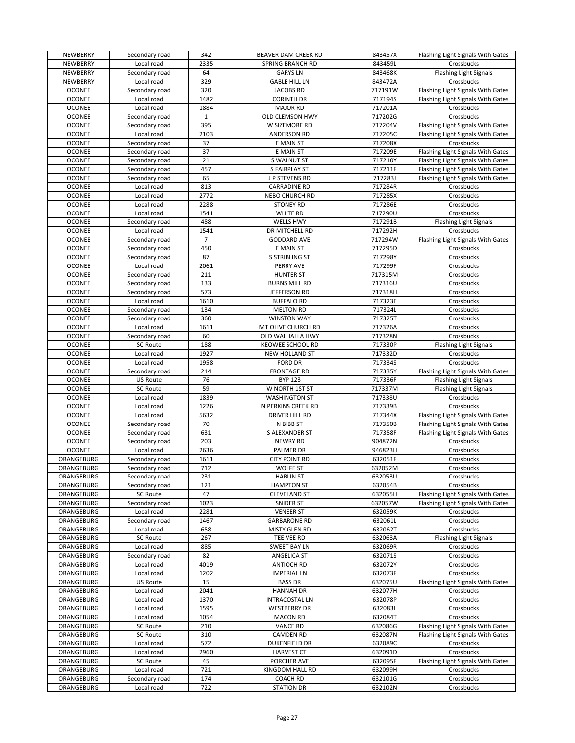| NEWBERRY | Secondary road | 342 | BEAVER DAM CREEK RD | 843457X | Flashing Light Signals With Gates |
|---|---|---|---|---|---|
| NEWBERRY | Local road | 2335 | SPRING BRANCH RD | 843459L | Crossbucks |
| NEWBERRY | Secondary road | 64 | GARYS LN | 843468K | Flashing Light Signals |
| NEWBERRY | Local road | 329 | GABLE HILL LN | 843472A | Crossbucks |
| OCONEE | Secondary road | 320 | JACOBS RD | 717191W | Flashing Light Signals With Gates |
| OCONEE | Local road | 1482 | CORINTH DR | 717194S | Flashing Light Signals With Gates |
| OCONEE | Local road | 1884 | MAJOR RD | 717201A | Crossbucks |
| OCONEE | Secondary road | 1 | OLD CLEMSON HWY | 717202G | Crossbucks |
| OCONEE | Secondary road | 395 | W SIZEMORE RD | 717204V | Flashing Light Signals With Gates |
| OCONEE | Local road | 2103 | ANDERSON RD | 717205C | Flashing Light Signals With Gates |
| OCONEE | Secondary road | 37 | E MAIN ST | 717208X | Crossbucks |
| OCONEE | Secondary road | 37 | E MAIN ST | 717209E | Flashing Light Signals With Gates |
| OCONEE | Secondary road | 21 | S WALNUT ST | 717210Y | Flashing Light Signals With Gates |
| OCONEE | Secondary road | 457 | S FAIRPLAY ST | 717211F | Flashing Light Signals With Gates |
| OCONEE | Secondary road | 65 | J P STEVENS RD | 717283J | Flashing Light Signals With Gates |
| OCONEE | Local road | 813 | CARRADINE RD | 717284R | Crossbucks |
| OCONEE | Local road | 2772 | NEBO CHURCH RD | 717285X | Crossbucks |
| OCONEE | Local road | 2288 | STONEY RD | 717286E | Crossbucks |
| OCONEE | Local road | 1541 | WHITE RD | 717290U | Crossbucks |
| OCONEE | Secondary road | 488 | WELLS HWY | 717291B | Flashing Light Signals |
| OCONEE | Local road | 1541 | DR MITCHELL RD | 717292H | Crossbucks |
| OCONEE | Secondary road | 7 | GODDARD AVE | 717294W | Flashing Light Signals With Gates |
| OCONEE | Secondary road | 450 | E MAIN ST | 717295D | Crossbucks |
| OCONEE | Secondary road | 87 | S STRIBLING ST | 717298Y | Crossbucks |
| OCONEE | Local road | 2061 | PERRY AVE | 717299F | Crossbucks |
| OCONEE | Secondary road | 211 | HUNTER ST | 717315M | Crossbucks |
| OCONEE | Secondary road | 133 | BURNS MILL RD | 717316U | Crossbucks |
| OCONEE | Secondary road | 573 | JEFFERSON RD | 717318H | Crossbucks |
| OCONEE | Local road | 1610 | BUFFALO RD | 717323E | Crossbucks |
| OCONEE | Secondary road | 134 | MELTON RD | 717324L | Crossbucks |
| OCONEE | Secondary road | 360 | WINSTON WAY | 717325T | Crossbucks |
| OCONEE | Local road | 1611 | MT OLIVE CHURCH RD | 717326A | Crossbucks |
| OCONEE | Secondary road | 60 | OLD WALHALLA HWY | 717328N | Crossbucks |
| OCONEE | SC Route | 188 | KEOWEE SCHOOL RD | 717330P | Flashing Light Signals |
| OCONEE | Local road | 1927 | NEW HOLLAND ST | 717332D | Crossbucks |
| OCONEE | Local road | 1958 | FORD DR | 717334S | Crossbucks |
| OCONEE | Secondary road | 214 | FRONTAGE RD | 717335Y | Flashing Light Signals With Gates |
| OCONEE | US Route | 76 | BYP 123 | 717336F | Flashing Light Signals |
| OCONEE | SC Route | 59 | W NORTH 1ST ST | 717337M | Flashing Light Signals |
| OCONEE | Local road | 1839 | WASHINGTON ST | 717338U | Crossbucks |
| OCONEE | Local road | 1226 | N PERKINS CREEK RD | 717339B | Crossbucks |
| OCONEE | Local road | 5632 | DRIVER HILL RD | 717344X | Flashing Light Signals With Gates |
| OCONEE | Secondary road | 70 | N BIBB ST | 717350B | Flashing Light Signals With Gates |
| OCONEE | Secondary road | 631 | S ALEXANDER ST | 717358F | Flashing Light Signals With Gates |
| OCONEE | Secondary road | 203 | NEWRY RD | 904872N | Crossbucks |
| OCONEE | Local road | 2636 | PALMER DR | 946823H | Crossbucks |
| ORANGEBURG | Secondary road | 1611 | CITY POINT RD | 632051F | Crossbucks |
| ORANGEBURG | Secondary road | 712 | WOLFE ST | 632052M | Crossbucks |
| ORANGEBURG | Secondary road | 231 | HARLIN ST | 632053U | Crossbucks |
| ORANGEBURG | Secondary road | 121 | HAMPTON ST | 632054B | Crossbucks |
| ORANGEBURG | SC Route | 47 | CLEVELAND ST | 632055H | Flashing Light Signals With Gates |
| ORANGEBURG | Secondary road | 1023 | SNIDER ST | 632057W | Flashing Light Signals With Gates |
| ORANGEBURG | Local road | 2281 | VENEER ST | 632059K | Crossbucks |
| ORANGEBURG | Secondary road | 1467 | GARBARONE RD | 632061L | Crossbucks |
| ORANGEBURG | Local road | 658 | MISTY GLEN RD | 632062T | Crossbucks |
| ORANGEBURG | SC Route | 267 | TEE VEE RD | 632063A | Flashing Light Signals |
| ORANGEBURG | Local road | 885 | SWEET BAY LN | 632069R | Crossbucks |
| ORANGEBURG | Secondary road | 82 | ANGELICA ST | 632071S | Crossbucks |
| ORANGEBURG | Local road | 4019 | ANTIOCH RD | 632072Y | Crossbucks |
| ORANGEBURG | Local road | 1202 | IMPERIAL LN | 632073F | Crossbucks |
| ORANGEBURG | US Route | 15 | BASS DR | 632075U | Flashing Light Signals With Gates |
| ORANGEBURG | Local road | 2041 | HANNAH DR | 632077H | Crossbucks |
| ORANGEBURG | Local road | 1370 | INTRACOSTAL LN | 632078P | Crossbucks |
| ORANGEBURG | Local road | 1595 | WESTBERRY DR | 632083L | Crossbucks |
| ORANGEBURG | Local road | 1054 | MACON RD | 632084T | Crossbucks |
| ORANGEBURG | SC Route | 210 | VANCE RD | 632086G | Flashing Light Signals With Gates |
| ORANGEBURG | SC Route | 310 | CAMDEN RD | 632087N | Flashing Light Signals With Gates |
| ORANGEBURG | Local road | 572 | DUKENFIELD DR | 632089C | Crossbucks |
| ORANGEBURG | Local road | 2960 | HARVEST CT | 632091D | Crossbucks |
| ORANGEBURG | SC Route | 45 | PORCHER AVE | 632095F | Flashing Light Signals With Gates |
| ORANGEBURG | Local road | 721 | KINGDOM HALL RD | 632099H | Crossbucks |
| ORANGEBURG | Secondary road | 174 | COACH RD | 632101G | Crossbucks |
| ORANGEBURG | Local road | 722 | STATION DR | 632102N | Crossbucks |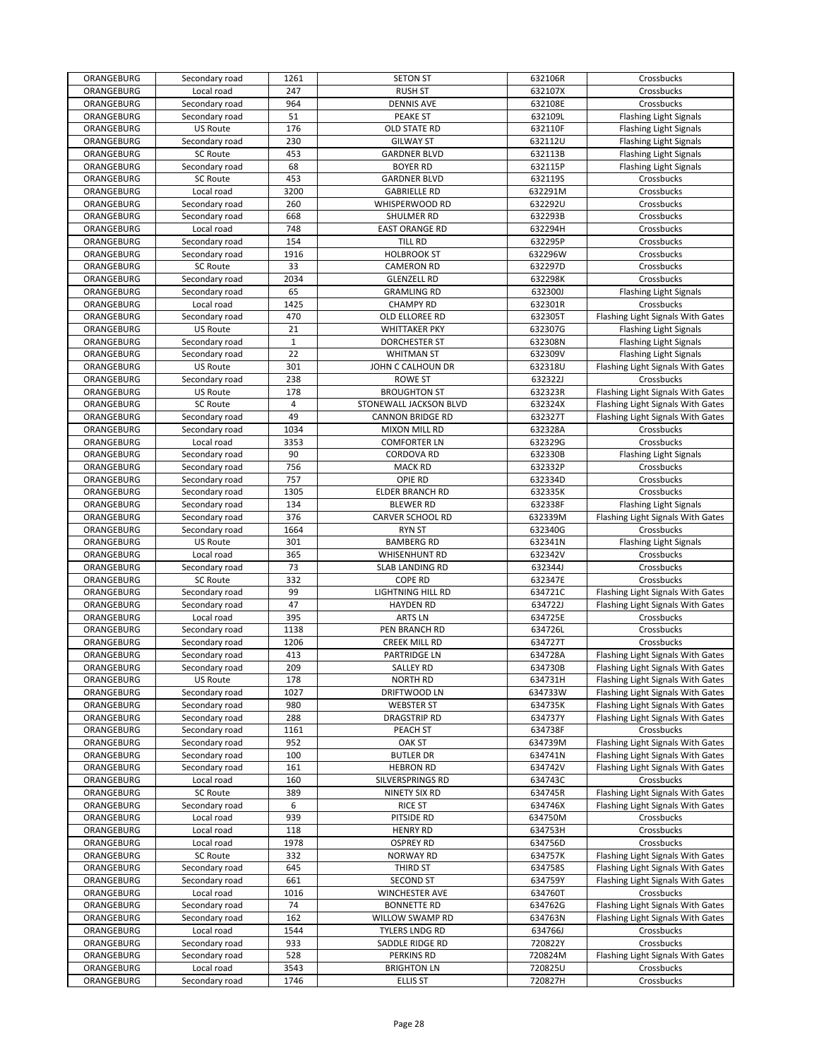| ORANGEBURG | Secondary road | 1261 | SETON ST | 632106R | Crossbucks |
|---|---|---|---|---|---|
| ORANGEBURG | Local road | 247 | RUSH ST | 632107X | Crossbucks |
| ORANGEBURG | Secondary road | 964 | DENNIS AVE | 632108E | Crossbucks |
| ORANGEBURG | Secondary road | 51 | PEAKE ST | 632109L | Flashing Light Signals |
| ORANGEBURG | US Route | 176 | OLD STATE RD | 632110F | Flashing Light Signals |
| ORANGEBURG | Secondary road | 230 | GILWAY ST | 632112U | Flashing Light Signals |
| ORANGEBURG | SC Route | 453 | GARDNER BLVD | 632113B | Flashing Light Signals |
| ORANGEBURG | Secondary road | 68 | BOYER RD | 632115P | Flashing Light Signals |
| ORANGEBURG | SC Route | 453 | GARDNER BLVD | 632119S | Crossbucks |
| ORANGEBURG | Local road | 3200 | GABRIELLE RD | 632291M | Crossbucks |
| ORANGEBURG | Secondary road | 260 | WHISPERWOOD RD | 632292U | Crossbucks |
| ORANGEBURG | Secondary road | 668 | SHULMER RD | 632293B | Crossbucks |
| ORANGEBURG | Local road | 748 | EAST ORANGE RD | 632294H | Crossbucks |
| ORANGEBURG | Secondary road | 154 | TILL RD | 632295P | Crossbucks |
| ORANGEBURG | Secondary road | 1916 | HOLBROOK ST | 632296W | Crossbucks |
| ORANGEBURG | SC Route | 33 | CAMERON RD | 632297D | Crossbucks |
| ORANGEBURG | Secondary road | 2034 | GLENZELL RD | 632298K | Crossbucks |
| ORANGEBURG | Secondary road | 65 | GRAMLING RD | 632300J | Flashing Light Signals |
| ORANGEBURG | Local road | 1425 | CHAMPY RD | 632301R | Crossbucks |
| ORANGEBURG | Secondary road | 470 | OLD ELLOREE RD | 632305T | Flashing Light Signals With Gates |
| ORANGEBURG | US Route | 21 | WHITTAKER PKY | 632307G | Flashing Light Signals |
| ORANGEBURG | Secondary road | 1 | DORCHESTER ST | 632308N | Flashing Light Signals |
| ORANGEBURG | Secondary road | 22 | WHITMAN ST | 632309V | Flashing Light Signals |
| ORANGEBURG | US Route | 301 | JOHN C CALHOUN DR | 632318U | Flashing Light Signals With Gates |
| ORANGEBURG | Secondary road | 238 | ROWE ST | 632322J | Crossbucks |
| ORANGEBURG | US Route | 178 | BROUGHTON ST | 632323R | Flashing Light Signals With Gates |
| ORANGEBURG | SC Route | 4 | STONEWALL JACKSON BLVD | 632324X | Flashing Light Signals With Gates |
| ORANGEBURG | Secondary road | 49 | CANNON BRIDGE RD | 632327T | Flashing Light Signals With Gates |
| ORANGEBURG | Secondary road | 1034 | MIXON MILL RD | 632328A | Crossbucks |
| ORANGEBURG | Local road | 3353 | COMFORTER LN | 632329G | Crossbucks |
| ORANGEBURG | Secondary road | 90 | CORDOVA RD | 632330B | Flashing Light Signals |
| ORANGEBURG | Secondary road | 756 | MACK RD | 632332P | Crossbucks |
| ORANGEBURG | Secondary road | 757 | OPIE RD | 632334D | Crossbucks |
| ORANGEBURG | Secondary road | 1305 | ELDER BRANCH RD | 632335K | Crossbucks |
| ORANGEBURG | Secondary road | 134 | BLEWER RD | 632338F | Flashing Light Signals |
| ORANGEBURG | Secondary road | 376 | CARVER SCHOOL RD | 632339M | Flashing Light Signals With Gates |
| ORANGEBURG | Secondary road | 1664 | RYN ST | 632340G | Crossbucks |
| ORANGEBURG | US Route | 301 | BAMBERG RD | 632341N | Flashing Light Signals |
| ORANGEBURG | Local road | 365 | WHISENHUNT RD | 632342V | Crossbucks |
| ORANGEBURG | Secondary road | 73 | SLAB LANDING RD | 632344J | Crossbucks |
| ORANGEBURG | SC Route | 332 | COPE RD | 632347E | Crossbucks |
| ORANGEBURG | Secondary road | 99 | LIGHTNING HILL RD | 634721C | Flashing Light Signals With Gates |
| ORANGEBURG | Secondary road | 47 | HAYDEN RD | 634722J | Flashing Light Signals With Gates |
| ORANGEBURG | Local road | 395 | ARTS LN | 634725E | Crossbucks |
| ORANGEBURG | Secondary road | 1138 | PEN BRANCH RD | 634726L | Crossbucks |
| ORANGEBURG | Secondary road | 1206 | CREEK MILL RD | 634727T | Crossbucks |
| ORANGEBURG | Secondary road | 413 | PARTRIDGE LN | 634728A | Flashing Light Signals With Gates |
| ORANGEBURG | Secondary road | 209 | SALLEY RD | 634730B | Flashing Light Signals With Gates |
| ORANGEBURG | US Route | 178 | NORTH RD | 634731H | Flashing Light Signals With Gates |
| ORANGEBURG | Secondary road | 1027 | DRIFTWOOD LN | 634733W | Flashing Light Signals With Gates |
| ORANGEBURG | Secondary road | 980 | WEBSTER ST | 634735K | Flashing Light Signals With Gates |
| ORANGEBURG | Secondary road | 288 | DRAGSTRIP RD | 634737Y | Flashing Light Signals With Gates |
| ORANGEBURG | Secondary road | 1161 | PEACH ST | 634738F | Crossbucks |
| ORANGEBURG | Secondary road | 952 | OAK ST | 634739M | Flashing Light Signals With Gates |
| ORANGEBURG | Secondary road | 100 | BUTLER DR | 634741N | Flashing Light Signals With Gates |
| ORANGEBURG | Secondary road | 161 | HEBRON RD | 634742V | Flashing Light Signals With Gates |
| ORANGEBURG | Local road | 160 | SILVERSPRINGS RD | 634743C | Crossbucks |
| ORANGEBURG | SC Route | 389 | NINETY SIX RD | 634745R | Flashing Light Signals With Gates |
| ORANGEBURG | Secondary road | 6 | RICE ST | 634746X | Flashing Light Signals With Gates |
| ORANGEBURG | Local road | 939 | PITSIDE RD | 634750M | Crossbucks |
| ORANGEBURG | Local road | 118 | HENRY RD | 634753H | Crossbucks |
| ORANGEBURG | Local road | 1978 | OSPREY RD | 634756D | Crossbucks |
| ORANGEBURG | SC Route | 332 | NORWAY RD | 634757K | Flashing Light Signals With Gates |
| ORANGEBURG | Secondary road | 645 | THIRD ST | 634758S | Flashing Light Signals With Gates |
| ORANGEBURG | Secondary road | 661 | SECOND ST | 634759Y | Flashing Light Signals With Gates |
| ORANGEBURG | Local road | 1016 | WINCHESTER AVE | 634760T | Crossbucks |
| ORANGEBURG | Secondary road | 74 | BONNETTE RD | 634762G | Flashing Light Signals With Gates |
| ORANGEBURG | Secondary road | 162 | WILLOW SWAMP RD | 634763N | Flashing Light Signals With Gates |
| ORANGEBURG | Local road | 1544 | TYLERS LNDG RD | 634766J | Crossbucks |
| ORANGEBURG | Secondary road | 933 | SADDLE RIDGE RD | 720822Y | Crossbucks |
| ORANGEBURG | Secondary road | 528 | PERKINS RD | 720824M | Flashing Light Signals With Gates |
| ORANGEBURG | Local road | 3543 | BRIGHTON LN | 720825U | Crossbucks |
| ORANGEBURG | Secondary road | 1746 | ELLIS ST | 720827H | Crossbucks |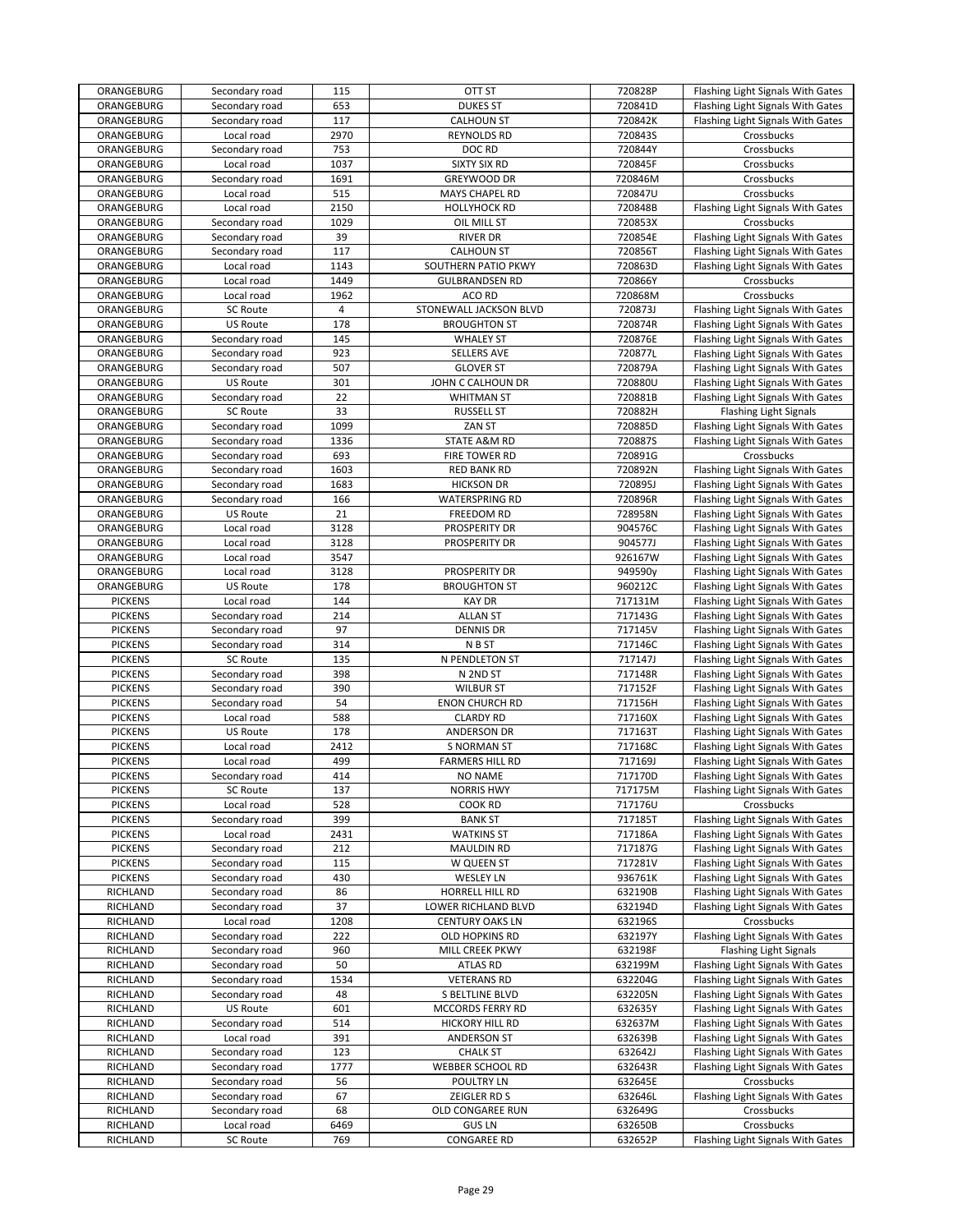| ORANGEBURG | Secondary road | 115 | OTT ST | 720828P | Flashing Light Signals With Gates |
|---|---|---|---|---|---|
| ORANGEBURG | Secondary road | 653 | DUKES ST | 720841D | Flashing Light Signals With Gates |
| ORANGEBURG | Secondary road | 117 | CALHOUN ST | 720842K | Flashing Light Signals With Gates |
| ORANGEBURG | Local road | 2970 | REYNOLDS RD | 720843S | Crossbucks |
| ORANGEBURG | Secondary road | 753 | DOC RD | 720844Y | Crossbucks |
| ORANGEBURG | Local road | 1037 | SIXTY SIX RD | 720845F | Crossbucks |
| ORANGEBURG | Secondary road | 1691 | GREYWOOD DR | 720846M | Crossbucks |
| ORANGEBURG | Local road | 515 | MAYS CHAPEL RD | 720847U | Crossbucks |
| ORANGEBURG | Local road | 2150 | HOLLYHOCK RD | 720848B | Flashing Light Signals With Gates |
| ORANGEBURG | Secondary road | 1029 | OIL MILL ST | 720853X | Crossbucks |
| ORANGEBURG | Secondary road | 39 | RIVER DR | 720854E | Flashing Light Signals With Gates |
| ORANGEBURG | Secondary road | 117 | CALHOUN ST | 720856T | Flashing Light Signals With Gates |
| ORANGEBURG | Local road | 1143 | SOUTHERN PATIO PKWY | 720863D | Flashing Light Signals With Gates |
| ORANGEBURG | Local road | 1449 | GULBRANDSEN RD | 720866Y | Crossbucks |
| ORANGEBURG | Local road | 1962 | ACO RD | 720868M | Crossbucks |
| ORANGEBURG | SC Route | 4 | STONEWALL JACKSON BLVD | 720873J | Flashing Light Signals With Gates |
| ORANGEBURG | US Route | 178 | BROUGHTON ST | 720874R | Flashing Light Signals With Gates |
| ORANGEBURG | Secondary road | 145 | WHALEY ST | 720876E | Flashing Light Signals With Gates |
| ORANGEBURG | Secondary road | 923 | SELLERS AVE | 720877L | Flashing Light Signals With Gates |
| ORANGEBURG | Secondary road | 507 | GLOVER ST | 720879A | Flashing Light Signals With Gates |
| ORANGEBURG | US Route | 301 | JOHN C CALHOUN DR | 720880U | Flashing Light Signals With Gates |
| ORANGEBURG | Secondary road | 22 | WHITMAN ST | 720881B | Flashing Light Signals With Gates |
| ORANGEBURG | SC Route | 33 | RUSSELL ST | 720882H | Flashing Light Signals |
| ORANGEBURG | Secondary road | 1099 | ZAN ST | 720885D | Flashing Light Signals With Gates |
| ORANGEBURG | Secondary road | 1336 | STATE A&M RD | 720887S | Flashing Light Signals With Gates |
| ORANGEBURG | Secondary road | 693 | FIRE TOWER RD | 720891G | Crossbucks |
| ORANGEBURG | Secondary road | 1603 | RED BANK RD | 720892N | Flashing Light Signals With Gates |
| ORANGEBURG | Secondary road | 1683 | HICKSON DR | 720895J | Flashing Light Signals With Gates |
| ORANGEBURG | Secondary road | 166 | WATERSPRING RD | 720896R | Flashing Light Signals With Gates |
| ORANGEBURG | US Route | 21 | FREEDOM RD | 728958N | Flashing Light Signals With Gates |
| ORANGEBURG | Local road | 3128 | PROSPERITY DR | 904576C | Flashing Light Signals With Gates |
| ORANGEBURG | Local road | 3128 | PROSPERITY DR | 904577J | Flashing Light Signals With Gates |
| ORANGEBURG | Local road | 3547 | | 926167W | Flashing Light Signals With Gates |
| ORANGEBURG | Local road | 3128 | PROSPERITY DR | 949590y | Flashing Light Signals With Gates |
| ORANGEBURG | US Route | 178 | BROUGHTON ST | 960212C | Flashing Light Signals With Gates |
| PICKENS | Local road | 144 | KAY DR | 717131M | Flashing Light Signals With Gates |
| PICKENS | Secondary road | 214 | ALLAN ST | 717143G | Flashing Light Signals With Gates |
| PICKENS | Secondary road | 97 | DENNIS DR | 717145V | Flashing Light Signals With Gates |
| PICKENS | Secondary road | 314 | N B ST | 717146C | Flashing Light Signals With Gates |
| PICKENS | SC Route | 135 | N PENDLETON ST | 717147J | Flashing Light Signals With Gates |
| PICKENS | Secondary road | 398 | N 2ND ST | 717148R | Flashing Light Signals With Gates |
| PICKENS | Secondary road | 390 | WILBUR ST | 717152F | Flashing Light Signals With Gates |
| PICKENS | Secondary road | 54 | ENON CHURCH RD | 717156H | Flashing Light Signals With Gates |
| PICKENS | Local road | 588 | CLARDY RD | 717160X | Flashing Light Signals With Gates |
| PICKENS | US Route | 178 | ANDERSON DR | 717163T | Flashing Light Signals With Gates |
| PICKENS | Local road | 2412 | S NORMAN ST | 717168C | Flashing Light Signals With Gates |
| PICKENS | Local road | 499 | FARMERS HILL RD | 717169J | Flashing Light Signals With Gates |
| PICKENS | Secondary road | 414 | NO NAME | 717170D | Flashing Light Signals With Gates |
| PICKENS | SC Route | 137 | NORRIS HWY | 717175M | Flashing Light Signals With Gates |
| PICKENS | Local road | 528 | COOK RD | 717176U | Crossbucks |
| PICKENS | Secondary road | 399 | BANK ST | 717185T | Flashing Light Signals With Gates |
| PICKENS | Local road | 2431 | WATKINS ST | 717186A | Flashing Light Signals With Gates |
| PICKENS | Secondary road | 212 | MAULDIN RD | 717187G | Flashing Light Signals With Gates |
| PICKENS | Secondary road | 115 | W QUEEN ST | 717281V | Flashing Light Signals With Gates |
| PICKENS | Secondary road | 430 | WESLEY LN | 936761K | Flashing Light Signals With Gates |
| RICHLAND | Secondary road | 86 | HORRELL HILL RD | 632190B | Flashing Light Signals With Gates |
| RICHLAND | Secondary road | 37 | LOWER RICHLAND BLVD | 632194D | Flashing Light Signals With Gates |
| RICHLAND | Local road | 1208 | CENTURY OAKS LN | 632196S | Crossbucks |
| RICHLAND | Secondary road | 222 | OLD HOPKINS RD | 632197Y | Flashing Light Signals With Gates |
| RICHLAND | Secondary road | 960 | MILL CREEK PKWY | 632198F | Flashing Light Signals |
| RICHLAND | Secondary road | 50 | ATLAS RD | 632199M | Flashing Light Signals With Gates |
| RICHLAND | Secondary road | 1534 | VETERANS RD | 632204G | Flashing Light Signals With Gates |
| RICHLAND | Secondary road | 48 | S BELTLINE BLVD | 632205N | Flashing Light Signals With Gates |
| RICHLAND | US Route | 601 | MCCORDS FERRY RD | 632635Y | Flashing Light Signals With Gates |
| RICHLAND | Secondary road | 514 | HICKORY HILL RD | 632637M | Flashing Light Signals With Gates |
| RICHLAND | Local road | 391 | ANDERSON ST | 632639B | Flashing Light Signals With Gates |
| RICHLAND | Secondary road | 123 | CHALK ST | 632642J | Flashing Light Signals With Gates |
| RICHLAND | Secondary road | 1777 | WEBBER SCHOOL RD | 632643R | Flashing Light Signals With Gates |
| RICHLAND | Secondary road | 56 | POULTRY LN | 632645E | Crossbucks |
| RICHLAND | Secondary road | 67 | ZEIGLER RD S | 632646L | Flashing Light Signals With Gates |
| RICHLAND | Secondary road | 68 | OLD CONGAREE RUN | 632649G | Crossbucks |
| RICHLAND | Local road | 6469 | GUS LN | 632650B | Crossbucks |
| RICHLAND | SC Route | 769 | CONGAREE RD | 632652P | Flashing Light Signals With Gates |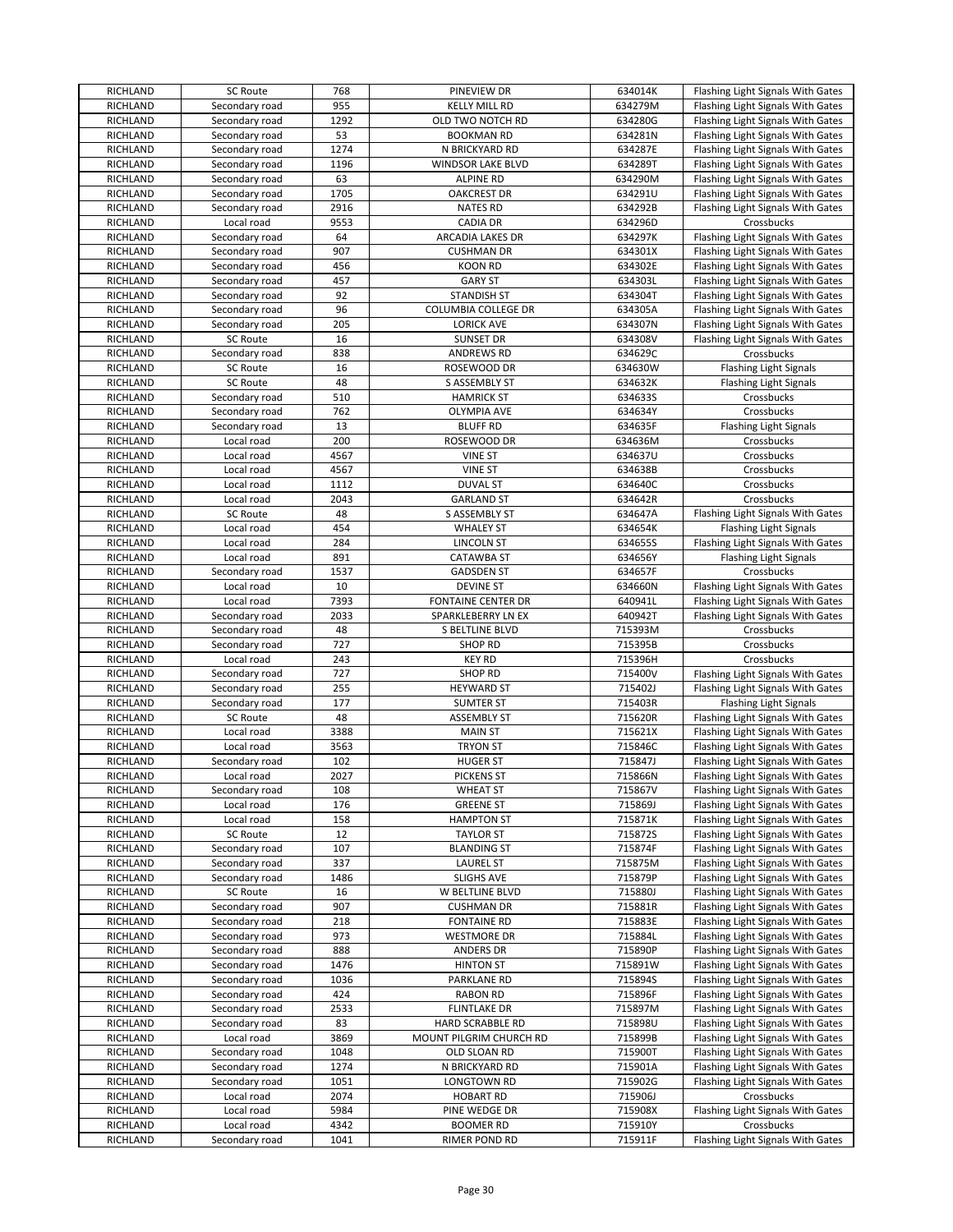| RICHLAND | SC Route | 768 | PINEVIEW DR | 634014K | Flashing Light Signals With Gates |
|---|---|---|---|---|---|
| RICHLAND | Secondary road | 955 | KELLY MILL RD | 634279M | Flashing Light Signals With Gates |
| RICHLAND | Secondary road | 1292 | OLD TWO NOTCH RD | 634280G | Flashing Light Signals With Gates |
| RICHLAND | Secondary road | 53 | BOOKMAN RD | 634281N | Flashing Light Signals With Gates |
| RICHLAND | Secondary road | 1274 | N BRICKYARD RD | 634287E | Flashing Light Signals With Gates |
| RICHLAND | Secondary road | 1196 | WINDSOR LAKE BLVD | 634289T | Flashing Light Signals With Gates |
| RICHLAND | Secondary road | 63 | ALPINE RD | 634290M | Flashing Light Signals With Gates |
| RICHLAND | Secondary road | 1705 | OAKCREST DR | 634291U | Flashing Light Signals With Gates |
| RICHLAND | Secondary road | 2916 | NATES RD | 634292B | Flashing Light Signals With Gates |
| RICHLAND | Local road | 9553 | CADIA DR | 634296D | Crossbucks |
| RICHLAND | Secondary road | 64 | ARCADIA LAKES DR | 634297K | Flashing Light Signals With Gates |
| RICHLAND | Secondary road | 907 | CUSHMAN DR | 634301X | Flashing Light Signals With Gates |
| RICHLAND | Secondary road | 456 | KOON RD | 634302E | Flashing Light Signals With Gates |
| RICHLAND | Secondary road | 457 | GARY ST | 634303L | Flashing Light Signals With Gates |
| RICHLAND | Secondary road | 92 | STANDISH ST | 634304T | Flashing Light Signals With Gates |
| RICHLAND | Secondary road | 96 | COLUMBIA COLLEGE DR | 634305A | Flashing Light Signals With Gates |
| RICHLAND | Secondary road | 205 | LORICK AVE | 634307N | Flashing Light Signals With Gates |
| RICHLAND | SC Route | 16 | SUNSET DR | 634308V | Flashing Light Signals With Gates |
| RICHLAND | Secondary road | 838 | ANDREWS RD | 634629C | Crossbucks |
| RICHLAND | SC Route | 16 | ROSEWOOD DR | 634630W | Flashing Light Signals |
| RICHLAND | SC Route | 48 | S ASSEMBLY ST | 634632K | Flashing Light Signals |
| RICHLAND | Secondary road | 510 | HAMRICK ST | 634633S | Crossbucks |
| RICHLAND | Secondary road | 762 | OLYMPIA AVE | 634634Y | Crossbucks |
| RICHLAND | Secondary road | 13 | BLUFF RD | 634635F | Flashing Light Signals |
| RICHLAND | Local road | 200 | ROSEWOOD DR | 634636M | Crossbucks |
| RICHLAND | Local road | 4567 | VINE ST | 634637U | Crossbucks |
| RICHLAND | Local road | 4567 | VINE ST | 634638B | Crossbucks |
| RICHLAND | Local road | 1112 | DUVAL ST | 634640C | Crossbucks |
| RICHLAND | Local road | 2043 | GARLAND ST | 634642R | Crossbucks |
| RICHLAND | SC Route | 48 | S ASSEMBLY ST | 634647A | Flashing Light Signals With Gates |
| RICHLAND | Local road | 454 | WHALEY ST | 634654K | Flashing Light Signals |
| RICHLAND | Local road | 284 | LINCOLN ST | 634655S | Flashing Light Signals With Gates |
| RICHLAND | Local road | 891 | CATAWBA ST | 634656Y | Flashing Light Signals |
| RICHLAND | Secondary road | 1537 | GADSDEN ST | 634657F | Crossbucks |
| RICHLAND | Local road | 10 | DEVINE ST | 634660N | Flashing Light Signals With Gates |
| RICHLAND | Local road | 7393 | FONTAINE CENTER DR | 640941L | Flashing Light Signals With Gates |
| RICHLAND | Secondary road | 2033 | SPARKLEBERRY LN EX | 640942T | Flashing Light Signals With Gates |
| RICHLAND | Secondary road | 48 | S BELTLINE BLVD | 715393M | Crossbucks |
| RICHLAND | Secondary road | 727 | SHOP RD | 715395B | Crossbucks |
| RICHLAND | Local road | 243 | KEY RD | 715396H | Crossbucks |
| RICHLAND | Secondary road | 727 | SHOP RD | 715400V | Flashing Light Signals With Gates |
| RICHLAND | Secondary road | 255 | HEYWARD ST | 715402J | Flashing Light Signals With Gates |
| RICHLAND | Secondary road | 177 | SUMTER ST | 715403R | Flashing Light Signals |
| RICHLAND | SC Route | 48 | ASSEMBLY ST | 715620R | Flashing Light Signals With Gates |
| RICHLAND | Local road | 3388 | MAIN ST | 715621X | Flashing Light Signals With Gates |
| RICHLAND | Local road | 3563 | TRYON ST | 715846C | Flashing Light Signals With Gates |
| RICHLAND | Secondary road | 102 | HUGER ST | 715847J | Flashing Light Signals With Gates |
| RICHLAND | Local road | 2027 | PICKENS ST | 715866N | Flashing Light Signals With Gates |
| RICHLAND | Secondary road | 108 | WHEAT ST | 715867V | Flashing Light Signals With Gates |
| RICHLAND | Local road | 176 | GREENE ST | 715869J | Flashing Light Signals With Gates |
| RICHLAND | Local road | 158 | HAMPTON ST | 715871K | Flashing Light Signals With Gates |
| RICHLAND | SC Route | 12 | TAYLOR ST | 715872S | Flashing Light Signals With Gates |
| RICHLAND | Secondary road | 107 | BLANDING ST | 715874F | Flashing Light Signals With Gates |
| RICHLAND | Secondary road | 337 | LAUREL ST | 715875M | Flashing Light Signals With Gates |
| RICHLAND | Secondary road | 1486 | SLIGHS AVE | 715879P | Flashing Light Signals With Gates |
| RICHLAND | SC Route | 16 | W BELTLINE BLVD | 715880J | Flashing Light Signals With Gates |
| RICHLAND | Secondary road | 907 | CUSHMAN DR | 715881R | Flashing Light Signals With Gates |
| RICHLAND | Secondary road | 218 | FONTAINE RD | 715883E | Flashing Light Signals With Gates |
| RICHLAND | Secondary road | 973 | WESTMORE DR | 715884L | Flashing Light Signals With Gates |
| RICHLAND | Secondary road | 888 | ANDERS DR | 715890P | Flashing Light Signals With Gates |
| RICHLAND | Secondary road | 1476 | HINTON ST | 715891W | Flashing Light Signals With Gates |
| RICHLAND | Secondary road | 1036 | PARKLANE RD | 715894S | Flashing Light Signals With Gates |
| RICHLAND | Secondary road | 424 | RABON RD | 715896F | Flashing Light Signals With Gates |
| RICHLAND | Secondary road | 2533 | FLINTLAKE DR | 715897M | Flashing Light Signals With Gates |
| RICHLAND | Secondary road | 83 | HARD SCRABBLE RD | 715898U | Flashing Light Signals With Gates |
| RICHLAND | Local road | 3869 | MOUNT PILGRIM CHURCH RD | 715899B | Flashing Light Signals With Gates |
| RICHLAND | Secondary road | 1048 | OLD SLOAN RD | 715900T | Flashing Light Signals With Gates |
| RICHLAND | Secondary road | 1274 | N BRICKYARD RD | 715901A | Flashing Light Signals With Gates |
| RICHLAND | Secondary road | 1051 | LONGTOWN RD | 715902G | Flashing Light Signals With Gates |
| RICHLAND | Local road | 2074 | HOBART RD | 715906J | Crossbucks |
| RICHLAND | Local road | 5984 | PINE WEDGE DR | 715908X | Flashing Light Signals With Gates |
| RICHLAND | Local road | 4342 | BOOMER RD | 715910Y | Crossbucks |
| RICHLAND | Secondary road | 1041 | RIMER POND RD | 715911F | Flashing Light Signals With Gates |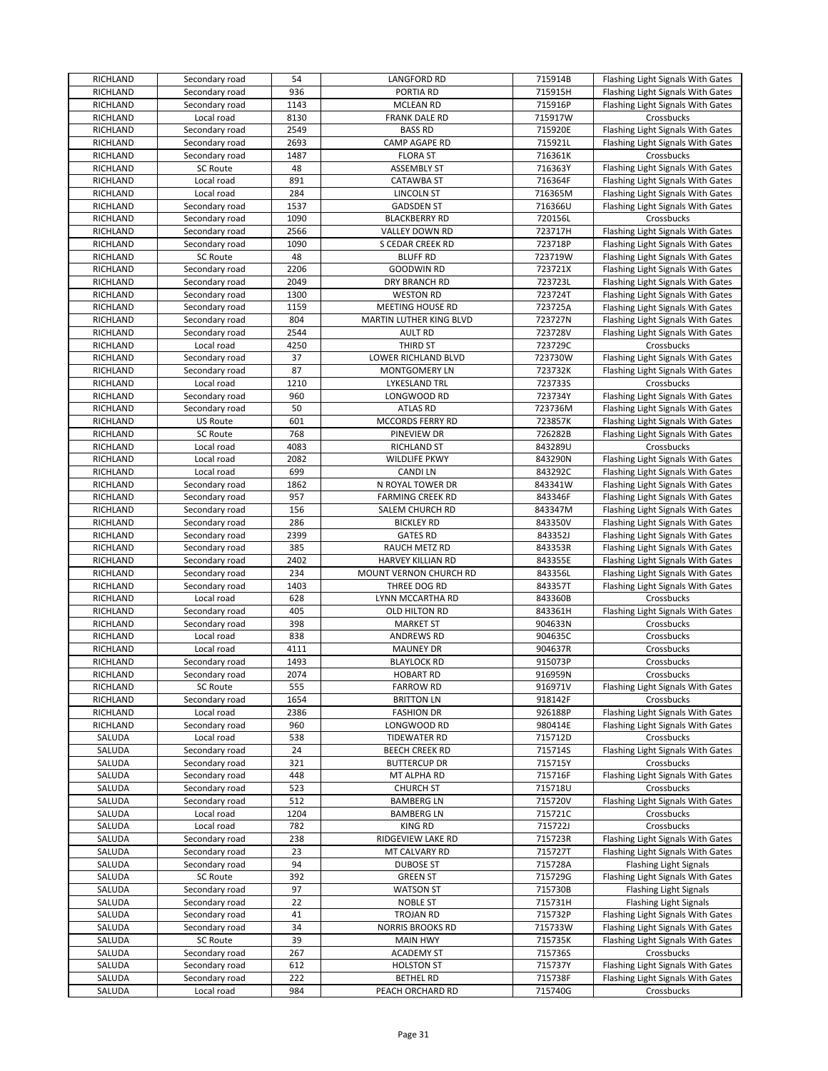| RICHLAND | Secondary road | 54 | LANGFORD RD | 715914B | Flashing Light Signals With Gates |
|---|---|---|---|---|---|
| RICHLAND | Secondary road | 936 | PORTIA RD | 715915H | Flashing Light Signals With Gates |
| RICHLAND | Secondary road | 1143 | MCLEAN RD | 715916P | Flashing Light Signals With Gates |
| RICHLAND | Local road | 8130 | FRANK DALE RD | 715917W | Crossbucks |
| RICHLAND | Secondary road | 2549 | BASS RD | 715920E | Flashing Light Signals With Gates |
| RICHLAND | Secondary road | 2693 | CAMP AGAPE RD | 715921L | Flashing Light Signals With Gates |
| RICHLAND | Secondary road | 1487 | FLORA ST | 716361K | Crossbucks |
| RICHLAND | SC Route | 48 | ASSEMBLY ST | 716363Y | Flashing Light Signals With Gates |
| RICHLAND | Local road | 891 | CATAWBA ST | 716364F | Flashing Light Signals With Gates |
| RICHLAND | Local road | 284 | LINCOLN ST | 716365M | Flashing Light Signals With Gates |
| RICHLAND | Secondary road | 1537 | GADSDEN ST | 716366U | Flashing Light Signals With Gates |
| RICHLAND | Secondary road | 1090 | BLACKBERRY RD | 720156L | Crossbucks |
| RICHLAND | Secondary road | 2566 | VALLEY DOWN RD | 723717H | Flashing Light Signals With Gates |
| RICHLAND | Secondary road | 1090 | S CEDAR CREEK RD | 723718P | Flashing Light Signals With Gates |
| RICHLAND | SC Route | 48 | BLUFF RD | 723719W | Flashing Light Signals With Gates |
| RICHLAND | Secondary road | 2206 | GOODWIN RD | 723721X | Flashing Light Signals With Gates |
| RICHLAND | Secondary road | 2049 | DRY BRANCH RD | 723723L | Flashing Light Signals With Gates |
| RICHLAND | Secondary road | 1300 | WESTON RD | 723724T | Flashing Light Signals With Gates |
| RICHLAND | Secondary road | 1159 | MEETING HOUSE RD | 723725A | Flashing Light Signals With Gates |
| RICHLAND | Secondary road | 804 | MARTIN LUTHER KING BLVD | 723727N | Flashing Light Signals With Gates |
| RICHLAND | Secondary road | 2544 | AULT RD | 723728V | Flashing Light Signals With Gates |
| RICHLAND | Local road | 4250 | THIRD ST | 723729C | Crossbucks |
| RICHLAND | Secondary road | 37 | LOWER RICHLAND BLVD | 723730W | Flashing Light Signals With Gates |
| RICHLAND | Secondary road | 87 | MONTGOMERY LN | 723732K | Flashing Light Signals With Gates |
| RICHLAND | Local road | 1210 | LYKESLAND TRL | 723733S | Crossbucks |
| RICHLAND | Secondary road | 960 | LONGWOOD RD | 723734Y | Flashing Light Signals With Gates |
| RICHLAND | Secondary road | 50 | ATLAS RD | 723736M | Flashing Light Signals With Gates |
| RICHLAND | US Route | 601 | MCCORDS FERRY RD | 723857K | Flashing Light Signals With Gates |
| RICHLAND | SC Route | 768 | PINEVIEW DR | 726282B | Flashing Light Signals With Gates |
| RICHLAND | Local road | 4083 | RICHLAND ST | 843289U | Crossbucks |
| RICHLAND | Local road | 2082 | WILDLIFE PKWY | 843290N | Flashing Light Signals With Gates |
| RICHLAND | Local road | 699 | CANDI LN | 843292C | Flashing Light Signals With Gates |
| RICHLAND | Secondary road | 1862 | N ROYAL TOWER DR | 843341W | Flashing Light Signals With Gates |
| RICHLAND | Secondary road | 957 | FARMING CREEK RD | 843346F | Flashing Light Signals With Gates |
| RICHLAND | Secondary road | 156 | SALEM CHURCH RD | 843347M | Flashing Light Signals With Gates |
| RICHLAND | Secondary road | 286 | BICKLEY RD | 843350V | Flashing Light Signals With Gates |
| RICHLAND | Secondary road | 2399 | GATES RD | 843352J | Flashing Light Signals With Gates |
| RICHLAND | Secondary road | 385 | RAUCH METZ RD | 843353R | Flashing Light Signals With Gates |
| RICHLAND | Secondary road | 2402 | HARVEY KILLIAN RD | 843355E | Flashing Light Signals With Gates |
| RICHLAND | Secondary road | 234 | MOUNT VERNON CHURCH RD | 843356L | Flashing Light Signals With Gates |
| RICHLAND | Secondary road | 1403 | THREE DOG RD | 843357T | Flashing Light Signals With Gates |
| RICHLAND | Local road | 628 | LYNN MCCARTHA RD | 843360B | Crossbucks |
| RICHLAND | Secondary road | 405 | OLD HILTON RD | 843361H | Flashing Light Signals With Gates |
| RICHLAND | Secondary road | 398 | MARKET ST | 904633N | Crossbucks |
| RICHLAND | Local road | 838 | ANDREWS RD | 904635C | Crossbucks |
| RICHLAND | Local road | 4111 | MAUNEY DR | 904637R | Crossbucks |
| RICHLAND | Secondary road | 1493 | BLAYLOCK RD | 915073P | Crossbucks |
| RICHLAND | Secondary road | 2074 | HOBART RD | 916959N | Crossbucks |
| RICHLAND | SC Route | 555 | FARROW RD | 916971V | Flashing Light Signals With Gates |
| RICHLAND | Secondary road | 1654 | BRITTON LN | 918142F | Crossbucks |
| RICHLAND | Local road | 2386 | FASHION DR | 926188P | Flashing Light Signals With Gates |
| RICHLAND | Secondary road | 960 | LONGWOOD RD | 980414E | Flashing Light Signals With Gates |
| SALUDA | Local road | 538 | TIDEWATER RD | 715712D | Crossbucks |
| SALUDA | Secondary road | 24 | BEECH CREEK RD | 715714S | Flashing Light Signals With Gates |
| SALUDA | Secondary road | 321 | BUTTERCUP DR | 715715Y | Crossbucks |
| SALUDA | Secondary road | 448 | MT ALPHA RD | 715716F | Flashing Light Signals With Gates |
| SALUDA | Secondary road | 523 | CHURCH ST | 715718U | Crossbucks |
| SALUDA | Secondary road | 512 | BAMBERG LN | 715720V | Flashing Light Signals With Gates |
| SALUDA | Local road | 1204 | BAMBERG LN | 715721C | Crossbucks |
| SALUDA | Local road | 782 | KING RD | 715722J | Crossbucks |
| SALUDA | Secondary road | 238 | RIDGEVIEW LAKE RD | 715723R | Flashing Light Signals With Gates |
| SALUDA | Secondary road | 23 | MT CALVARY RD | 715727T | Flashing Light Signals With Gates |
| SALUDA | Secondary road | 94 | DUBOSE ST | 715728A | Flashing Light Signals |
| SALUDA | SC Route | 392 | GREEN ST | 715729G | Flashing Light Signals With Gates |
| SALUDA | Secondary road | 97 | WATSON ST | 715730B | Flashing Light Signals |
| SALUDA | Secondary road | 22 | NOBLE ST | 715731H | Flashing Light Signals |
| SALUDA | Secondary road | 41 | TROJAN RD | 715732P | Flashing Light Signals With Gates |
| SALUDA | Secondary road | 34 | NORRIS BROOKS RD | 715733W | Flashing Light Signals With Gates |
| SALUDA | SC Route | 39 | MAIN HWY | 715735K | Flashing Light Signals With Gates |
| SALUDA | Secondary road | 267 | ACADEMY ST | 715736S | Crossbucks |
| SALUDA | Secondary road | 612 | HOLSTON ST | 715737Y | Flashing Light Signals With Gates |
| SALUDA | Secondary road | 222 | BETHEL RD | 715738F | Flashing Light Signals With Gates |
| SALUDA | Local road | 984 | PEACH ORCHARD RD | 715740G | Crossbucks |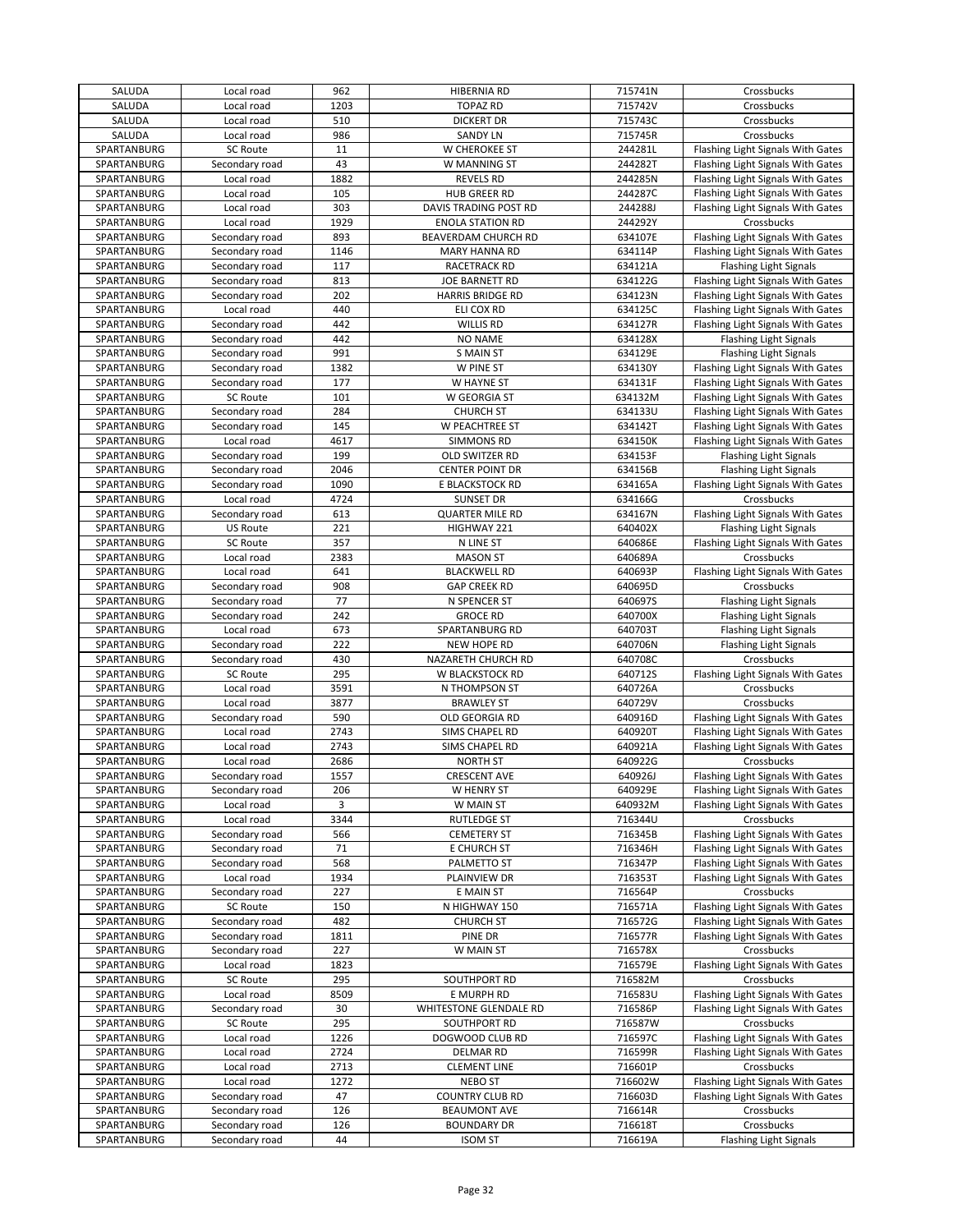| SALUDA | Local road | 962 | HIBERNIA RD | 715741N | Crossbucks |
|---|---|---|---|---|---|
| SALUDA | Local road | 1203 | TOPAZ RD | 715742V | Crossbucks |
| SALUDA | Local road | 510 | DICKERT DR | 715743C | Crossbucks |
| SALUDA | Local road | 986 | SANDY LN | 715745R | Crossbucks |
| SPARTANBURG | SC Route | 11 | W CHEROKEE ST | 244281L | Flashing Light Signals With Gates |
| SPARTANBURG | Secondary road | 43 | W MANNING ST | 244282T | Flashing Light Signals With Gates |
| SPARTANBURG | Local road | 1882 | REVELS RD | 244285N | Flashing Light Signals With Gates |
| SPARTANBURG | Local road | 105 | HUB GREER RD | 244287C | Flashing Light Signals With Gates |
| SPARTANBURG | Local road | 303 | DAVIS TRADING POST RD | 244288J | Flashing Light Signals With Gates |
| SPARTANBURG | Local road | 1929 | ENOLA STATION RD | 244292Y | Crossbucks |
| SPARTANBURG | Secondary road | 893 | BEAVERDAM CHURCH RD | 634107E | Flashing Light Signals With Gates |
| SPARTANBURG | Secondary road | 1146 | MARY HANNA RD | 634114P | Flashing Light Signals With Gates |
| SPARTANBURG | Secondary road | 117 | RACETRACK RD | 634121A | Flashing Light Signals |
| SPARTANBURG | Secondary road | 813 | JOE BARNETT RD | 634122G | Flashing Light Signals With Gates |
| SPARTANBURG | Secondary road | 202 | HARRIS BRIDGE RD | 634123N | Flashing Light Signals With Gates |
| SPARTANBURG | Local road | 440 | ELI COX RD | 634125C | Flashing Light Signals With Gates |
| SPARTANBURG | Secondary road | 442 | WILLIS RD | 634127R | Flashing Light Signals With Gates |
| SPARTANBURG | Secondary road | 442 | NO NAME | 634128X | Flashing Light Signals |
| SPARTANBURG | Secondary road | 991 | S MAIN ST | 634129E | Flashing Light Signals |
| SPARTANBURG | Secondary road | 1382 | W PINE ST | 634130Y | Flashing Light Signals With Gates |
| SPARTANBURG | Secondary road | 177 | W HAYNE ST | 634131F | Flashing Light Signals With Gates |
| SPARTANBURG | SC Route | 101 | W GEORGIA ST | 634132M | Flashing Light Signals With Gates |
| SPARTANBURG | Secondary road | 284 | CHURCH ST | 634133U | Flashing Light Signals With Gates |
| SPARTANBURG | Secondary road | 145 | W PEACHTREE ST | 634142T | Flashing Light Signals With Gates |
| SPARTANBURG | Local road | 4617 | SIMMONS RD | 634150K | Flashing Light Signals With Gates |
| SPARTANBURG | Secondary road | 199 | OLD SWITZER RD | 634153F | Flashing Light Signals |
| SPARTANBURG | Secondary road | 2046 | CENTER POINT DR | 634156B | Flashing Light Signals |
| SPARTANBURG | Secondary road | 1090 | E BLACKSTOCK RD | 634165A | Flashing Light Signals With Gates |
| SPARTANBURG | Local road | 4724 | SUNSET DR | 634166G | Crossbucks |
| SPARTANBURG | Secondary road | 613 | QUARTER MILE RD | 634167N | Flashing Light Signals With Gates |
| SPARTANBURG | US Route | 221 | HIGHWAY 221 | 640402X | Flashing Light Signals |
| SPARTANBURG | SC Route | 357 | N LINE ST | 640686E | Flashing Light Signals With Gates |
| SPARTANBURG | Local road | 2383 | MASON ST | 640689A | Crossbucks |
| SPARTANBURG | Local road | 641 | BLACKWELL RD | 640693P | Flashing Light Signals With Gates |
| SPARTANBURG | Secondary road | 908 | GAP CREEK RD | 640695D | Crossbucks |
| SPARTANBURG | Secondary road | 77 | N SPENCER ST | 640697S | Flashing Light Signals |
| SPARTANBURG | Secondary road | 242 | GROCE RD | 640700X | Flashing Light Signals |
| SPARTANBURG | Local road | 673 | SPARTANBURG RD | 640703T | Flashing Light Signals |
| SPARTANBURG | Secondary road | 222 | NEW HOPE RD | 640706N | Flashing Light Signals |
| SPARTANBURG | Secondary road | 430 | NAZARETH CHURCH RD | 640708C | Crossbucks |
| SPARTANBURG | SC Route | 295 | W BLACKSTOCK RD | 640712S | Flashing Light Signals With Gates |
| SPARTANBURG | Local road | 3591 | N THOMPSON ST | 640726A | Crossbucks |
| SPARTANBURG | Local road | 3877 | BRAWLEY ST | 640729V | Crossbucks |
| SPARTANBURG | Secondary road | 590 | OLD GEORGIA RD | 640916D | Flashing Light Signals With Gates |
| SPARTANBURG | Local road | 2743 | SIMS CHAPEL RD | 640920T | Flashing Light Signals With Gates |
| SPARTANBURG | Local road | 2743 | SIMS CHAPEL RD | 640921A | Flashing Light Signals With Gates |
| SPARTANBURG | Local road | 2686 | NORTH ST | 640922G | Crossbucks |
| SPARTANBURG | Secondary road | 1557 | CRESCENT AVE | 640926J | Flashing Light Signals With Gates |
| SPARTANBURG | Secondary road | 206 | W HENRY ST | 640929E | Flashing Light Signals With Gates |
| SPARTANBURG | Local road | 3 | W MAIN ST | 640932M | Flashing Light Signals With Gates |
| SPARTANBURG | Local road | 3344 | RUTLEDGE ST | 716344U | Crossbucks |
| SPARTANBURG | Secondary road | 566 | CEMETERY ST | 716345B | Flashing Light Signals With Gates |
| SPARTANBURG | Secondary road | 71 | E CHURCH ST | 716346H | Flashing Light Signals With Gates |
| SPARTANBURG | Secondary road | 568 | PALMETTO ST | 716347P | Flashing Light Signals With Gates |
| SPARTANBURG | Local road | 1934 | PLAINVIEW DR | 716353T | Flashing Light Signals With Gates |
| SPARTANBURG | Secondary road | 227 | E MAIN ST | 716564P | Crossbucks |
| SPARTANBURG | SC Route | 150 | N HIGHWAY 150 | 716571A | Flashing Light Signals With Gates |
| SPARTANBURG | Secondary road | 482 | CHURCH ST | 716572G | Flashing Light Signals With Gates |
| SPARTANBURG | Secondary road | 1811 | PINE DR | 716577R | Flashing Light Signals With Gates |
| SPARTANBURG | Secondary road | 227 | W MAIN ST | 716578X | Crossbucks |
| SPARTANBURG | Local road | 1823 | | 716579E | Flashing Light Signals With Gates |
| SPARTANBURG | SC Route | 295 | SOUTHPORT RD | 716582M | Crossbucks |
| SPARTANBURG | Local road | 8509 | E MURPH RD | 716583U | Flashing Light Signals With Gates |
| SPARTANBURG | Secondary road | 30 | WHITESTONE GLENDALE RD | 716586P | Flashing Light Signals With Gates |
| SPARTANBURG | SC Route | 295 | SOUTHPORT RD | 716587W | Crossbucks |
| SPARTANBURG | Local road | 1226 | DOGWOOD CLUB RD | 716597C | Flashing Light Signals With Gates |
| SPARTANBURG | Local road | 2724 | DELMAR RD | 716599R | Flashing Light Signals With Gates |
| SPARTANBURG | Local road | 2713 | CLEMENT LINE | 716601P | Crossbucks |
| SPARTANBURG | Local road | 1272 | NEBO ST | 716602W | Flashing Light Signals With Gates |
| SPARTANBURG | Secondary road | 47 | COUNTRY CLUB RD | 716603D | Flashing Light Signals With Gates |
| SPARTANBURG | Secondary road | 126 | BEAUMONT AVE | 716614R | Crossbucks |
| SPARTANBURG | Secondary road | 126 | BOUNDARY DR | 716618T | Crossbucks |
| SPARTANBURG | Secondary road | 44 | ISOM ST | 716619A | Flashing Light Signals |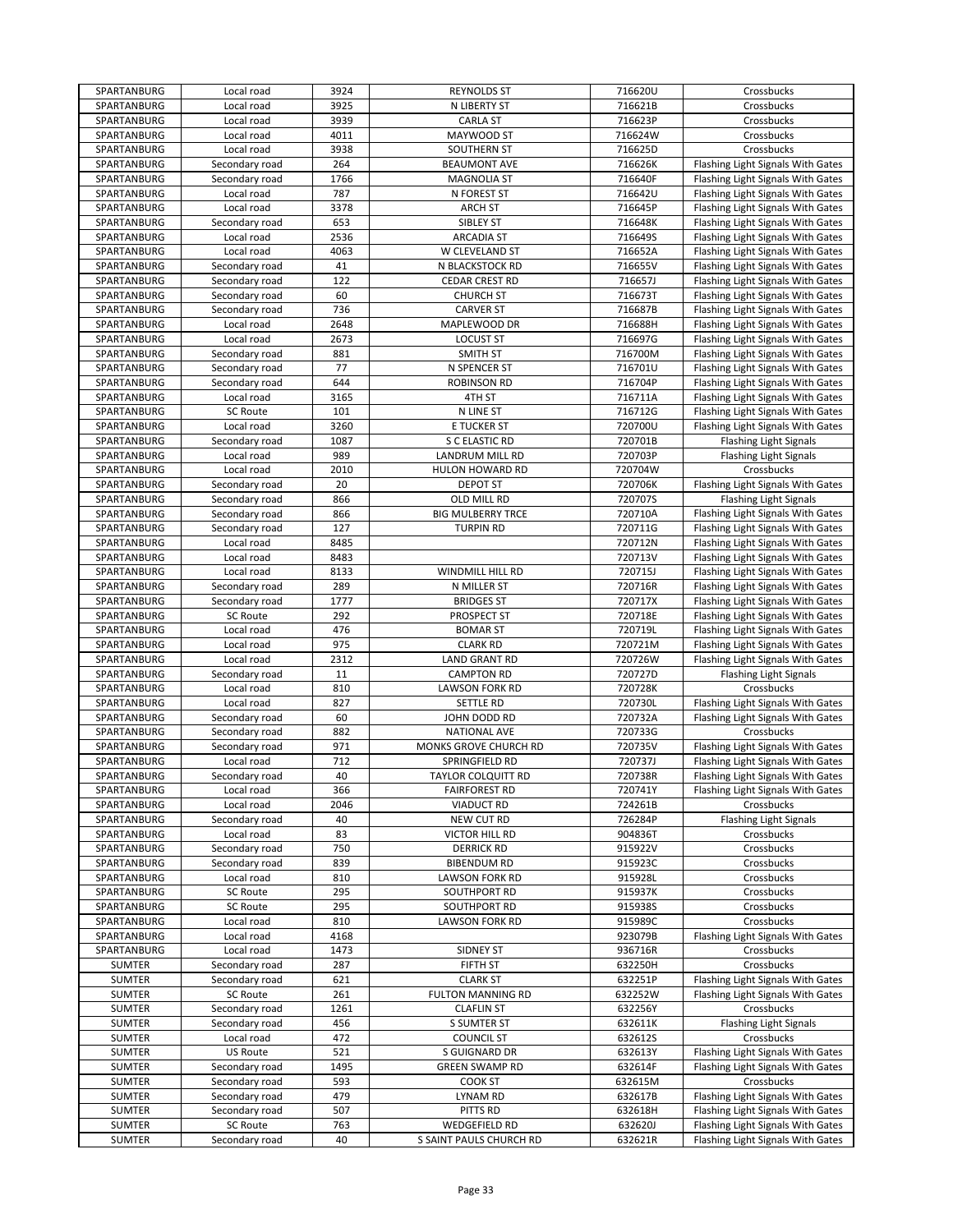| SPARTANBURG | Local road | 3924 | REYNOLDS ST | 716620U | Crossbucks |
|---|---|---|---|---|---|
| SPARTANBURG | Local road | 3925 | N LIBERTY ST | 716621B | Crossbucks |
| SPARTANBURG | Local road | 3939 | CARLA ST | 716623P | Crossbucks |
| SPARTANBURG | Local road | 4011 | MAYWOOD ST | 716624W | Crossbucks |
| SPARTANBURG | Local road | 3938 | SOUTHERN ST | 716625D | Crossbucks |
| SPARTANBURG | Secondary road | 264 | BEAUMONT AVE | 716626K | Flashing Light Signals With Gates |
| SPARTANBURG | Secondary road | 1766 | MAGNOLIA ST | 716640F | Flashing Light Signals With Gates |
| SPARTANBURG | Local road | 787 | N FOREST ST | 716642U | Flashing Light Signals With Gates |
| SPARTANBURG | Local road | 3378 | ARCH ST | 716645P | Flashing Light Signals With Gates |
| SPARTANBURG | Secondary road | 653 | SIBLEY ST | 716648K | Flashing Light Signals With Gates |
| SPARTANBURG | Local road | 2536 | ARCADIA ST | 716649S | Flashing Light Signals With Gates |
| SPARTANBURG | Local road | 4063 | W CLEVELAND ST | 716652A | Flashing Light Signals With Gates |
| SPARTANBURG | Secondary road | 41 | N BLACKSTOCK RD | 716655V | Flashing Light Signals With Gates |
| SPARTANBURG | Secondary road | 122 | CEDAR CREST RD | 716657J | Flashing Light Signals With Gates |
| SPARTANBURG | Secondary road | 60 | CHURCH ST | 716673T | Flashing Light Signals With Gates |
| SPARTANBURG | Secondary road | 736 | CARVER ST | 716687B | Flashing Light Signals With Gates |
| SPARTANBURG | Local road | 2648 | MAPLEWOOD DR | 716688H | Flashing Light Signals With Gates |
| SPARTANBURG | Local road | 2673 | LOCUST ST | 716697G | Flashing Light Signals With Gates |
| SPARTANBURG | Secondary road | 881 | SMITH ST | 716700M | Flashing Light Signals With Gates |
| SPARTANBURG | Secondary road | 77 | N SPENCER ST | 716701U | Flashing Light Signals With Gates |
| SPARTANBURG | Secondary road | 644 | ROBINSON RD | 716704P | Flashing Light Signals With Gates |
| SPARTANBURG | Local road | 3165 | 4TH ST | 716711A | Flashing Light Signals With Gates |
| SPARTANBURG | SC Route | 101 | N LINE ST | 716712G | Flashing Light Signals With Gates |
| SPARTANBURG | Local road | 3260 | E TUCKER ST | 720700U | Flashing Light Signals With Gates |
| SPARTANBURG | Secondary road | 1087 | S C ELASTIC RD | 720701B | Flashing Light Signals |
| SPARTANBURG | Local road | 989 | LANDRUM MILL RD | 720703P | Flashing Light Signals |
| SPARTANBURG | Local road | 2010 | HULON HOWARD RD | 720704W | Crossbucks |
| SPARTANBURG | Secondary road | 20 | DEPOT ST | 720706K | Flashing Light Signals With Gates |
| SPARTANBURG | Secondary road | 866 | OLD MILL RD | 720707S | Flashing Light Signals |
| SPARTANBURG | Secondary road | 866 | BIG MULBERRY TRCE | 720710A | Flashing Light Signals With Gates |
| SPARTANBURG | Secondary road | 127 | TURPIN RD | 720711G | Flashing Light Signals With Gates |
| SPARTANBURG | Local road | 8485 | | 720712N | Flashing Light Signals With Gates |
| SPARTANBURG | Local road | 8483 | | 720713V | Flashing Light Signals With Gates |
| SPARTANBURG | Local road | 8133 | WINDMILL HILL RD | 720715J | Flashing Light Signals With Gates |
| SPARTANBURG | Secondary road | 289 | N MILLER ST | 720716R | Flashing Light Signals With Gates |
| SPARTANBURG | Secondary road | 1777 | BRIDGES ST | 720717X | Flashing Light Signals With Gates |
| SPARTANBURG | SC Route | 292 | PROSPECT ST | 720718E | Flashing Light Signals With Gates |
| SPARTANBURG | Local road | 476 | BOMAR ST | 720719L | Flashing Light Signals With Gates |
| SPARTANBURG | Local road | 975 | CLARK RD | 720721M | Flashing Light Signals With Gates |
| SPARTANBURG | Local road | 2312 | LAND GRANT RD | 720726W | Flashing Light Signals With Gates |
| SPARTANBURG | Secondary road | 11 | CAMPTON RD | 720727D | Flashing Light Signals |
| SPARTANBURG | Local road | 810 | LAWSON FORK RD | 720728K | Crossbucks |
| SPARTANBURG | Local road | 827 | SETTLE RD | 720730L | Flashing Light Signals With Gates |
| SPARTANBURG | Secondary road | 60 | JOHN DODD RD | 720732A | Flashing Light Signals With Gates |
| SPARTANBURG | Secondary road | 882 | NATIONAL AVE | 720733G | Crossbucks |
| SPARTANBURG | Secondary road | 971 | MONKS GROVE CHURCH RD | 720735V | Flashing Light Signals With Gates |
| SPARTANBURG | Local road | 712 | SPRINGFIELD RD | 720737J | Flashing Light Signals With Gates |
| SPARTANBURG | Secondary road | 40 | TAYLOR COLQUITT RD | 720738R | Flashing Light Signals With Gates |
| SPARTANBURG | Local road | 366 | FAIRFOREST RD | 720741Y | Flashing Light Signals With Gates |
| SPARTANBURG | Local road | 2046 | VIADUCT RD | 724261B | Crossbucks |
| SPARTANBURG | Secondary road | 40 | NEW CUT RD | 726284P | Flashing Light Signals |
| SPARTANBURG | Local road | 83 | VICTOR HILL RD | 904836T | Crossbucks |
| SPARTANBURG | Secondary road | 750 | DERRICK RD | 915922V | Crossbucks |
| SPARTANBURG | Secondary road | 839 | BIBENDUM RD | 915923C | Crossbucks |
| SPARTANBURG | Local road | 810 | LAWSON FORK RD | 915928L | Crossbucks |
| SPARTANBURG | SC Route | 295 | SOUTHPORT RD | 915937K | Crossbucks |
| SPARTANBURG | SC Route | 295 | SOUTHPORT RD | 915938S | Crossbucks |
| SPARTANBURG | Local road | 810 | LAWSON FORK RD | 915989C | Crossbucks |
| SPARTANBURG | Local road | 4168 | | 923079B | Flashing Light Signals With Gates |
| SPARTANBURG | Local road | 1473 | SIDNEY ST | 936716R | Crossbucks |
| SUMTER | Secondary road | 287 | FIFTH ST | 632250H | Crossbucks |
| SUMTER | Secondary road | 621 | CLARK ST | 632251P | Flashing Light Signals With Gates |
| SUMTER | SC Route | 261 | FULTON MANNING RD | 632252W | Flashing Light Signals With Gates |
| SUMTER | Secondary road | 1261 | CLAFLIN ST | 632256Y | Crossbucks |
| SUMTER | Secondary road | 456 | S SUMTER ST | 632611K | Flashing Light Signals |
| SUMTER | Local road | 472 | COUNCIL ST | 632612S | Crossbucks |
| SUMTER | US Route | 521 | S GUIGNARD DR | 632613Y | Flashing Light Signals With Gates |
| SUMTER | Secondary road | 1495 | GREEN SWAMP RD | 632614F | Flashing Light Signals With Gates |
| SUMTER | Secondary road | 593 | COOK ST | 632615M | Crossbucks |
| SUMTER | Secondary road | 479 | LYNAM RD | 632617B | Flashing Light Signals With Gates |
| SUMTER | Secondary road | 507 | PITTS RD | 632618H | Flashing Light Signals With Gates |
| SUMTER | SC Route | 763 | WEDGEFIELD RD | 632620J | Flashing Light Signals With Gates |
| SUMTER | Secondary road | 40 | S SAINT PAULS CHURCH RD | 632621R | Flashing Light Signals With Gates |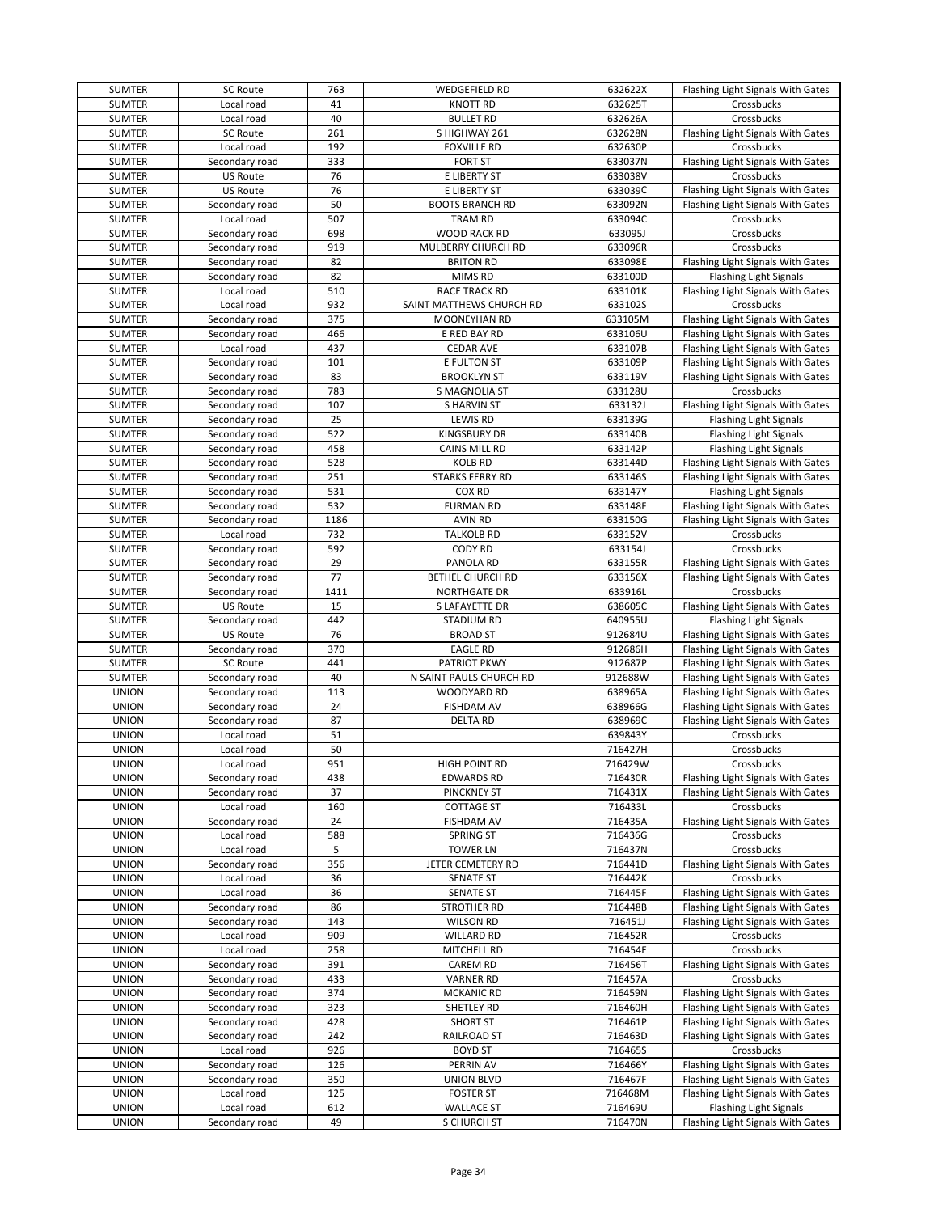| SUMTER | SC Route | 763 | WEDGEFIELD RD | 632622X | Flashing Light Signals With Gates |
|---|---|---|---|---|---|
| SUMTER | Local road | 41 | KNOTT RD | 632625T | Crossbucks |
| SUMTER | Local road | 40 | BULLET RD | 632626A | Crossbucks |
| SUMTER | SC Route | 261 | S HIGHWAY 261 | 632628N | Flashing Light Signals With Gates |
| SUMTER | Local road | 192 | FOXVILLE RD | 632630P | Crossbucks |
| SUMTER | Secondary road | 333 | FORT ST | 633037N | Flashing Light Signals With Gates |
| SUMTER | US Route | 76 | E LIBERTY ST | 633038V | Crossbucks |
| SUMTER | US Route | 76 | E LIBERTY ST | 633039C | Flashing Light Signals With Gates |
| SUMTER | Secondary road | 50 | BOOTS BRANCH RD | 633092N | Flashing Light Signals With Gates |
| SUMTER | Local road | 507 | TRAM RD | 633094C | Crossbucks |
| SUMTER | Secondary road | 698 | WOOD RACK RD | 633095J | Crossbucks |
| SUMTER | Secondary road | 919 | MULBERRY CHURCH RD | 633096R | Crossbucks |
| SUMTER | Secondary road | 82 | BRITON RD | 633098E | Flashing Light Signals With Gates |
| SUMTER | Secondary road | 82 | MIMS RD | 633100D | Flashing Light Signals |
| SUMTER | Local road | 510 | RACE TRACK RD | 633101K | Flashing Light Signals With Gates |
| SUMTER | Local road | 932 | SAINT MATTHEWS CHURCH RD | 633102S | Crossbucks |
| SUMTER | Secondary road | 375 | MOONEYHAN RD | 633105M | Flashing Light Signals With Gates |
| SUMTER | Secondary road | 466 | E RED BAY RD | 633106U | Flashing Light Signals With Gates |
| SUMTER | Local road | 437 | CEDAR AVE | 633107B | Flashing Light Signals With Gates |
| SUMTER | Secondary road | 101 | E FULTON ST | 633109P | Flashing Light Signals With Gates |
| SUMTER | Secondary road | 83 | BROOKLYN ST | 633119V | Flashing Light Signals With Gates |
| SUMTER | Secondary road | 783 | S MAGNOLIA ST | 633128U | Crossbucks |
| SUMTER | Secondary road | 107 | S HARVIN ST | 633132J | Flashing Light Signals With Gates |
| SUMTER | Secondary road | 25 | LEWIS RD | 633139G | Flashing Light Signals |
| SUMTER | Secondary road | 522 | KINGSBURY DR | 633140B | Flashing Light Signals |
| SUMTER | Secondary road | 458 | CAINS MILL RD | 633142P | Flashing Light Signals |
| SUMTER | Secondary road | 528 | KOLB RD | 633144D | Flashing Light Signals With Gates |
| SUMTER | Secondary road | 251 | STARKS FERRY RD | 633146S | Flashing Light Signals With Gates |
| SUMTER | Secondary road | 531 | COX RD | 633147Y | Flashing Light Signals |
| SUMTER | Secondary road | 532 | FURMAN RD | 633148F | Flashing Light Signals With Gates |
| SUMTER | Secondary road | 1186 | AVIN RD | 633150G | Flashing Light Signals With Gates |
| SUMTER | Local road | 732 | TALKOLB RD | 633152V | Crossbucks |
| SUMTER | Secondary road | 592 | CODY RD | 633154J | Crossbucks |
| SUMTER | Secondary road | 29 | PANOLA RD | 633155R | Flashing Light Signals With Gates |
| SUMTER | Secondary road | 77 | BETHEL CHURCH RD | 633156X | Flashing Light Signals With Gates |
| SUMTER | Secondary road | 1411 | NORTHGATE DR | 633916L | Crossbucks |
| SUMTER | US Route | 15 | S LAFAYETTE DR | 638605C | Flashing Light Signals With Gates |
| SUMTER | Secondary road | 442 | STADIUM RD | 640955U | Flashing Light Signals |
| SUMTER | US Route | 76 | BROAD ST | 912684U | Flashing Light Signals With Gates |
| SUMTER | Secondary road | 370 | EAGLE RD | 912686H | Flashing Light Signals With Gates |
| SUMTER | SC Route | 441 | PATRIOT PKWY | 912687P | Flashing Light Signals With Gates |
| SUMTER | Secondary road | 40 | N SAINT PAULS CHURCH RD | 912688W | Flashing Light Signals With Gates |
| UNION | Secondary road | 113 | WOODYARD RD | 638965A | Flashing Light Signals With Gates |
| UNION | Secondary road | 24 | FISHDAM AV | 638966G | Flashing Light Signals With Gates |
| UNION | Secondary road | 87 | DELTA RD | 638969C | Flashing Light Signals With Gates |
| UNION | Local road | 51 | | 639843Y | Crossbucks |
| UNION | Local road | 50 | | 716427H | Crossbucks |
| UNION | Local road | 951 | HIGH POINT RD | 716429W | Crossbucks |
| UNION | Secondary road | 438 | EDWARDS RD | 716430R | Flashing Light Signals With Gates |
| UNION | Secondary road | 37 | PINCKNEY ST | 716431X | Flashing Light Signals With Gates |
| UNION | Local road | 160 | COTTAGE ST | 716433L | Crossbucks |
| UNION | Secondary road | 24 | FISHDAM AV | 716435A | Flashing Light Signals With Gates |
| UNION | Local road | 588 | SPRING ST | 716436G | Crossbucks |
| UNION | Local road | 5 | TOWER LN | 716437N | Crossbucks |
| UNION | Secondary road | 356 | JETER CEMETERY RD | 716441D | Flashing Light Signals With Gates |
| UNION | Local road | 36 | SENATE ST | 716442K | Crossbucks |
| UNION | Local road | 36 | SENATE ST | 716445F | Flashing Light Signals With Gates |
| UNION | Secondary road | 86 | STROTHER RD | 716448B | Flashing Light Signals With Gates |
| UNION | Secondary road | 143 | WILSON RD | 716451J | Flashing Light Signals With Gates |
| UNION | Local road | 909 | WILLARD RD | 716452R | Crossbucks |
| UNION | Local road | 258 | MITCHELL RD | 716454E | Crossbucks |
| UNION | Secondary road | 391 | CAREM RD | 716456T | Flashing Light Signals With Gates |
| UNION | Secondary road | 433 | VARNER RD | 716457A | Crossbucks |
| UNION | Secondary road | 374 | MCKANIC RD | 716459N | Flashing Light Signals With Gates |
| UNION | Secondary road | 323 | SHETLEY RD | 716460H | Flashing Light Signals With Gates |
| UNION | Secondary road | 428 | SHORT ST | 716461P | Flashing Light Signals With Gates |
| UNION | Secondary road | 242 | RAILROAD ST | 716463D | Flashing Light Signals With Gates |
| UNION | Local road | 926 | BOYD ST | 716465S | Crossbucks |
| UNION | Secondary road | 126 | PERRIN AV | 716466Y | Flashing Light Signals With Gates |
| UNION | Secondary road | 350 | UNION BLVD | 716467F | Flashing Light Signals With Gates |
| UNION | Local road | 125 | FOSTER ST | 716468M | Flashing Light Signals With Gates |
| UNION | Local road | 612 | WALLACE ST | 716469U | Flashing Light Signals |
| UNION | Secondary road | 49 | S CHURCH ST | 716470N | Flashing Light Signals With Gates |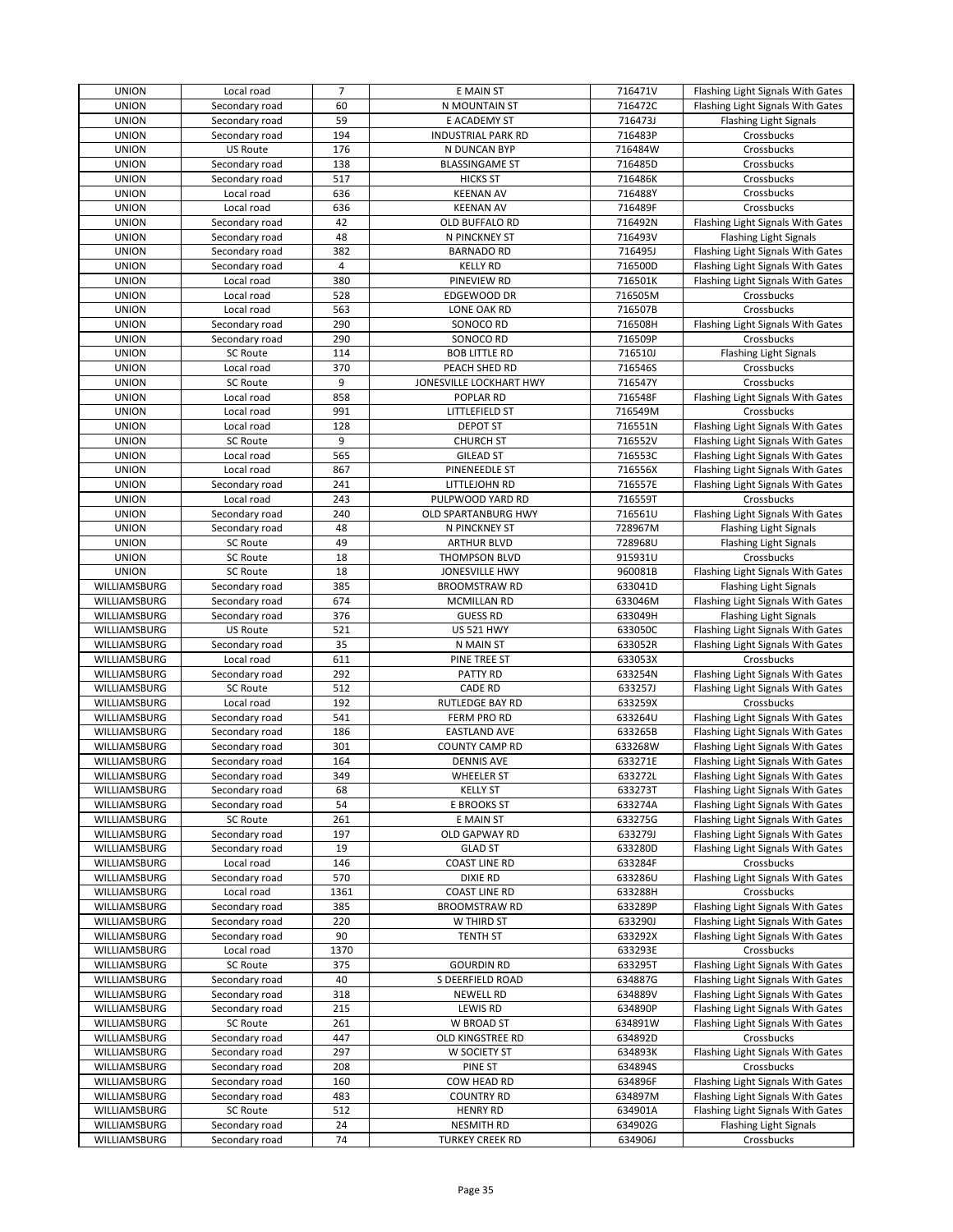| UNION | Local road | 7 | E MAIN ST | 716471V | Flashing Light Signals With Gates |
|---|---|---|---|---|---|
| UNION | Secondary road | 60 | N MOUNTAIN ST | 716472C | Flashing Light Signals With Gates |
| UNION | Secondary road | 59 | E ACADEMY ST | 716473J | Flashing Light Signals |
| UNION | Secondary road | 194 | INDUSTRIAL PARK RD | 716483P | Crossbucks |
| UNION | US Route | 176 | N DUNCAN BYP | 716484W | Crossbucks |
| UNION | Secondary road | 138 | BLASSINGAME ST | 716485D | Crossbucks |
| UNION | Secondary road | 517 | HICKS ST | 716486K | Crossbucks |
| UNION | Local road | 636 | KEENAN AV | 716488Y | Crossbucks |
| UNION | Local road | 636 | KEENAN AV | 716489F | Crossbucks |
| UNION | Secondary road | 42 | OLD BUFFALO RD | 716492N | Flashing Light Signals With Gates |
| UNION | Secondary road | 48 | N PINCKNEY ST | 716493V | Flashing Light Signals |
| UNION | Secondary road | 382 | BARNADO RD | 716495J | Flashing Light Signals With Gates |
| UNION | Secondary road | 4 | KELLY RD | 716500D | Flashing Light Signals With Gates |
| UNION | Local road | 380 | PINEVIEW RD | 716501K | Flashing Light Signals With Gates |
| UNION | Local road | 528 | EDGEWOOD DR | 716505M | Crossbucks |
| UNION | Local road | 563 | LONE OAK RD | 716507B | Crossbucks |
| UNION | Secondary road | 290 | SONOCO RD | 716508H | Flashing Light Signals With Gates |
| UNION | Secondary road | 290 | SONOCO RD | 716509P | Crossbucks |
| UNION | SC Route | 114 | BOB LITTLE RD | 716510J | Flashing Light Signals |
| UNION | Local road | 370 | PEACH SHED RD | 716546S | Crossbucks |
| UNION | SC Route | 9 | JONESVILLE LOCKHART HWY | 716547Y | Crossbucks |
| UNION | Local road | 858 | POPLAR RD | 716548F | Flashing Light Signals With Gates |
| UNION | Local road | 991 | LITTLEFIELD ST | 716549M | Crossbucks |
| UNION | Local road | 128 | DEPOT ST | 716551N | Flashing Light Signals With Gates |
| UNION | SC Route | 9 | CHURCH ST | 716552V | Flashing Light Signals With Gates |
| UNION | Local road | 565 | GILEAD ST | 716553C | Flashing Light Signals With Gates |
| UNION | Local road | 867 | PINENEEDLE ST | 716556X | Flashing Light Signals With Gates |
| UNION | Secondary road | 241 | LITTLEJOHN RD | 716557E | Flashing Light Signals With Gates |
| UNION | Local road | 243 | PULPWOOD YARD RD | 716559T | Crossbucks |
| UNION | Secondary road | 240 | OLD SPARTANBURG HWY | 716561U | Flashing Light Signals With Gates |
| UNION | Secondary road | 48 | N PINCKNEY ST | 728967M | Flashing Light Signals |
| UNION | SC Route | 49 | ARTHUR BLVD | 728968U | Flashing Light Signals |
| UNION | SC Route | 18 | THOMPSON BLVD | 915931U | Crossbucks |
| UNION | SC Route | 18 | JONESVILLE HWY | 960081B | Flashing Light Signals With Gates |
| WILLIAMSBURG | Secondary road | 385 | BROOMSTRAW RD | 633041D | Flashing Light Signals |
| WILLIAMSBURG | Secondary road | 674 | MCMILLAN RD | 633046M | Flashing Light Signals With Gates |
| WILLIAMSBURG | Secondary road | 376 | GUESS RD | 633049H | Flashing Light Signals |
| WILLIAMSBURG | US Route | 521 | US 521 HWY | 633050C | Flashing Light Signals With Gates |
| WILLIAMSBURG | Secondary road | 35 | N MAIN ST | 633052R | Flashing Light Signals With Gates |
| WILLIAMSBURG | Local road | 611 | PINE TREE ST | 633053X | Crossbucks |
| WILLIAMSBURG | Secondary road | 292 | PATTY RD | 633254N | Flashing Light Signals With Gates |
| WILLIAMSBURG | SC Route | 512 | CADE RD | 633257J | Flashing Light Signals With Gates |
| WILLIAMSBURG | Local road | 192 | RUTLEDGE BAY RD | 633259X | Crossbucks |
| WILLIAMSBURG | Secondary road | 541 | FERM PRO RD | 633264U | Flashing Light Signals With Gates |
| WILLIAMSBURG | Secondary road | 186 | EASTLAND AVE | 633265B | Flashing Light Signals With Gates |
| WILLIAMSBURG | Secondary road | 301 | COUNTY CAMP RD | 633268W | Flashing Light Signals With Gates |
| WILLIAMSBURG | Secondary road | 164 | DENNIS AVE | 633271E | Flashing Light Signals With Gates |
| WILLIAMSBURG | Secondary road | 349 | WHEELER ST | 633272L | Flashing Light Signals With Gates |
| WILLIAMSBURG | Secondary road | 68 | KELLY ST | 633273T | Flashing Light Signals With Gates |
| WILLIAMSBURG | Secondary road | 54 | E BROOKS ST | 633274A | Flashing Light Signals With Gates |
| WILLIAMSBURG | SC Route | 261 | E MAIN ST | 633275G | Flashing Light Signals With Gates |
| WILLIAMSBURG | Secondary road | 197 | OLD GAPWAY RD | 633279J | Flashing Light Signals With Gates |
| WILLIAMSBURG | Secondary road | 19 | GLAD ST | 633280D | Flashing Light Signals With Gates |
| WILLIAMSBURG | Local road | 146 | COAST LINE RD | 633284F | Crossbucks |
| WILLIAMSBURG | Secondary road | 570 | DIXIE RD | 633286U | Flashing Light Signals With Gates |
| WILLIAMSBURG | Local road | 1361 | COAST LINE RD | 633288H | Crossbucks |
| WILLIAMSBURG | Secondary road | 385 | BROOMSTRAW RD | 633289P | Flashing Light Signals With Gates |
| WILLIAMSBURG | Secondary road | 220 | W THIRD ST | 633290J | Flashing Light Signals With Gates |
| WILLIAMSBURG | Secondary road | 90 | TENTH ST | 633292X | Flashing Light Signals With Gates |
| WILLIAMSBURG | Local road | 1370 | | 633293E | Crossbucks |
| WILLIAMSBURG | SC Route | 375 | GOURDIN RD | 633295T | Flashing Light Signals With Gates |
| WILLIAMSBURG | Secondary road | 40 | S DEERFIELD ROAD | 634887G | Flashing Light Signals With Gates |
| WILLIAMSBURG | Secondary road | 318 | NEWELL RD | 634889V | Flashing Light Signals With Gates |
| WILLIAMSBURG | Secondary road | 215 | LEWIS RD | 634890P | Flashing Light Signals With Gates |
| WILLIAMSBURG | SC Route | 261 | W BROAD ST | 634891W | Flashing Light Signals With Gates |
| WILLIAMSBURG | Secondary road | 447 | OLD KINGSTREE RD | 634892D | Crossbucks |
| WILLIAMSBURG | Secondary road | 297 | W SOCIETY ST | 634893K | Flashing Light Signals With Gates |
| WILLIAMSBURG | Secondary road | 208 | PINE ST | 634894S | Crossbucks |
| WILLIAMSBURG | Secondary road | 160 | COW HEAD RD | 634896F | Flashing Light Signals With Gates |
| WILLIAMSBURG | Secondary road | 483 | COUNTRY RD | 634897M | Flashing Light Signals With Gates |
| WILLIAMSBURG | SC Route | 512 | HENRY RD | 634901A | Flashing Light Signals With Gates |
| WILLIAMSBURG | Secondary road | 24 | NESMITH RD | 634902G | Flashing Light Signals |
| WILLIAMSBURG | Secondary road | 74 | TURKEY CREEK RD | 634906J | Crossbucks |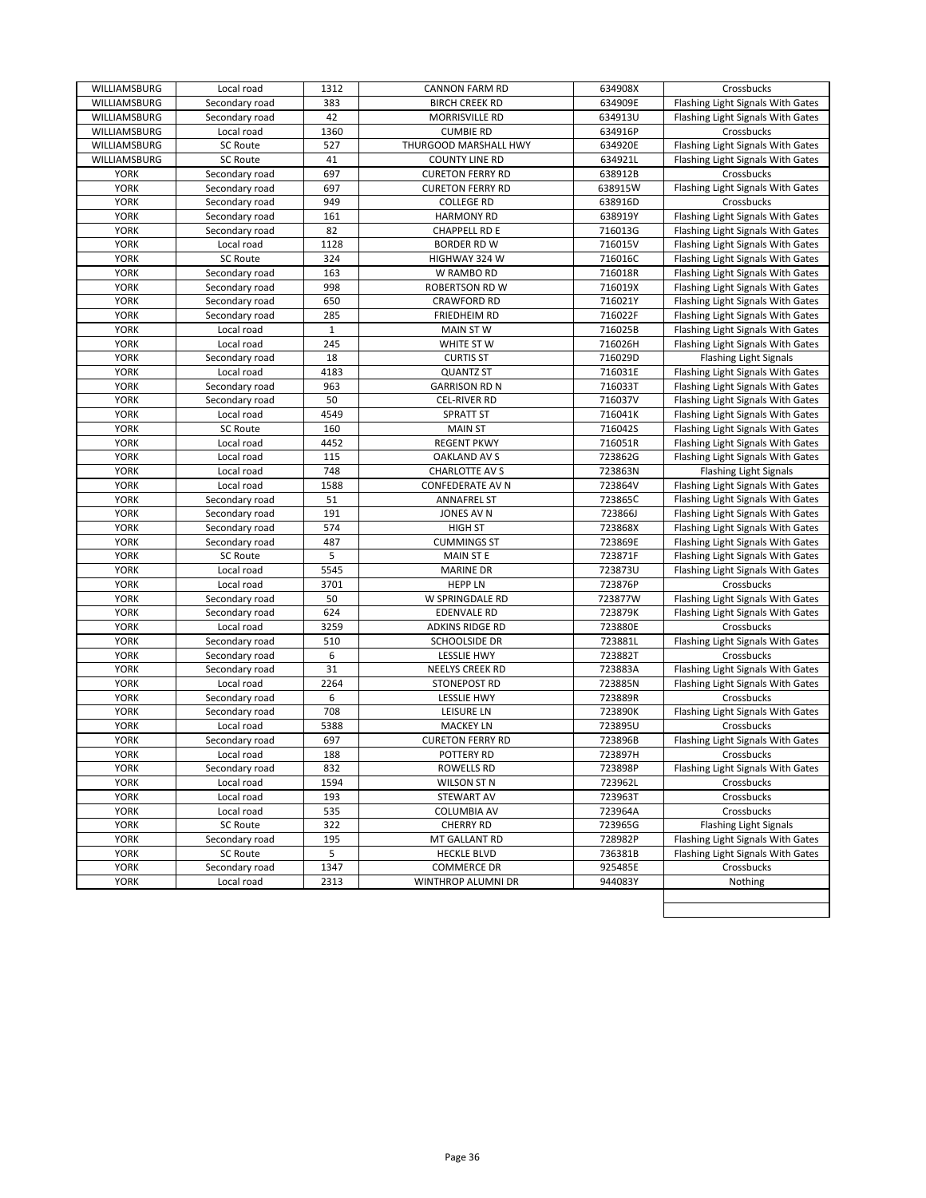| | | | | | |
|---|---|---|---|---|---|
| WILLIAMSBURG | Local road | 1312 | CANNON FARM RD | 634908X | Crossbucks |
| WILLIAMSBURG | Secondary road | 383 | BIRCH CREEK RD | 634909E | Flashing Light Signals With Gates |
| WILLIAMSBURG | Secondary road | 42 | MORRISVILLE RD | 634913U | Flashing Light Signals With Gates |
| WILLIAMSBURG | Local road | 1360 | CUMBIE RD | 634916P | Crossbucks |
| WILLIAMSBURG | SC Route | 527 | THURGOOD MARSHALL HWY | 634920E | Flashing Light Signals With Gates |
| WILLIAMSBURG | SC Route | 41 | COUNTY LINE RD | 634921L | Flashing Light Signals With Gates |
| YORK | Secondary road | 697 | CURETON FERRY RD | 638912B | Crossbucks |
| YORK | Secondary road | 697 | CURETON FERRY RD | 638915W | Flashing Light Signals With Gates |
| YORK | Secondary road | 949 | COLLEGE RD | 638916D | Crossbucks |
| YORK | Secondary road | 161 | HARMONY RD | 638919Y | Flashing Light Signals With Gates |
| YORK | Secondary road | 82 | CHAPPELL RD E | 716013G | Flashing Light Signals With Gates |
| YORK | Local road | 1128 | BORDER RD W | 716015V | Flashing Light Signals With Gates |
| YORK | SC Route | 324 | HIGHWAY 324 W | 716016C | Flashing Light Signals With Gates |
| YORK | Secondary road | 163 | W RAMBO RD | 716018R | Flashing Light Signals With Gates |
| YORK | Secondary road | 998 | ROBERTSON RD W | 716019X | Flashing Light Signals With Gates |
| YORK | Secondary road | 650 | CRAWFORD RD | 716021Y | Flashing Light Signals With Gates |
| YORK | Secondary road | 285 | FRIEDHEIM RD | 716022F | Flashing Light Signals With Gates |
| YORK | Local road | 1 | MAIN ST W | 716025B | Flashing Light Signals With Gates |
| YORK | Local road | 245 | WHITE ST W | 716026H | Flashing Light Signals With Gates |
| YORK | Secondary road | 18 | CURTIS ST | 716029D | Flashing Light Signals |
| YORK | Local road | 4183 | QUANTZ ST | 716031E | Flashing Light Signals With Gates |
| YORK | Secondary road | 963 | GARRISON RD N | 716033T | Flashing Light Signals With Gates |
| YORK | Secondary road | 50 | CEL-RIVER RD | 716037V | Flashing Light Signals With Gates |
| YORK | Local road | 4549 | SPRATT ST | 716041K | Flashing Light Signals With Gates |
| YORK | SC Route | 160 | MAIN ST | 716042S | Flashing Light Signals With Gates |
| YORK | Local road | 4452 | REGENT PKWY | 716051R | Flashing Light Signals With Gates |
| YORK | Local road | 115 | OAKLAND AV S | 723862G | Flashing Light Signals With Gates |
| YORK | Local road | 748 | CHARLOTTE AV S | 723863N | Flashing Light Signals |
| YORK | Local road | 1588 | CONFEDERATE AV N | 723864V | Flashing Light Signals With Gates |
| YORK | Secondary road | 51 | ANNAFREL ST | 723865C | Flashing Light Signals With Gates |
| YORK | Secondary road | 191 | JONES AV N | 723866J | Flashing Light Signals With Gates |
| YORK | Secondary road | 574 | HIGH ST | 723868X | Flashing Light Signals With Gates |
| YORK | Secondary road | 487 | CUMMINGS ST | 723869E | Flashing Light Signals With Gates |
| YORK | SC Route | 5 | MAIN ST E | 723871F | Flashing Light Signals With Gates |
| YORK | Local road | 5545 | MARINE DR | 723873U | Flashing Light Signals With Gates |
| YORK | Local road | 3701 | HEPP LN | 723876P | Crossbucks |
| YORK | Secondary road | 50 | W SPRINGDALE RD | 723877W | Flashing Light Signals With Gates |
| YORK | Secondary road | 624 | EDENVALE RD | 723879K | Flashing Light Signals With Gates |
| YORK | Local road | 3259 | ADKINS RIDGE RD | 723880E | Crossbucks |
| YORK | Secondary road | 510 | SCHOOLSIDE DR | 723881L | Flashing Light Signals With Gates |
| YORK | Secondary road | 6 | LESSLIE HWY | 723882T | Crossbucks |
| YORK | Secondary road | 31 | NEELYS CREEK RD | 723883A | Flashing Light Signals With Gates |
| YORK | Local road | 2264 | STONEPOST RD | 723885N | Flashing Light Signals With Gates |
| YORK | Secondary road | 6 | LESSLIE HWY | 723889R | Crossbucks |
| YORK | Secondary road | 708 | LEISURE LN | 723890K | Flashing Light Signals With Gates |
| YORK | Local road | 5388 | MACKEY LN | 723895U | Crossbucks |
| YORK | Secondary road | 697 | CURETON FERRY RD | 723896B | Flashing Light Signals With Gates |
| YORK | Local road | 188 | POTTERY RD | 723897H | Crossbucks |
| YORK | Secondary road | 832 | ROWELLS RD | 723898P | Flashing Light Signals With Gates |
| YORK | Local road | 1594 | WILSON ST N | 723962L | Crossbucks |
| YORK | Local road | 193 | STEWART AV | 723963T | Crossbucks |
| YORK | Local road | 535 | COLUMBIA AV | 723964A | Crossbucks |
| YORK | SC Route | 322 | CHERRY RD | 723965G | Flashing Light Signals |
| YORK | Secondary road | 195 | MT GALLANT RD | 728982P | Flashing Light Signals With Gates |
| YORK | SC Route | 5 | HECKLE BLVD | 736381B | Flashing Light Signals With Gates |
| YORK | Secondary road | 1347 | COMMERCE DR | 925485E | Crossbucks |
| YORK | Local road | 2313 | WINTHROP ALUMNI DR | 944083Y | Nothing |